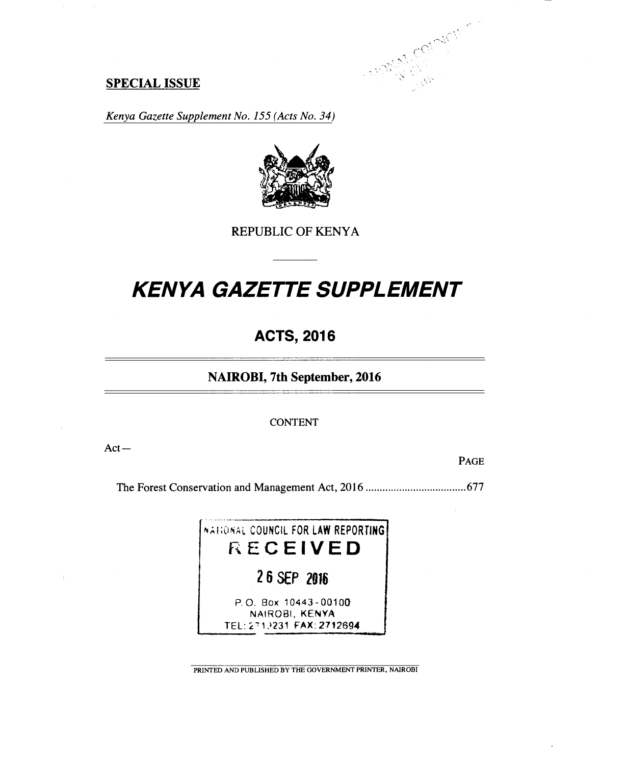**SPECIAL ISSUE**

*Kenya Gazette Supplement No. 155 (Acts No. 34)*

REPUBLIC OF KENYA

# *KENYA GAZETTE SUPPLEMENT*

## ACTS, 2016

### NAIROBI, 7th September, 2016

CONTENT

Act—

PAGE

The Forest Conservation and Management Act, 2016 .................................... 677

NATIONAL COUNCIL FOR LAW REPORTING
RECEIVED
26 SEP 2016
P. O. Box 10443-00100
NAIROBI, KENYA
TEL: 2719231 FAX: 2712694

PRINTED AND PUBLISHED BY THE GOVERNMENT PRINTER, NAIROBI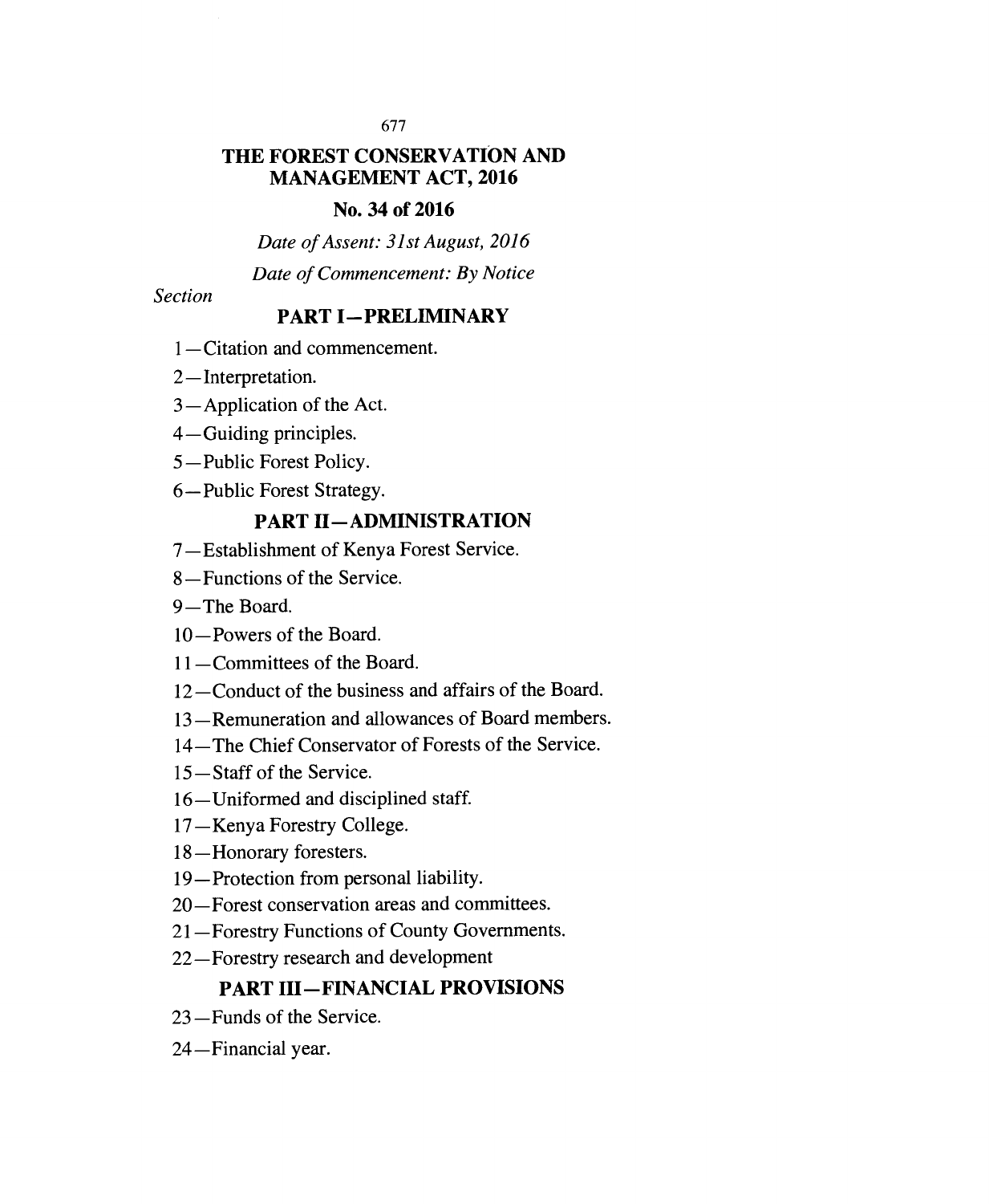# THE FOREST CONSERVATION AND MANAGEMENT ACT, 2016

## No. 34 of 2016

*Date of Assent: 31st August, 2016*

*Date of Commencement: By Notice*

*Section*

### PART I—PRELIMINARY

1—Citation and commencement.

2—Interpretation.

3—Application of the Act.

4—Guiding principles.

5—Public Forest Policy.

6—Public Forest Strategy.

### PART II—ADMINISTRATION

7—Establishment of Kenya Forest Service.

8—Functions of the Service.

9—The Board.

10—Powers of the Board.

11—Committees of the Board.

12—Conduct of the business and affairs of the Board.

13—Remuneration and allowances of Board members.

14—The Chief Conservator of Forests of the Service.

15—Staff of the Service.

16—Uniformed and disciplined staff.

17—Kenya Forestry College.

18—Honorary foresters.

19—Protection from personal liability.

20—Forest conservation areas and committees.

21—Forestry Functions of County Governments.

22—Forestry research and development

### PART III—FINANCIAL PROVISIONS

23—Funds of the Service.

24—Financial year.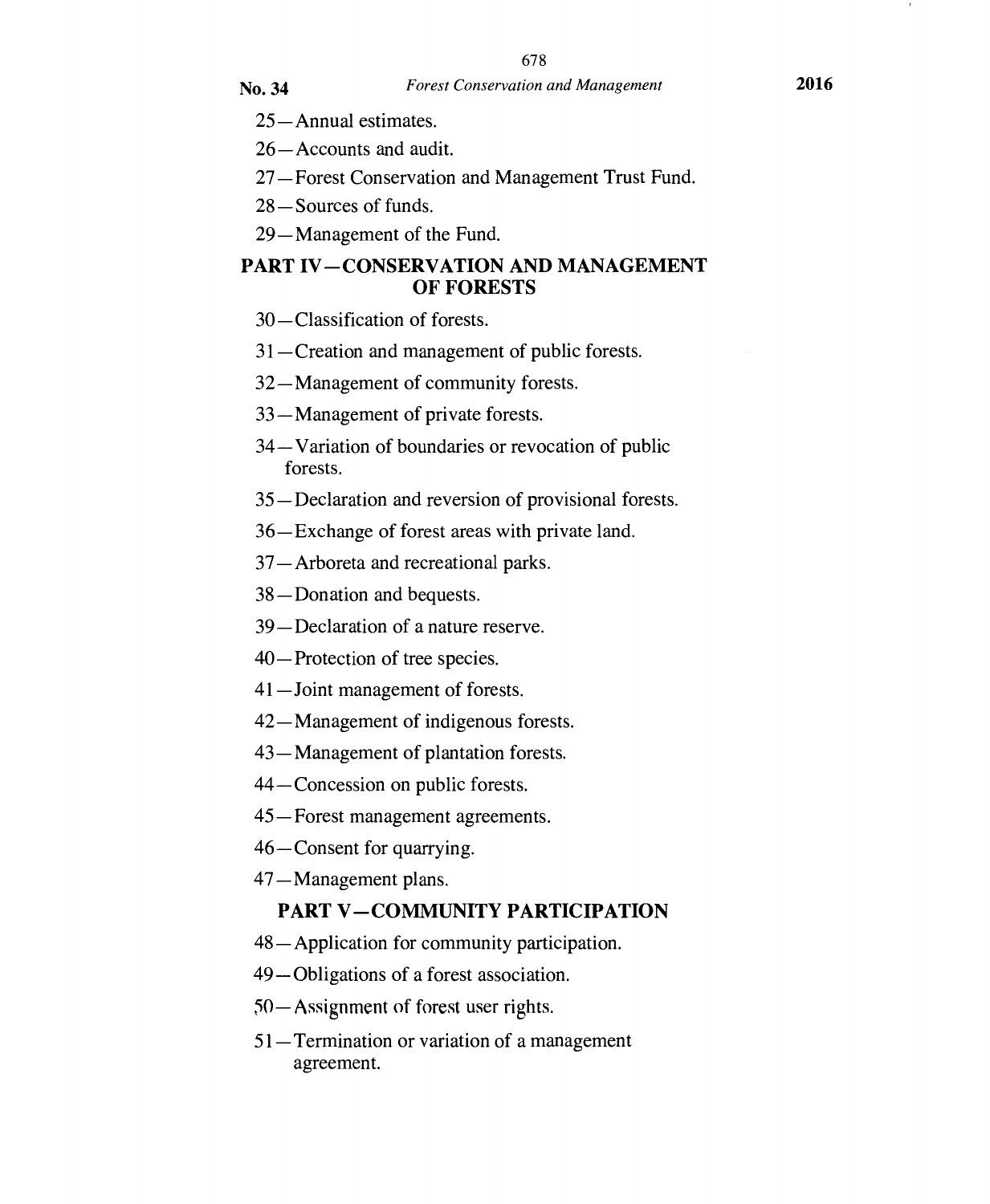25—Annual estimates.

26—Accounts and audit.

27—Forest Conservation and Management Trust Fund.

28—Sources of funds.

29—Management of the Fund.

## PART IV—CONSERVATION AND MANAGEMENT OF FORESTS

30—Classification of forests.

31—Creation and management of public forests.

32—Management of community forests.

33—Management of private forests.

34—Variation of boundaries or revocation of public forests.

35—Declaration and reversion of provisional forests.

36—Exchange of forest areas with private land.

37—Arboreta and recreational parks.

38—Donation and bequests.

39—Declaration of a nature reserve.

40—Protection of tree species.

41—Joint management of forests.

42—Management of indigenous forests.

43—Management of plantation forests.

44—Concession on public forests.

45—Forest management agreements.

46—Consent for quarrying.

47—Management plans.

## PART V—COMMUNITY PARTICIPATION

48—Application for community participation.

49—Obligations of a forest association.

50—Assignment of forest user rights.

51—Termination or variation of a management agreement.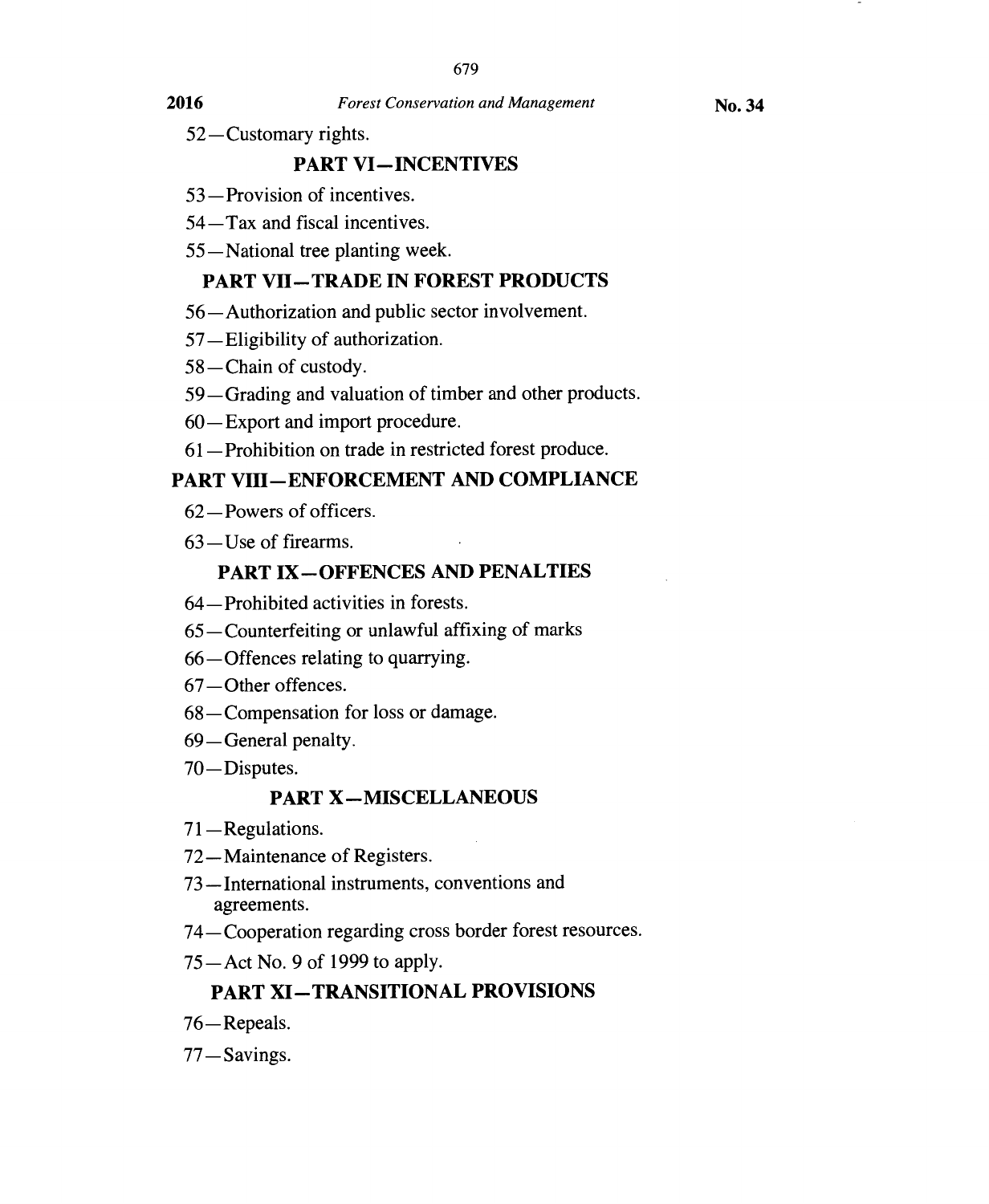52—Customary rights.

## PART VI—INCENTIVES

53—Provision of incentives.

54—Tax and fiscal incentives.

55—National tree planting week.

## PART VII—TRADE IN FOREST PRODUCTS

56—Authorization and public sector involvement.

57—Eligibility of authorization.

58—Chain of custody.

59—Grading and valuation of timber and other products.

60—Export and import procedure.

61—Prohibition on trade in restricted forest produce.

## PART VIII—ENFORCEMENT AND COMPLIANCE

62—Powers of officers.

63—Use of firearms.

## PART IX—OFFENCES AND PENALTIES

64—Prohibited activities in forests.

65—Counterfeiting or unlawful affixing of marks

66—Offences relating to quarrying.

67—Other offences.

68—Compensation for loss or damage.

69—General penalty.

70—Disputes.

## PART X—MISCELLANEOUS

71—Regulations.

72—Maintenance of Registers.

73—International instruments, conventions and agreements.

74—Cooperation regarding cross border forest resources.

75—Act No. 9 of 1999 to apply.

## PART XI—TRANSITIONAL PROVISIONS

76—Repeals.

77—Savings.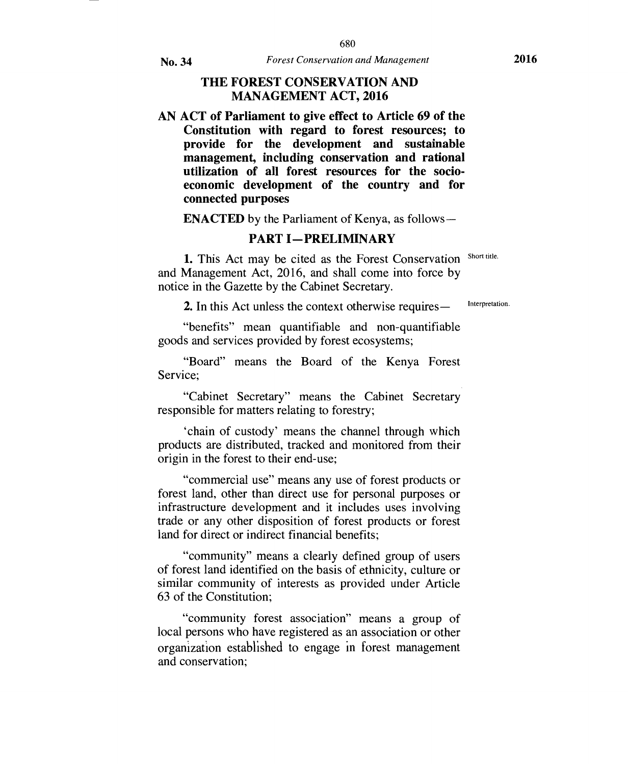# THE FOREST CONSERVATION AND MANAGEMENT ACT, 2016

**AN ACT of Parliament to give effect to Article 69 of the Constitution with regard to forest resources; to provide for the development and sustainable management, including conservation and rational utilization of all forest resources for the socio-economic development of the country and for connected purposes**

**ENACTED** by the Parliament of Kenya, as follows—

## PART I—PRELIMINARY

Short title.

**1.** This Act may be cited as the Forest Conservation and Management Act, 2016, and shall come into force by notice in the Gazette by the Cabinet Secretary.

Interpretation.

**2.** In this Act unless the context otherwise requires—

"benefits" mean quantifiable and non-quantifiable goods and services provided by forest ecosystems;

"Board" means the Board of the Kenya Forest Service;

"Cabinet Secretary" means the Cabinet Secretary responsible for matters relating to forestry;

'chain of custody' means the channel through which products are distributed, tracked and monitored from their origin in the forest to their end-use;

"commercial use" means any use of forest products or forest land, other than direct use for personal purposes or infrastructure development and it includes uses involving trade or any other disposition of forest products or forest land for direct or indirect financial benefits;

"community" means a clearly defined group of users of forest land identified on the basis of ethnicity, culture or similar community of interests as provided under Article 63 of the Constitution;

"community forest association" means a group of local persons who have registered as an association or other organization established to engage in forest management and conservation;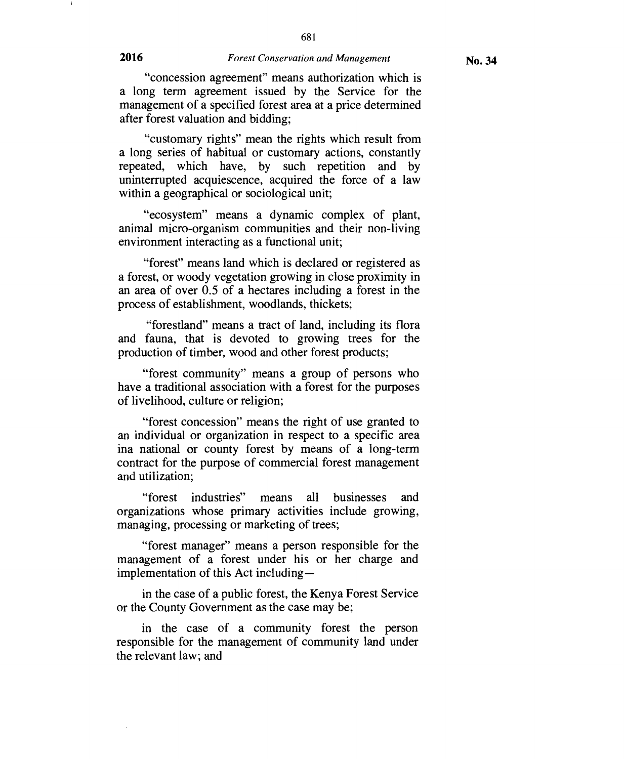"concession agreement" means authorization which is a long term agreement issued by the Service for the management of a specified forest area at a price determined after forest valuation and bidding;

"customary rights" mean the rights which result from a long series of habitual or customary actions, constantly repeated, which have, by such repetition and by uninterrupted acquiescence, acquired the force of a law within a geographical or sociological unit;

"ecosystem" means a dynamic complex of plant, animal micro-organism communities and their non-living environment interacting as a functional unit;

"forest" means land which is declared or registered as a forest, or woody vegetation growing in close proximity in an area of over 0.5 of a hectares including a forest in the process of establishment, woodlands, thickets;

"forestland" means a tract of land, including its flora and fauna, that is devoted to growing trees for the production of timber, wood and other forest products;

"forest community" means a group of persons who have a traditional association with a forest for the purposes of livelihood, culture or religion;

"forest concession" means the right of use granted to an individual or organization in respect to a specific area ina national or county forest by means of a long-term contract for the purpose of commercial forest management and utilization;

"forest industries" means all businesses and organizations whose primary activities include growing, managing, processing or marketing of trees;

"forest manager" means a person responsible for the management of a forest under his or her charge and implementation of this Act including—

in the case of a public forest, the Kenya Forest Service or the County Government as the case may be;

in the case of a community forest the person responsible for the management of community land under the relevant law; and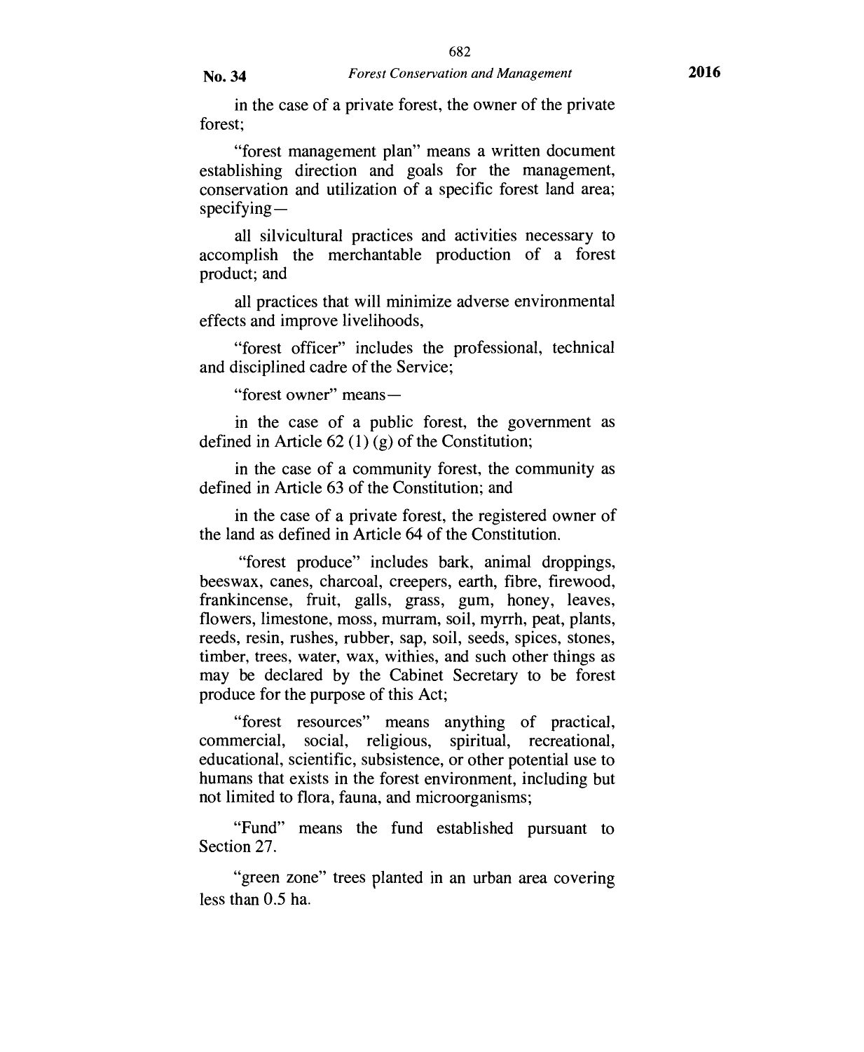in the case of a private forest, the owner of the private forest;

"forest management plan" means a written document establishing direction and goals for the management, conservation and utilization of a specific forest land area; specifying—

all silvicultural practices and activities necessary to accomplish the merchantable production of a forest product; and

all practices that will minimize adverse environmental effects and improve livelihoods,

"forest officer" includes the professional, technical and disciplined cadre of the Service;

"forest owner" means—

in the case of a public forest, the government as defined in Article 62 (1) (g) of the Constitution;

in the case of a community forest, the community as defined in Article 63 of the Constitution; and

in the case of a private forest, the registered owner of the land as defined in Article 64 of the Constitution.

"forest produce" includes bark, animal droppings, beeswax, canes, charcoal, creepers, earth, fibre, firewood, frankincense, fruit, galls, grass, gum, honey, leaves, flowers, limestone, moss, murram, soil, myrrh, peat, plants, reeds, resin, rushes, rubber, sap, soil, seeds, spices, stones, timber, trees, water, wax, withies, and such other things as may be declared by the Cabinet Secretary to be forest produce for the purpose of this Act;

"forest resources" means anything of practical, commercial, social, religious, spiritual, recreational, educational, scientific, subsistence, or other potential use to humans that exists in the forest environment, including but not limited to flora, fauna, and microorganisms;

"Fund" means the fund established pursuant to Section 27.

"green zone" trees planted in an urban area covering less than 0.5 ha.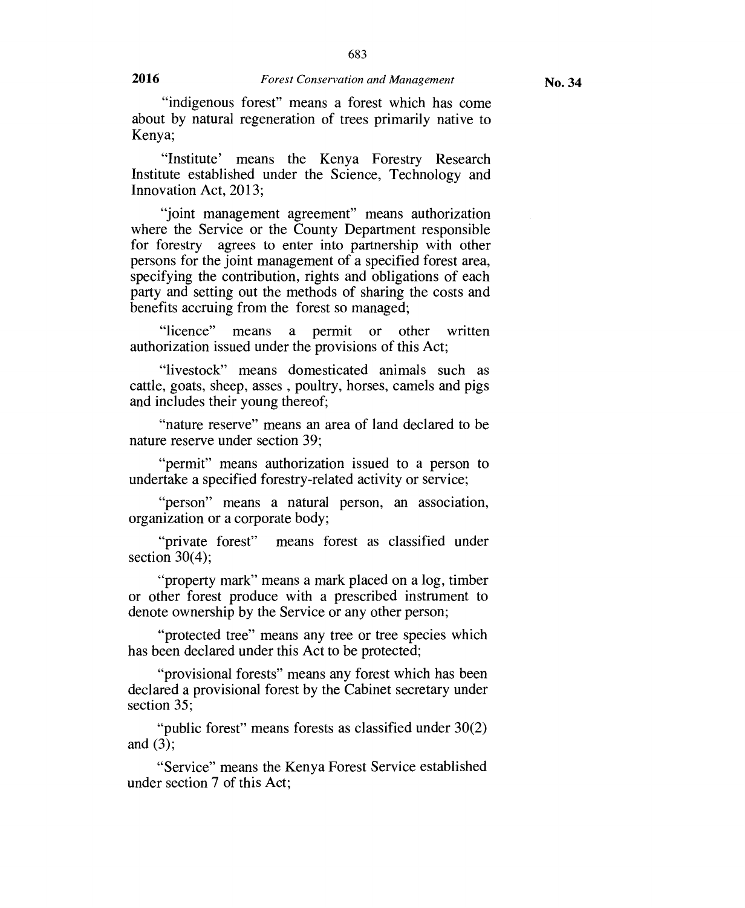"indigenous forest" means a forest which has come about by natural regeneration of trees primarily native to Kenya;

"Institute' means the Kenya Forestry Research Institute established under the Science, Technology and Innovation Act, 2013;

"joint management agreement" means authorization where the Service or the County Department responsible for forestry agrees to enter into partnership with other persons for the joint management of a specified forest area, specifying the contribution, rights and obligations of each party and setting out the methods of sharing the costs and benefits accruing from the forest so managed;

"licence" means a permit or other written authorization issued under the provisions of this Act;

"livestock" means domesticated animals such as cattle, goats, sheep, asses , poultry, horses, camels and pigs and includes their young thereof;

"nature reserve" means an area of land declared to be nature reserve under section 39;

"permit" means authorization issued to a person to undertake a specified forestry-related activity or service;

"person" means a natural person, an association, organization or a corporate body;

"private forest" means forest as classified under section 30(4);

"property mark" means a mark placed on a log, timber or other forest produce with a prescribed instrument to denote ownership by the Service or any other person;

"protected tree" means any tree or tree species which has been declared under this Act to be protected;

"provisional forests" means any forest which has been declared a provisional forest by the Cabinet secretary under section 35;

"public forest" means forests as classified under 30(2) and (3);

"Service" means the Kenya Forest Service established under section 7 of this Act;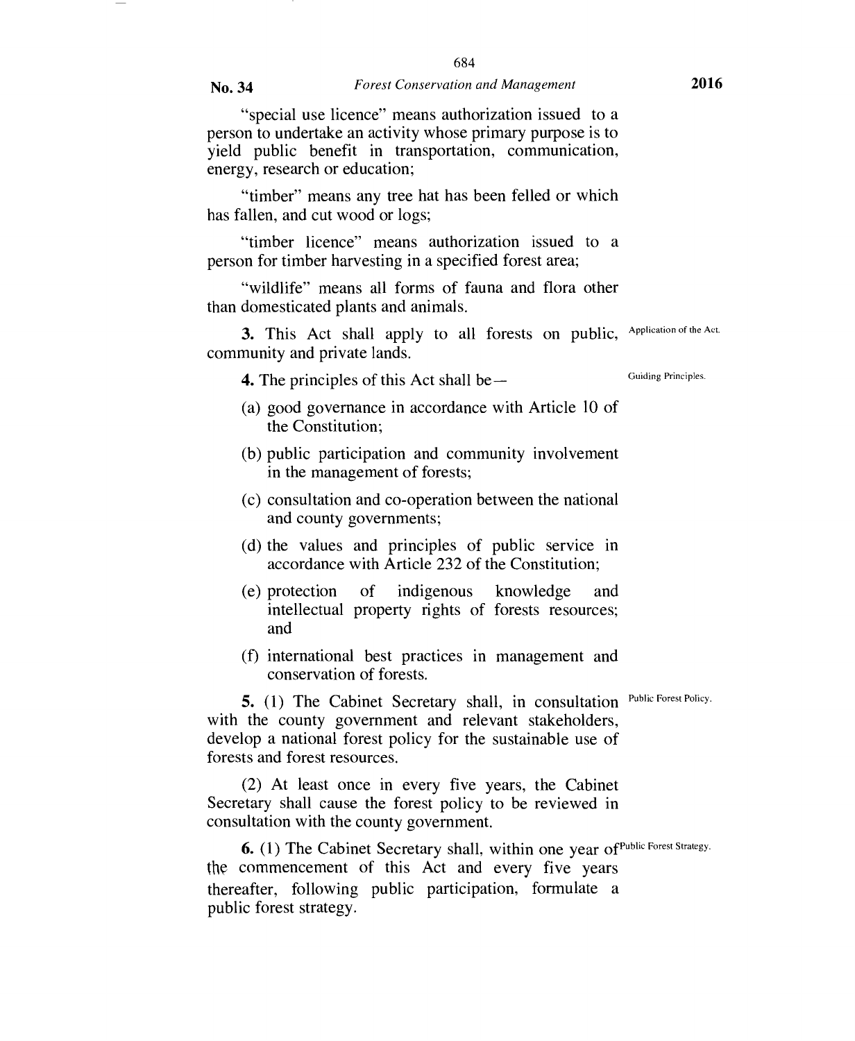"special use licence" means authorization issued to a person to undertake an activity whose primary purpose is to yield public benefit in transportation, communication, energy, research or education;

"timber" means any tree hat has been felled or which has fallen, and cut wood or logs;

"timber licence" means authorization issued to a person for timber harvesting in a specified forest area;

"wildlife" means all forms of fauna and flora other than domesticated plants and animals.

Application of the Act.

**3.** This Act shall apply to all forests on public, community and private lands.

Guiding Principles.

**4.** The principles of this Act shall be—

(a) good governance in accordance with Article 10 of the Constitution;

(b) public participation and community involvement in the management of forests;

(c) consultation and co-operation between the national and county governments;

(d) the values and principles of public service in accordance with Article 232 of the Constitution;

(e) protection of indigenous knowledge and intellectual property rights of forests resources; and

(f) international best practices in management and conservation of forests.

Public Forest Policy.

**5.** (1) The Cabinet Secretary shall, in consultation with the county government and relevant stakeholders, develop a national forest policy for the sustainable use of forests and forest resources.

(2) At least once in every five years, the Cabinet Secretary shall cause the forest policy to be reviewed in consultation with the county government.

Public Forest Strategy.

**6.** (1) The Cabinet Secretary shall, within one year of the commencement of this Act and every five years thereafter, following public participation, formulate a public forest strategy.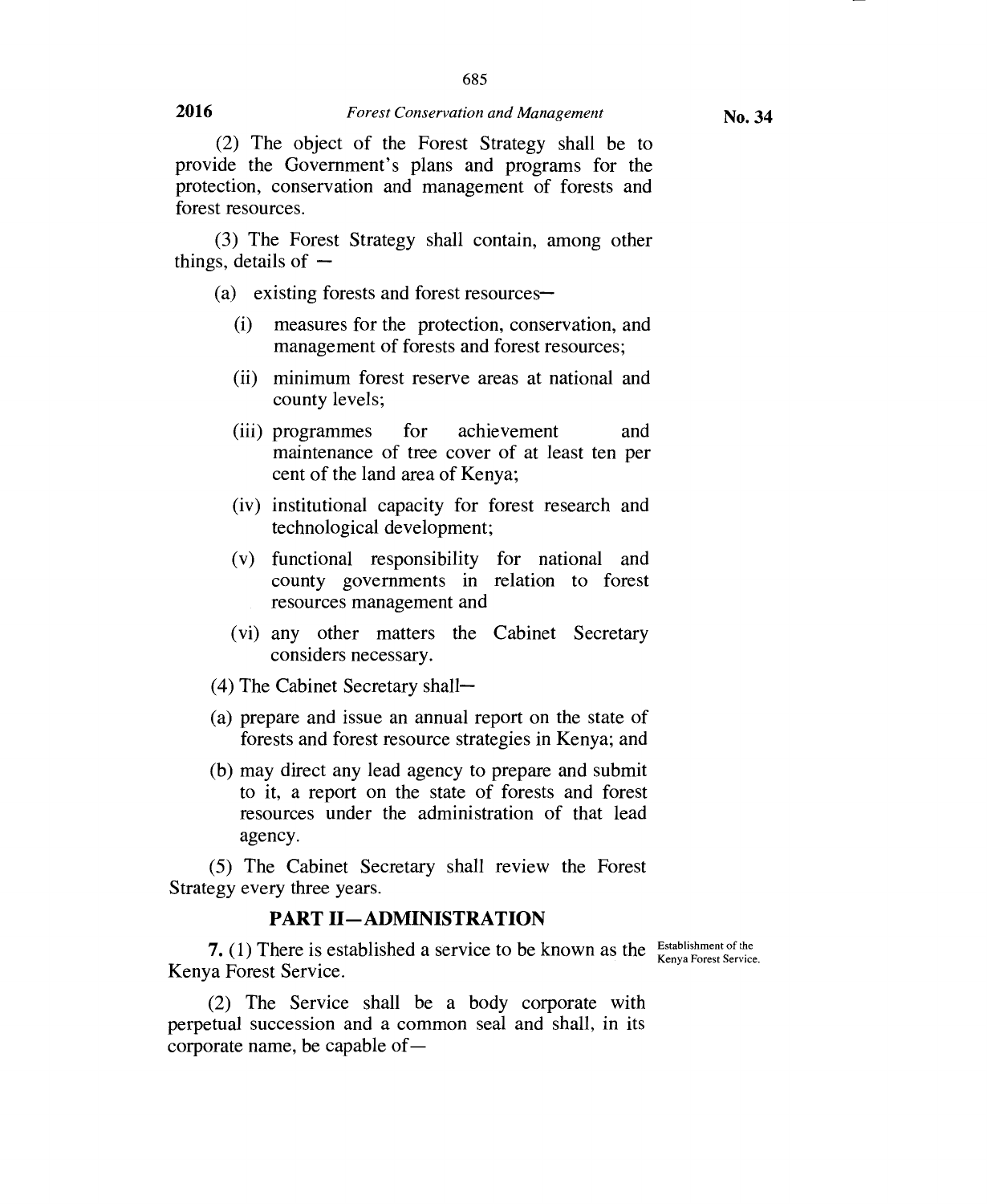(2) The object of the Forest Strategy shall be to provide the Government's plans and programs for the protection, conservation and management of forests and forest resources.

(3) The Forest Strategy shall contain, among other things, details of —

(a) existing forests and forest resources—

   (i) measures for the protection, conservation, and management of forests and forest resources;

   (ii) minimum forest reserve areas at national and county levels;

   (iii) programmes for achievement and maintenance of tree cover of at least ten per cent of the land area of Kenya;

   (iv) institutional capacity for forest research and technological development;

   (v) functional responsibility for national and county governments in relation to forest resources management and

   (vi) any other matters the Cabinet Secretary considers necessary.

(4) The Cabinet Secretary shall—

(a) prepare and issue an annual report on the state of forests and forest resource strategies in Kenya; and

(b) may direct any lead agency to prepare and submit to it, a report on the state of forests and forest resources under the administration of that lead agency.

(5) The Cabinet Secretary shall review the Forest Strategy every three years.

## PART II—ADMINISTRATION

Establishment of the Kenya Forest Service.

**7.** (1) There is established a service to be known as the Kenya Forest Service.

(2) The Service shall be a body corporate with perpetual succession and a common seal and shall, in its corporate name, be capable of—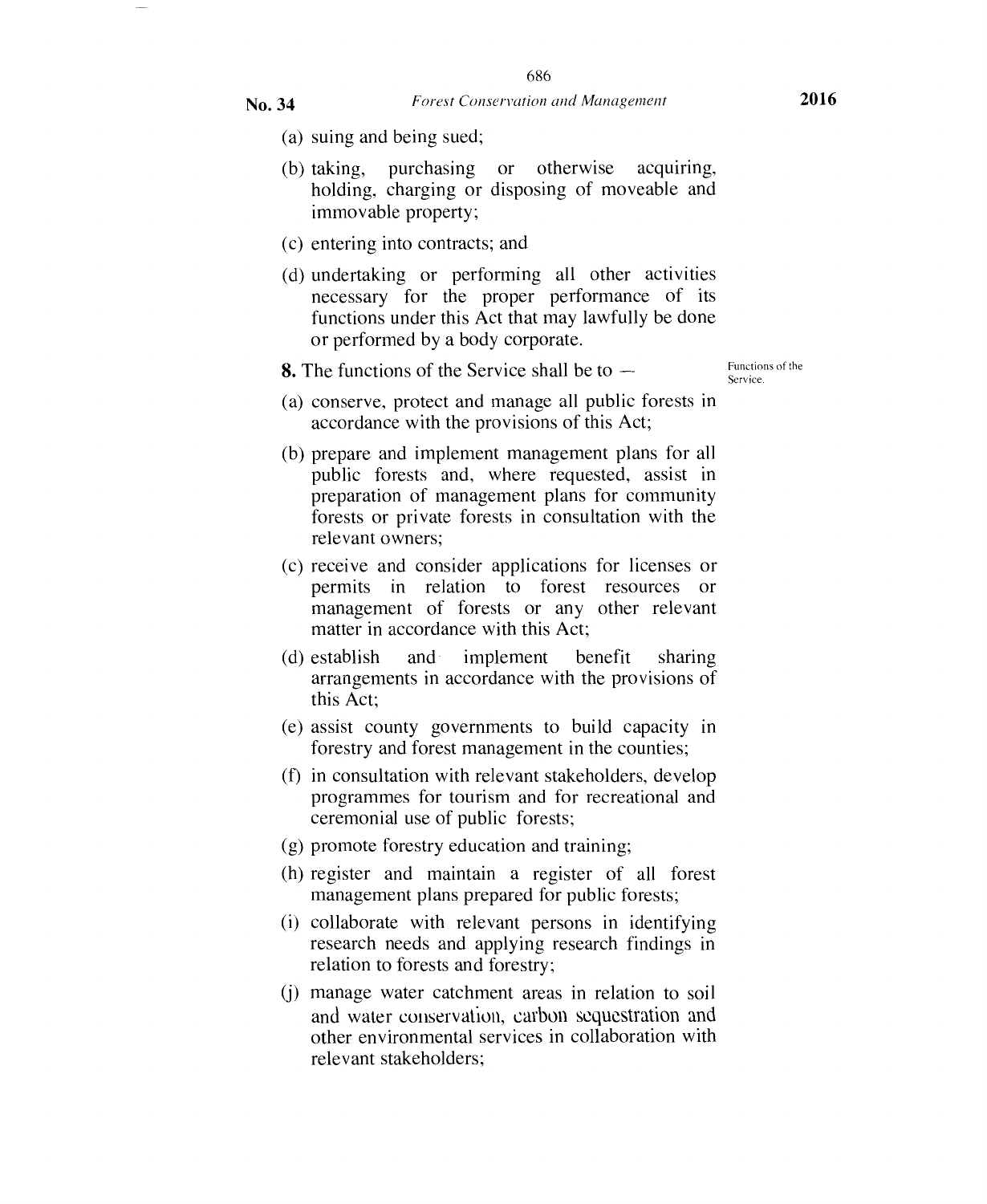(a) suing and being sued;

(b) taking, purchasing or otherwise acquiring, holding, charging or disposing of moveable and immovable property;

(c) entering into contracts; and

(d) undertaking or performing all other activities necessary for the proper performance of its functions under this Act that may lawfully be done or performed by a body corporate.

Functions of the Service.

**8.** The functions of the Service shall be to —

(a) conserve, protect and manage all public forests in accordance with the provisions of this Act;

(b) prepare and implement management plans for all public forests and, where requested, assist in preparation of management plans for community forests or private forests in consultation with the relevant owners;

(c) receive and consider applications for licenses or permits in relation to forest resources or management of forests or any other relevant matter in accordance with this Act;

(d) establish and implement benefit sharing arrangements in accordance with the provisions of this Act;

(e) assist county governments to build capacity in forestry and forest management in the counties;

(f) in consultation with relevant stakeholders, develop programmes for tourism and for recreational and ceremonial use of public forests;

(g) promote forestry education and training;

(h) register and maintain a register of all forest management plans prepared for public forests;

(i) collaborate with relevant persons in identifying research needs and applying research findings in relation to forests and forestry;

(j) manage water catchment areas in relation to soil and water conservation, carbon sequestration and other environmental services in collaboration with relevant stakeholders;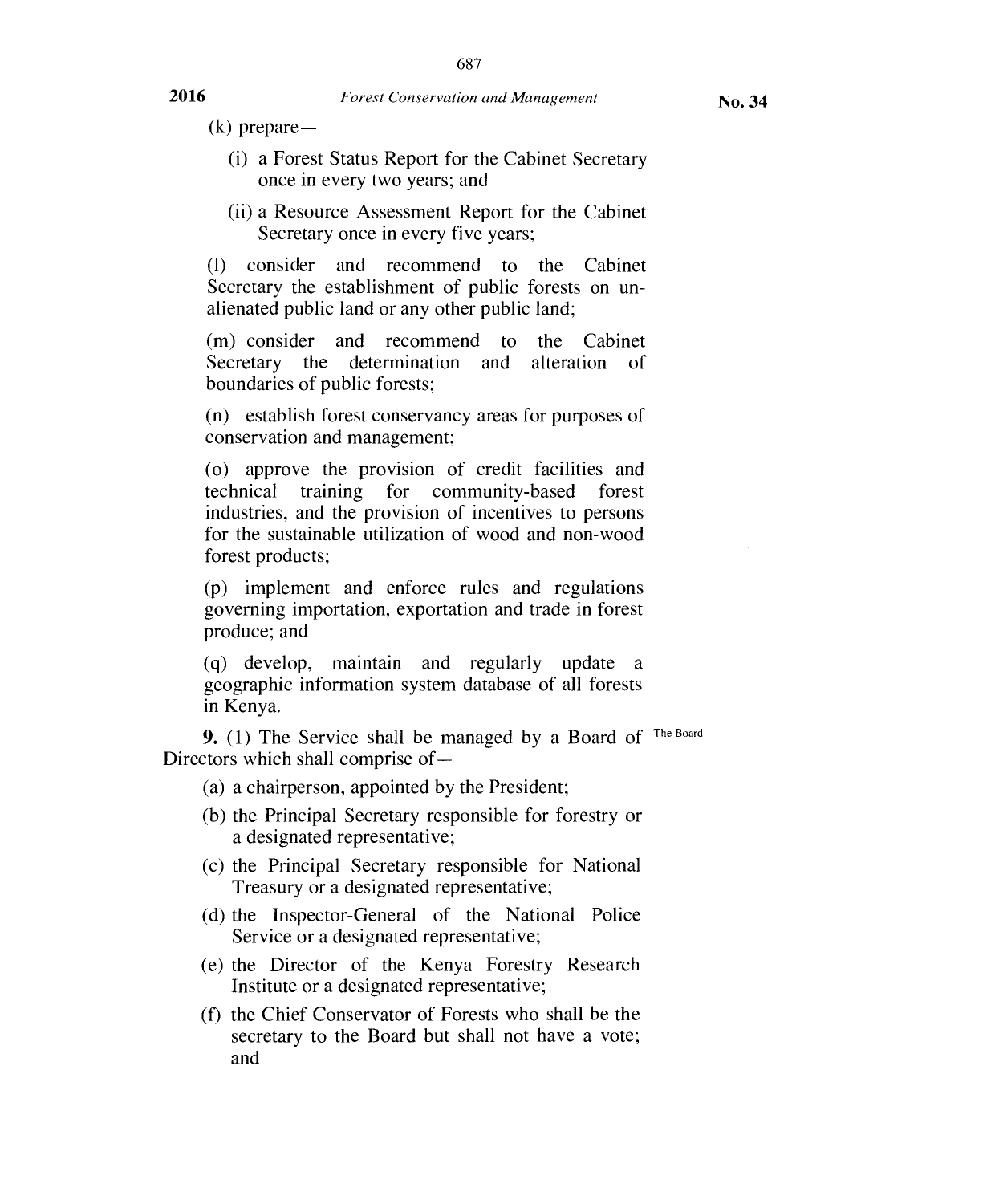(k) prepare—

(i) a Forest Status Report for the Cabinet Secretary once in every two years; and

(ii) a Resource Assessment Report for the Cabinet Secretary once in every five years;

(l) consider and recommend to the Cabinet Secretary the establishment of public forests on un-alienated public land or any other public land;

(m) consider and recommend to the Cabinet Secretary the determination and alteration of boundaries of public forests;

(n) establish forest conservancy areas for purposes of conservation and management;

(o) approve the provision of credit facilities and technical training for community-based forest industries, and the provision of incentives to persons for the sustainable utilization of wood and non-wood forest products;

(p) implement and enforce rules and regulations governing importation, exportation and trade in forest produce; and

(q) develop, maintain and regularly update a geographic information system database of all forests in Kenya.

The Board

**9.** (1) The Service shall be managed by a Board of Directors which shall comprise of—

(a) a chairperson, appointed by the President;

(b) the Principal Secretary responsible for forestry or a designated representative;

(c) the Principal Secretary responsible for National Treasury or a designated representative;

(d) the Inspector-General of the National Police Service or a designated representative;

(e) the Director of the Kenya Forestry Research Institute or a designated representative;

(f) the Chief Conservator of Forests who shall be the secretary to the Board but shall not have a vote; and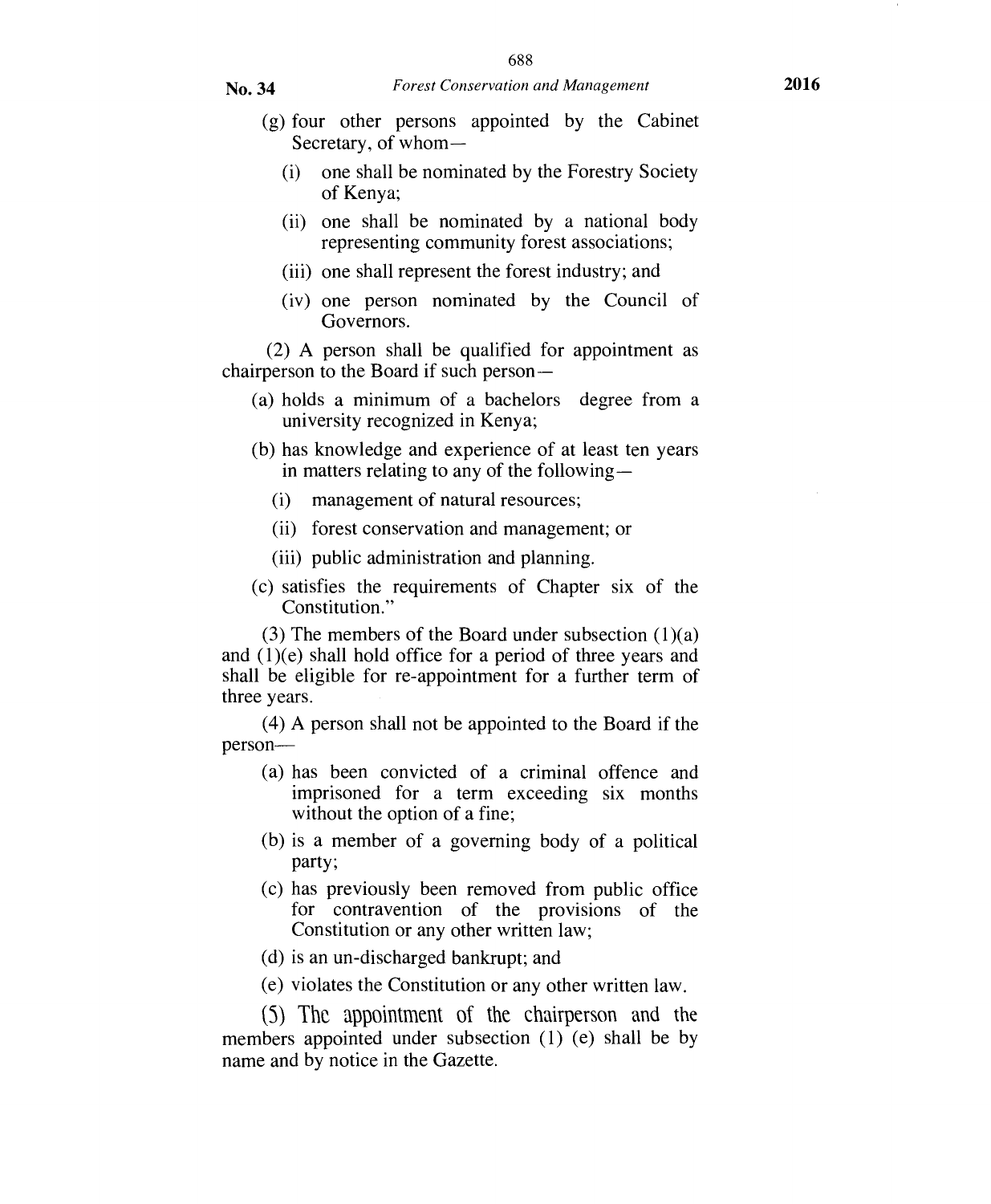(g) four other persons appointed by the Cabinet Secretary, of whom—

   (i) one shall be nominated by the Forestry Society of Kenya;

   (ii) one shall be nominated by a national body representing community forest associations;

   (iii) one shall represent the forest industry; and

   (iv) one person nominated by the Council of Governors.

(2) A person shall be qualified for appointment as chairperson to the Board if such person—

(a) holds a minimum of a bachelors degree from a university recognized in Kenya;

(b) has knowledge and experience of at least ten years in matters relating to any of the following—

   (i) management of natural resources;

   (ii) forest conservation and management; or

   (iii) public administration and planning.

(c) satisfies the requirements of Chapter six of the Constitution."

(3) The members of the Board under subsection (1)(a) and (1)(e) shall hold office for a period of three years and shall be eligible for re-appointment for a further term of three years.

(4) A person shall not be appointed to the Board if the person—

(a) has been convicted of a criminal offence and imprisoned for a term exceeding six months without the option of a fine;

(b) is a member of a governing body of a political party;

(c) has previously been removed from public office for contravention of the provisions of the Constitution or any other written law;

(d) is an un-discharged bankrupt; and

(e) violates the Constitution or any other written law.

(5) The appointment of the chairperson and the members appointed under subsection (1) (e) shall be by name and by notice in the Gazette.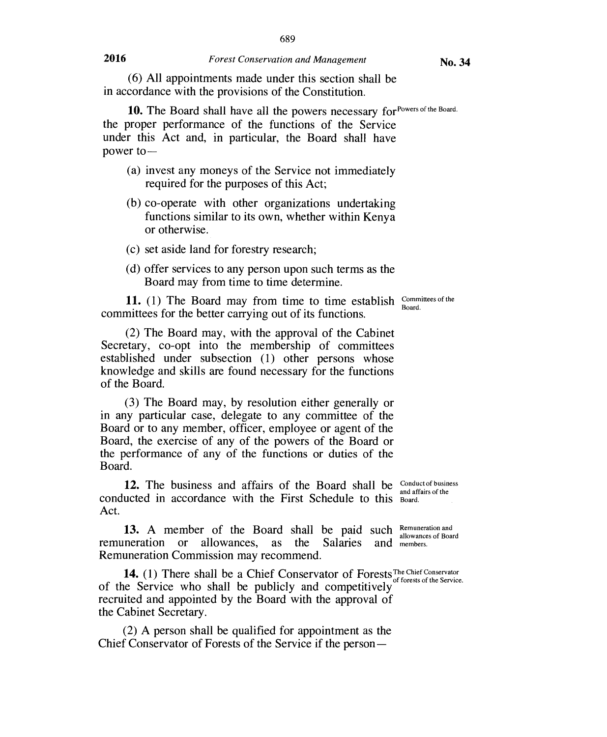(6) All appointments made under this section shall be in accordance with the provisions of the Constitution.

Powers of the Board.

**10.** The Board shall have all the powers necessary for the proper performance of the functions of the Service under this Act and, in particular, the Board shall have power to—

(a) invest any moneys of the Service not immediately required for the purposes of this Act;

(b) co-operate with other organizations undertaking functions similar to its own, whether within Kenya or otherwise.

(c) set aside land for forestry research;

(d) offer services to any person upon such terms as the Board may from time to time determine.

Committees of the Board.

**11.** (1) The Board may from time to time establish committees for the better carrying out of its functions.

(2) The Board may, with the approval of the Cabinet Secretary, co-opt into the membership of committees established under subsection (1) other persons whose knowledge and skills are found necessary for the functions of the Board.

(3) The Board may, by resolution either generally or in any particular case, delegate to any committee of the Board or to any member, officer, employee or agent of the Board, the exercise of any of the powers of the Board or the performance of any of the functions or duties of the Board.

Conduct of business and affairs of the Board.

**12.** The business and affairs of the Board shall be conducted in accordance with the First Schedule to this Act.

Remuneration and allowances of Board members.

**13.** A member of the Board shall be paid such remuneration or allowances, as the Salaries and Remuneration Commission may recommend.

The Chief Conservator of forests of the Service.

**14.** (1) There shall be a Chief Conservator of Forests of the Service who shall be publicly and competitively recruited and appointed by the Board with the approval of the Cabinet Secretary.

(2) A person shall be qualified for appointment as the Chief Conservator of Forests of the Service if the person—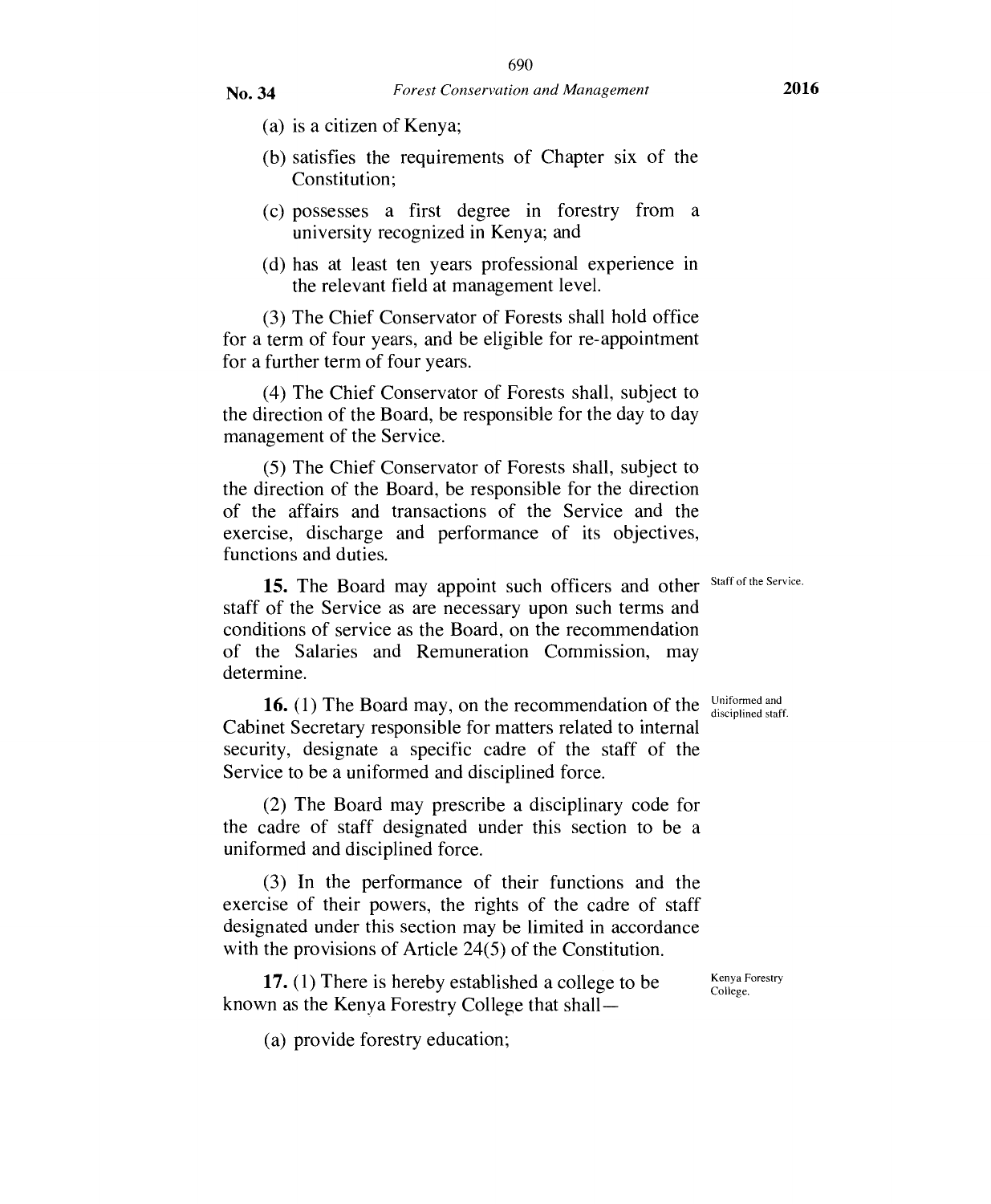(a) is a citizen of Kenya;

(b) satisfies the requirements of Chapter six of the Constitution;

(c) possesses a first degree in forestry from a university recognized in Kenya; and

(d) has at least ten years professional experience in the relevant field at management level.

(3) The Chief Conservator of Forests shall hold office for a term of four years, and be eligible for re-appointment for a further term of four years.

(4) The Chief Conservator of Forests shall, subject to the direction of the Board, be responsible for the day to day management of the Service.

(5) The Chief Conservator of Forests shall, subject to the direction of the Board, be responsible for the direction of the affairs and transactions of the Service and the exercise, discharge and performance of its objectives, functions and duties.

Staff of the Service.

**15.** The Board may appoint such officers and other staff of the Service as are necessary upon such terms and conditions of service as the Board, on the recommendation of the Salaries and Remuneration Commission, may determine.

Uniformed and disciplined staff.

**16.** (1) The Board may, on the recommendation of the Cabinet Secretary responsible for matters related to internal security, designate a specific cadre of the staff of the Service to be a uniformed and disciplined force.

(2) The Board may prescribe a disciplinary code for the cadre of staff designated under this section to be a uniformed and disciplined force.

(3) In the performance of their functions and the exercise of their powers, the rights of the cadre of staff designated under this section may be limited in accordance with the provisions of Article 24(5) of the Constitution.

Kenya Forestry College.

**17.** (1) There is hereby established a college to be known as the Kenya Forestry College that shall—

(a) provide forestry education;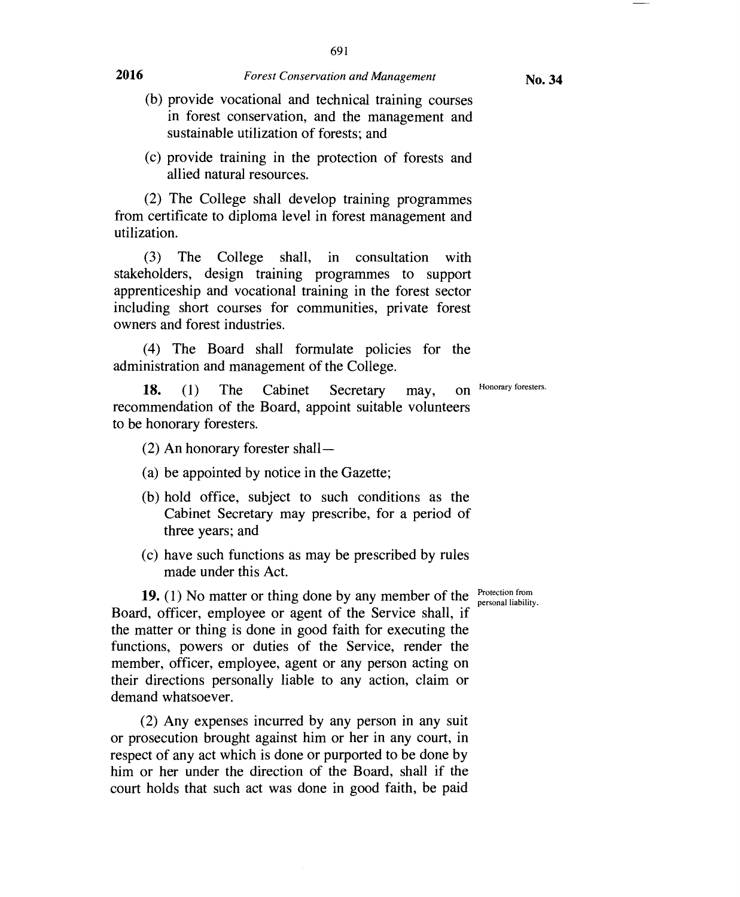(b) provide vocational and technical training courses in forest conservation, and the management and sustainable utilization of forests; and

(c) provide training in the protection of forests and allied natural resources.

(2) The College shall develop training programmes from certificate to diploma level in forest management and utilization.

(3) The College shall, in consultation with stakeholders, design training programmes to support apprenticeship and vocational training in the forest sector including short courses for communities, private forest owners and forest industries.

(4) The Board shall formulate policies for the administration and management of the College.

Honorary foresters.

**18.** (1) The Cabinet Secretary may, on recommendation of the Board, appoint suitable volunteers to be honorary foresters.

(2) An honorary forester shall—

(a) be appointed by notice in the Gazette;

(b) hold office, subject to such conditions as the Cabinet Secretary may prescribe, for a period of three years; and

(c) have such functions as may be prescribed by rules made under this Act.

Protection from personal liability.

**19.** (1) No matter or thing done by any member of the Board, officer, employee or agent of the Service shall, if the matter or thing is done in good faith for executing the functions, powers or duties of the Service, render the member, officer, employee, agent or any person acting on their directions personally liable to any action, claim or demand whatsoever.

(2) Any expenses incurred by any person in any suit or prosecution brought against him or her in any court, in respect of any act which is done or purported to be done by him or her under the direction of the Board, shall if the court holds that such act was done in good faith, be paid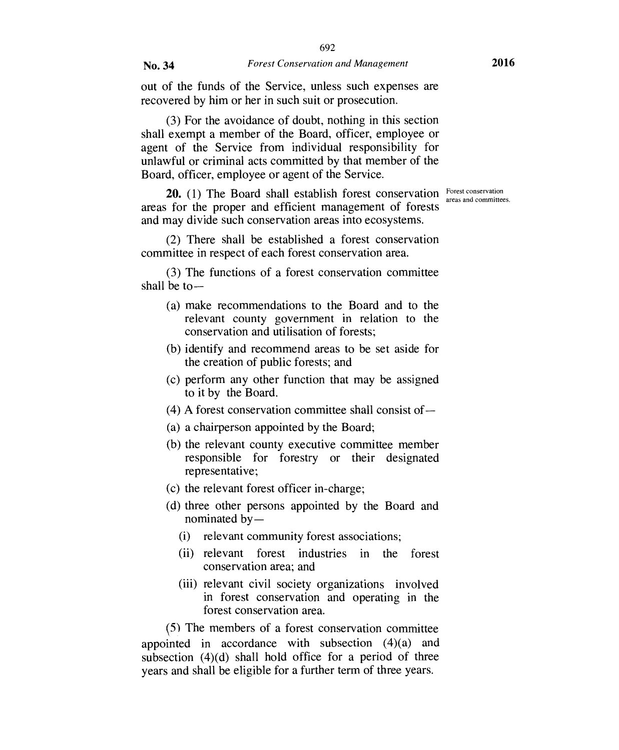out of the funds of the Service, unless such expenses are recovered by him or her in such suit or prosecution.

(3) For the avoidance of doubt, nothing in this section shall exempt a member of the Board, officer, employee or agent of the Service from individual responsibility for unlawful or criminal acts committed by that member of the Board, officer, employee or agent of the Service.

*Forest conservation areas and committees.*

**20.** (1) The Board shall establish forest conservation areas for the proper and efficient management of forests and may divide such conservation areas into ecosystems.

(2) There shall be established a forest conservation committee in respect of each forest conservation area.

(3) The functions of a forest conservation committee shall be to—

- (a) make recommendations to the Board and to the relevant county government in relation to the conservation and utilisation of forests;
- (b) identify and recommend areas to be set aside for the creation of public forests; and
- (c) perform any other function that may be assigned to it by the Board.

(4) A forest conservation committee shall consist of—

- (a) a chairperson appointed by the Board;
- (b) the relevant county executive committee member responsible for forestry or their designated representative;
- (c) the relevant forest officer in-charge;
- (d) three other persons appointed by the Board and nominated by—
  - (i) relevant community forest associations;
  - (ii) relevant forest industries in the forest conservation area; and
  - (iii) relevant civil society organizations involved in forest conservation and operating in the forest conservation area.

(5) The members of a forest conservation committee appointed in accordance with subsection (4)(a) and subsection (4)(d) shall hold office for a period of three years and shall be eligible for a further term of three years.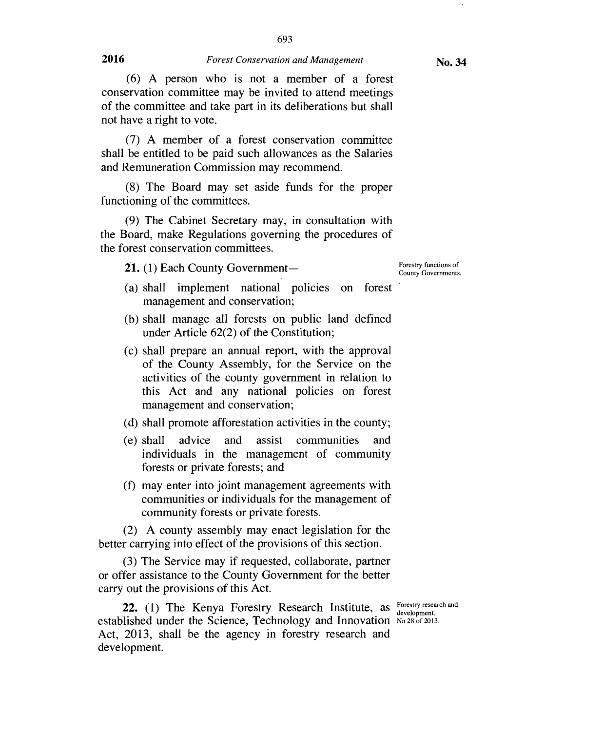(6) A person who is not a member of a forest conservation committee may be invited to attend meetings of the committee and take part in its deliberations but shall not have a right to vote.

(7) A member of a forest conservation committee shall be entitled to be paid such allowances as the Salaries and Remuneration Commission may recommend.

(8) The Board may set aside funds for the proper functioning of the committees.

(9) The Cabinet Secretary may, in consultation with the Board, make Regulations governing the procedures of the forest conservation committees.

Forestry functions of County Governments.

**21.** (1) Each County Government—

(a) shall implement national policies on forest management and conservation;

(b) shall manage all forests on public land defined under Article 62(2) of the Constitution;

(c) shall prepare an annual report, with the approval of the County Assembly, for the Service on the activities of the county government in relation to this Act and any national policies on forest management and conservation;

(d) shall promote afforestation activities in the county;

(e) shall advice and assist communities and individuals in the management of community forests or private forests; and

(f) may enter into joint management agreements with communities or individuals for the management of community forests or private forests.

(2) A county assembly may enact legislation for the better carrying into effect of the provisions of this section.

(3) The Service may if requested, collaborate, partner or offer assistance to the County Government for the better carry out the provisions of this Act.

Forestry research and development. No 28 of 2013.

**22.** (1) The Kenya Forestry Research Institute, as established under the Science, Technology and Innovation Act, 2013, shall be the agency in forestry research and development.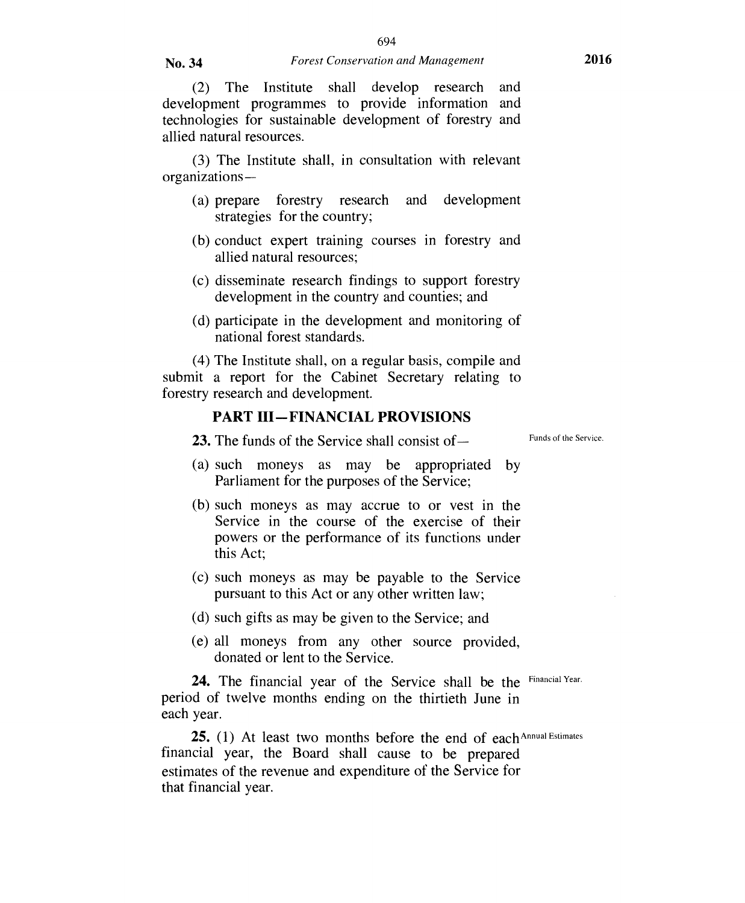(2) The Institute shall develop research and development programmes to provide information and technologies for sustainable development of forestry and allied natural resources.

(3) The Institute shall, in consultation with relevant organizations—

(a) prepare forestry research and development strategies for the country;

(b) conduct expert training courses in forestry and allied natural resources;

(c) disseminate research findings to support forestry development in the country and counties; and

(d) participate in the development and monitoring of national forest standards.

(4) The Institute shall, on a regular basis, compile and submit a report for the Cabinet Secretary relating to forestry research and development.

## PART III—FINANCIAL PROVISIONS

Funds of the Service.

**23.** The funds of the Service shall consist of—

(a) such moneys as may be appropriated by Parliament for the purposes of the Service;

(b) such moneys as may accrue to or vest in the Service in the course of the exercise of their powers or the performance of its functions under this Act;

(c) such moneys as may be payable to the Service pursuant to this Act or any other written law;

(d) such gifts as may be given to the Service; and

(e) all moneys from any other source provided, donated or lent to the Service.

Financial Year.

**24.** The financial year of the Service shall be the period of twelve months ending on the thirtieth June in each year.

Annual Estimates

**25.** (1) At least two months before the end of each financial year, the Board shall cause to be prepared estimates of the revenue and expenditure of the Service for that financial year.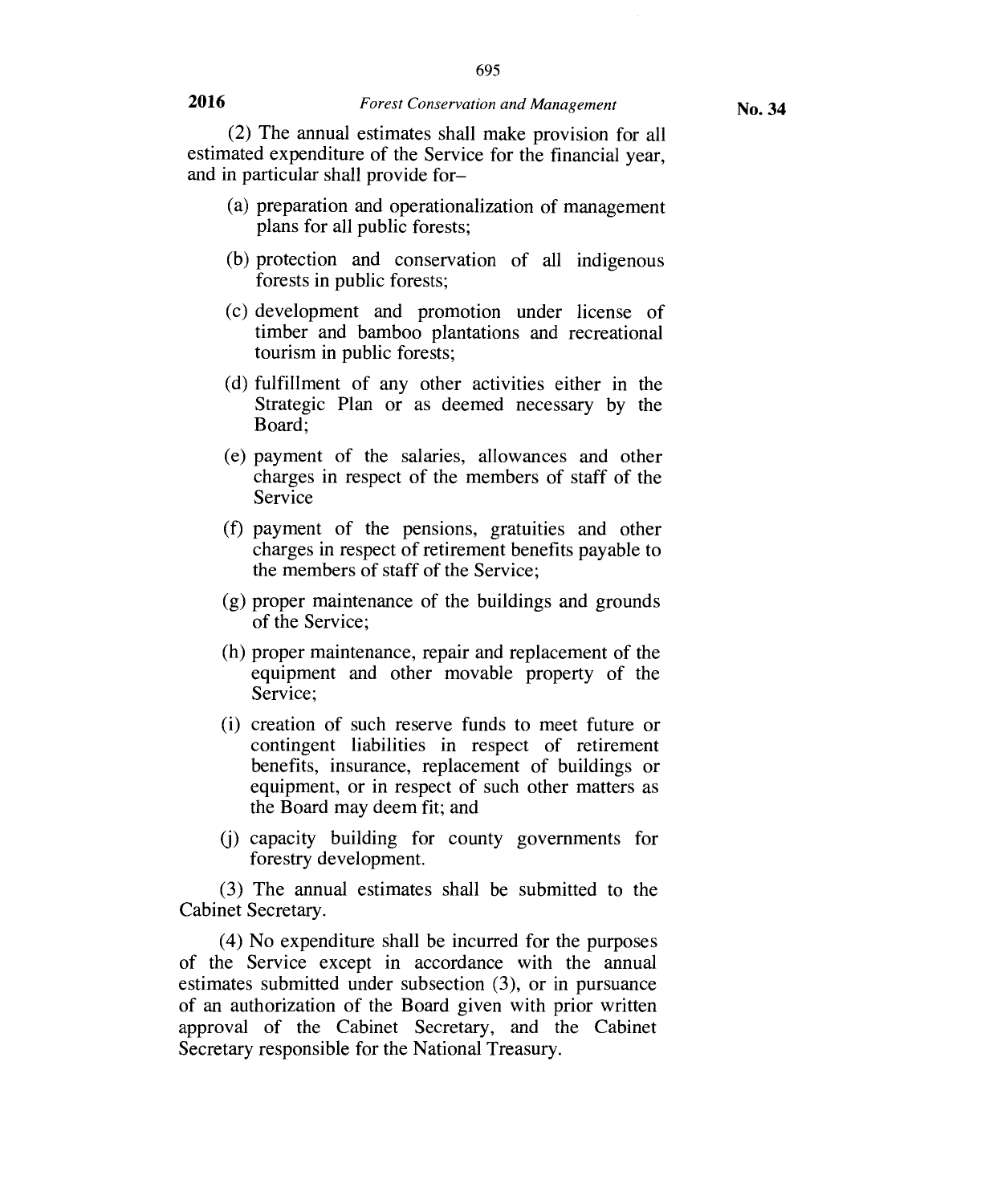(2) The annual estimates shall make provision for all estimated expenditure of the Service for the financial year, and in particular shall provide for–

(a) preparation and operationalization of management plans for all public forests;

(b) protection and conservation of all indigenous forests in public forests;

(c) development and promotion under license of timber and bamboo plantations and recreational tourism in public forests;

(d) fulfillment of any other activities either in the Strategic Plan or as deemed necessary by the Board;

(e) payment of the salaries, allowances and other charges in respect of the members of staff of the Service

(f) payment of the pensions, gratuities and other charges in respect of retirement benefits payable to the members of staff of the Service;

(g) proper maintenance of the buildings and grounds of the Service;

(h) proper maintenance, repair and replacement of the equipment and other movable property of the Service;

(i) creation of such reserve funds to meet future or contingent liabilities in respect of retirement benefits, insurance, replacement of buildings or equipment, or in respect of such other matters as the Board may deem fit; and

(j) capacity building for county governments for forestry development.

(3) The annual estimates shall be submitted to the Cabinet Secretary.

(4) No expenditure shall be incurred for the purposes of the Service except in accordance with the annual estimates submitted under subsection (3), or in pursuance of an authorization of the Board given with prior written approval of the Cabinet Secretary, and the Cabinet Secretary responsible for the National Treasury.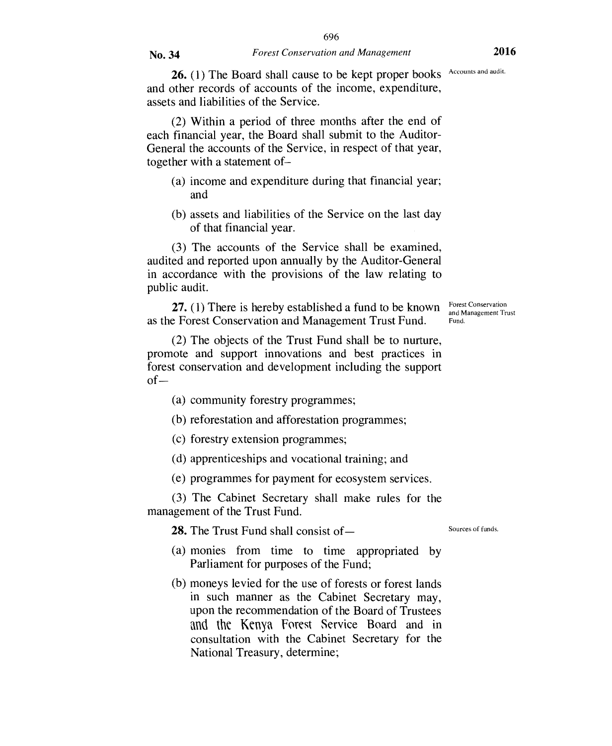**26.** (1) The Board shall cause to be kept proper books and other records of accounts of the income, expenditure, assets and liabilities of the Service.

Accounts and audit.

(2) Within a period of three months after the end of each financial year, the Board shall submit to the Auditor-General the accounts of the Service, in respect of that year, together with a statement of–

(a) income and expenditure during that financial year; and

(b) assets and liabilities of the Service on the last day of that financial year.

(3) The accounts of the Service shall be examined, audited and reported upon annually by the Auditor-General in accordance with the provisions of the law relating to public audit.

**27.** (1) There is hereby established a fund to be known as the Forest Conservation and Management Trust Fund.

Forest Conservation and Management Trust Fund.

(2) The objects of the Trust Fund shall be to nurture, promote and support innovations and best practices in forest conservation and development including the support of—

(a) community forestry programmes;

(b) reforestation and afforestation programmes;

(c) forestry extension programmes;

(d) apprenticeships and vocational training; and

(e) programmes for payment for ecosystem services.

(3) The Cabinet Secretary shall make rules for the management of the Trust Fund.

**28.** The Trust Fund shall consist of—

Sources of funds.

(a) monies from time to time appropriated by Parliament for purposes of the Fund;

(b) moneys levied for the use of forests or forest lands in such manner as the Cabinet Secretary may, upon the recommendation of the Board of Trustees and the Kenya Forest Service Board and in consultation with the Cabinet Secretary for the National Treasury, determine;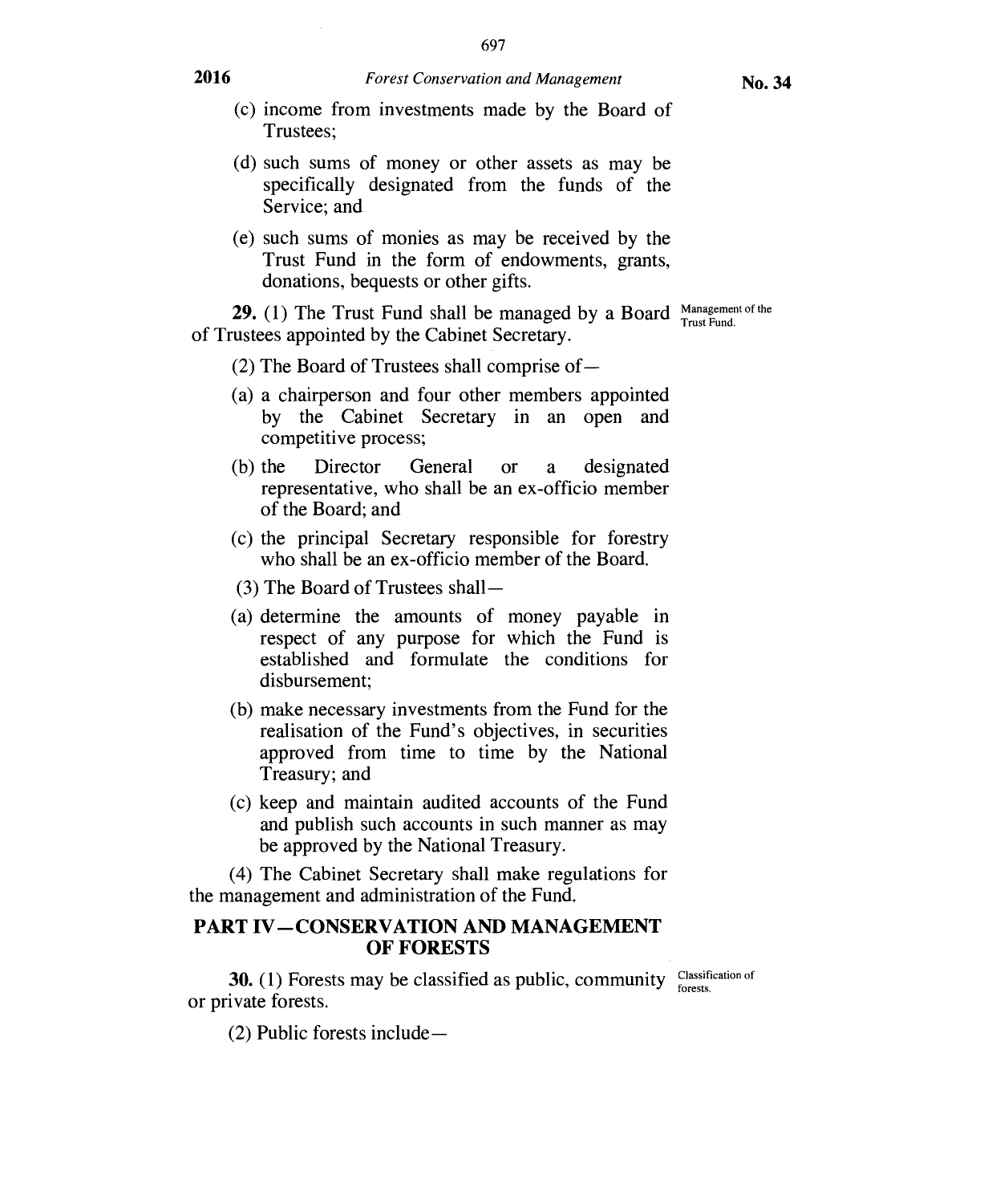(c) income from investments made by the Board of Trustees;

(d) such sums of money or other assets as may be specifically designated from the funds of the Service; and

(e) such sums of monies as may be received by the Trust Fund in the form of endowments, grants, donations, bequests or other gifts.

Management of the Trust Fund.

**29.** (1) The Trust Fund shall be managed by a Board of Trustees appointed by the Cabinet Secretary.

(2) The Board of Trustees shall comprise of—

(a) a chairperson and four other members appointed by the Cabinet Secretary in an open and competitive process;

(b) the Director General or a designated representative, who shall be an ex-officio member of the Board; and

(c) the principal Secretary responsible for forestry who shall be an ex-officio member of the Board.

(3) The Board of Trustees shall—

(a) determine the amounts of money payable in respect of any purpose for which the Fund is established and formulate the conditions for disbursement;

(b) make necessary investments from the Fund for the realisation of the Fund's objectives, in securities approved from time to time by the National Treasury; and

(c) keep and maintain audited accounts of the Fund and publish such accounts in such manner as may be approved by the National Treasury.

(4) The Cabinet Secretary shall make regulations for the management and administration of the Fund.

## PART IV—CONSERVATION AND MANAGEMENT OF FORESTS

Classification of forests.

**30.** (1) Forests may be classified as public, community or private forests.

(2) Public forests include—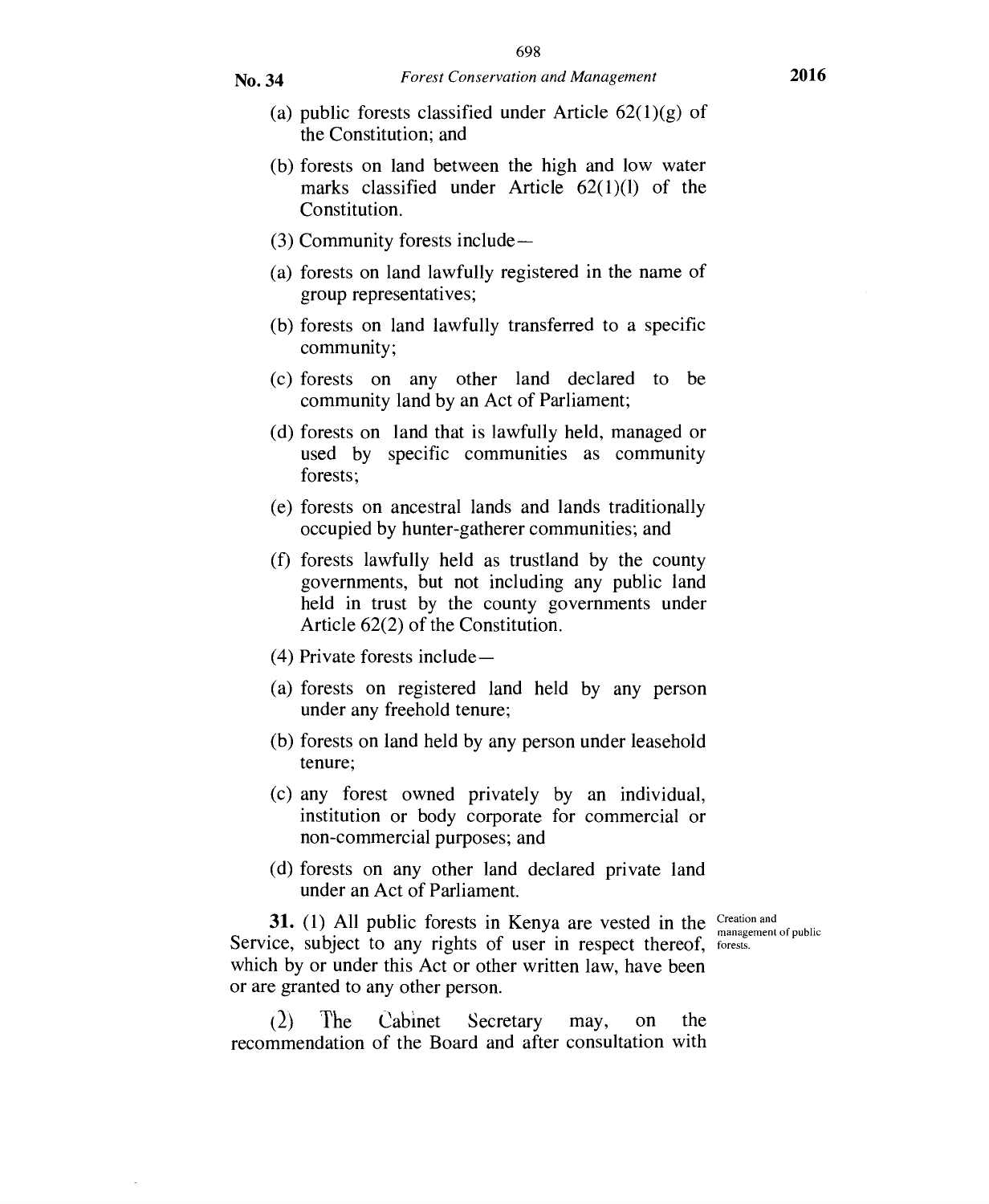(a) public forests classified under Article 62(1)(g) of the Constitution; and

(b) forests on land between the high and low water marks classified under Article 62(1)(l) of the Constitution.

(3) Community forests include—

(a) forests on land lawfully registered in the name of group representatives;

(b) forests on land lawfully transferred to a specific community;

(c) forests on any other land declared to be community land by an Act of Parliament;

(d) forests on land that is lawfully held, managed or used by specific communities as community forests;

(e) forests on ancestral lands and lands traditionally occupied by hunter-gatherer communities; and

(f) forests lawfully held as trustland by the county governments, but not including any public land held in trust by the county governments under Article 62(2) of the Constitution.

(4) Private forests include—

(a) forests on registered land held by any person under any freehold tenure;

(b) forests on land held by any person under leasehold tenure;

(c) any forest owned privately by an individual, institution or body corporate for commercial or non-commercial purposes; and

(d) forests on any other land declared private land under an Act of Parliament.

Creation and management of public forests.

**31.** (1) All public forests in Kenya are vested in the Service, subject to any rights of user in respect thereof, which by or under this Act or other written law, have been or are granted to any other person.

(2) The Cabinet Secretary may, on the recommendation of the Board and after consultation with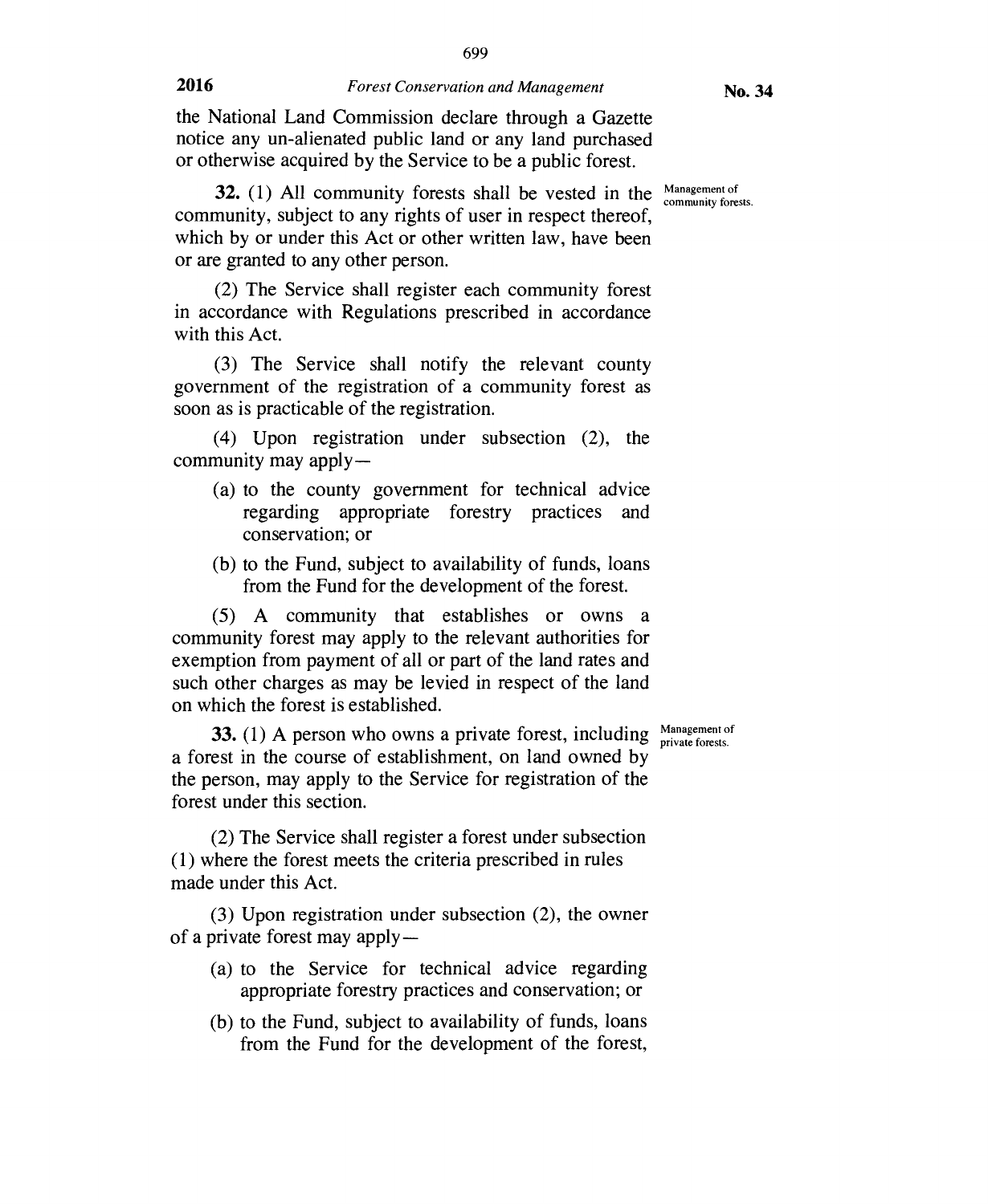the National Land Commission declare through a Gazette notice any un-alienated public land or any land purchased or otherwise acquired by the Service to be a public forest.

Management of community forests.

**32.** (1) All community forests shall be vested in the community, subject to any rights of user in respect thereof, which by or under this Act or other written law, have been or are granted to any other person.

(2) The Service shall register each community forest in accordance with Regulations prescribed in accordance with this Act.

(3) The Service shall notify the relevant county government of the registration of a community forest as soon as is practicable of the registration.

(4) Upon registration under subsection (2), the community may apply—

- (a) to the county government for technical advice regarding appropriate forestry practices and conservation; or
- (b) to the Fund, subject to availability of funds, loans from the Fund for the development of the forest.

(5) A community that establishes or owns a community forest may apply to the relevant authorities for exemption from payment of all or part of the land rates and such other charges as may be levied in respect of the land on which the forest is established.

Management of private forests.

**33.** (1) A person who owns a private forest, including a forest in the course of establishment, on land owned by the person, may apply to the Service for registration of the forest under this section.

(2) The Service shall register a forest under subsection (1) where the forest meets the criteria prescribed in rules made under this Act.

(3) Upon registration under subsection (2), the owner of a private forest may apply—

- (a) to the Service for technical advice regarding appropriate forestry practices and conservation; or
- (b) to the Fund, subject to availability of funds, loans from the Fund for the development of the forest,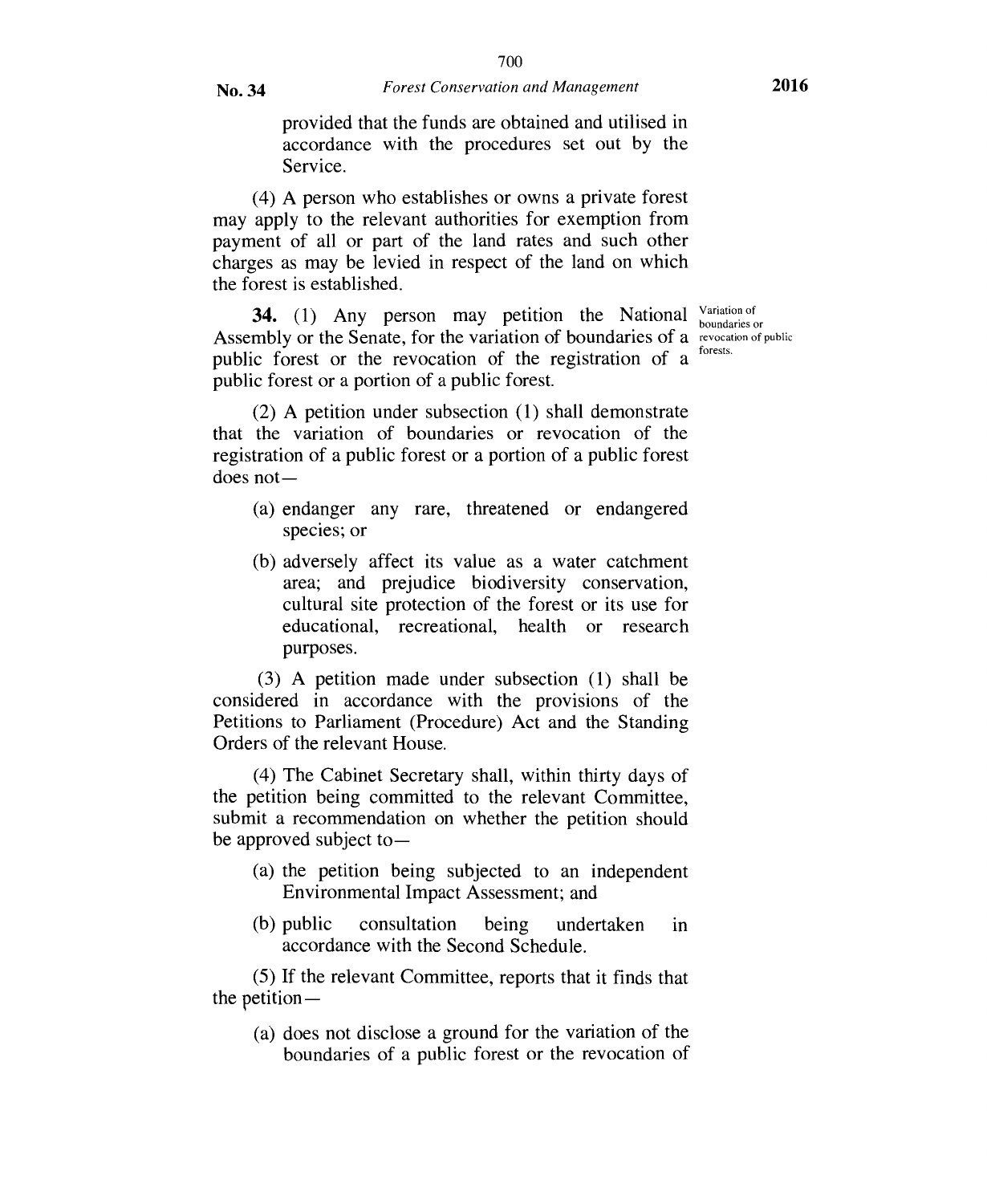provided that the funds are obtained and utilised in accordance with the procedures set out by the Service.

(4) A person who establishes or owns a private forest may apply to the relevant authorities for exemption from payment of all or part of the land rates and such other charges as may be levied in respect of the land on which the forest is established.

Variation of boundaries or revocation of public forests.

**34.** (1) Any person may petition the National Assembly or the Senate, for the variation of boundaries of a public forest or the revocation of the registration of a public forest or a portion of a public forest.

(2) A petition under subsection (1) shall demonstrate that the variation of boundaries or revocation of the registration of a public forest or a portion of a public forest does not—

- (a) endanger any rare, threatened or endangered species; or
- (b) adversely affect its value as a water catchment area; and prejudice biodiversity conservation, cultural site protection of the forest or its use for educational, recreational, health or research purposes.

(3) A petition made under subsection (1) shall be considered in accordance with the provisions of the Petitions to Parliament (Procedure) Act and the Standing Orders of the relevant House.

(4) The Cabinet Secretary shall, within thirty days of the petition being committed to the relevant Committee, submit a recommendation on whether the petition should be approved subject to—

- (a) the petition being subjected to an independent Environmental Impact Assessment; and
- (b) public consultation being undertaken in accordance with the Second Schedule.

(5) If the relevant Committee, reports that it finds that the petition—

- (a) does not disclose a ground for the variation of the boundaries of a public forest or the revocation of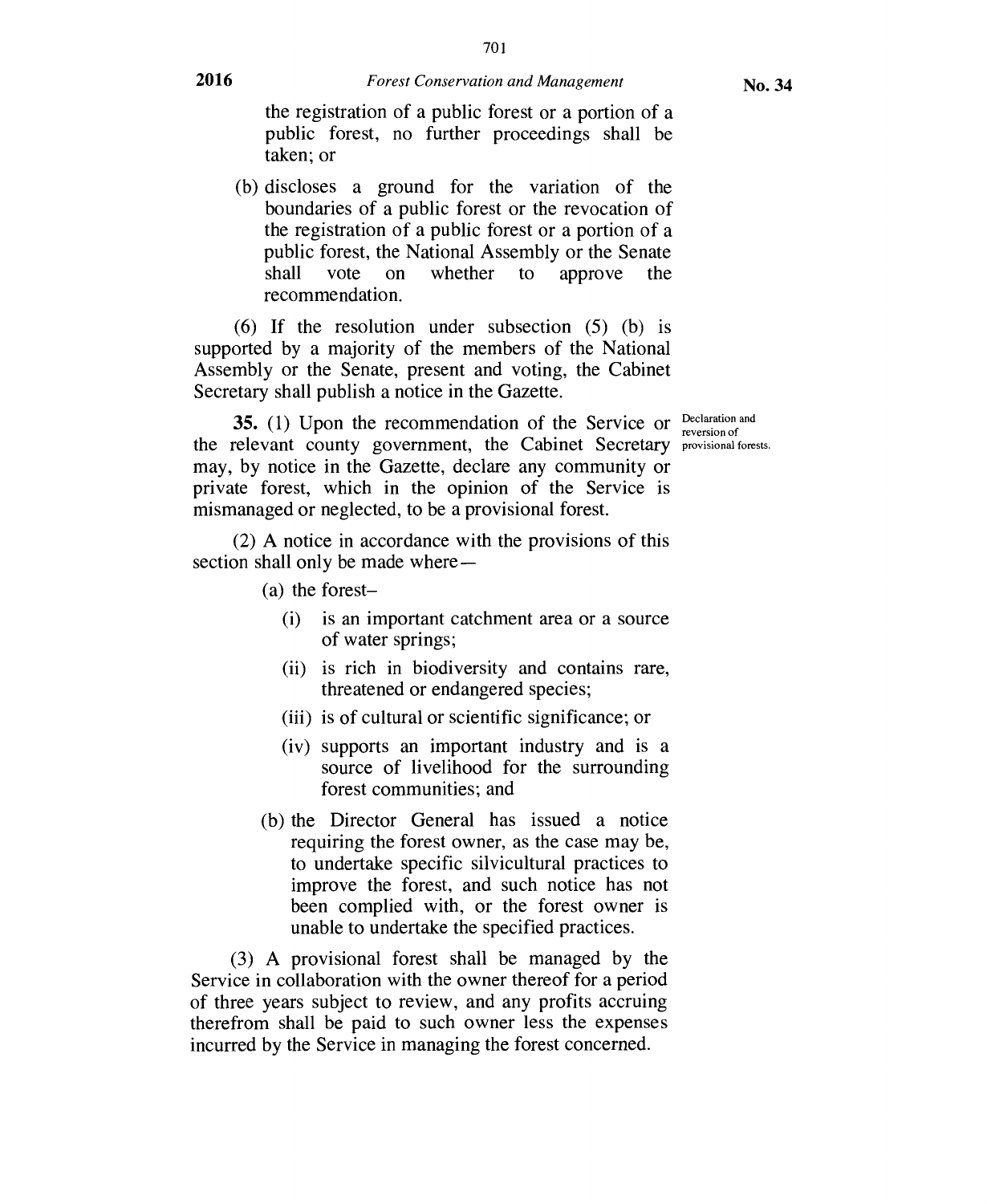the registration of a public forest or a portion of a public forest, no further proceedings shall be taken; or

(b) discloses a ground for the variation of the boundaries of a public forest or the revocation of the registration of a public forest or a portion of a public forest, the National Assembly or the Senate shall vote on whether to approve the recommendation.

(6) If the resolution under subsection (5) (b) is supported by a majority of the members of the National Assembly or the Senate, present and voting, the Cabinet Secretary shall publish a notice in the Gazette.

Declaration and reversion of provisional forests.

**35.** (1) Upon the recommendation of the Service or the relevant county government, the Cabinet Secretary may, by notice in the Gazette, declare any community or private forest, which in the opinion of the Service is mismanaged or neglected, to be a provisional forest.

(2) A notice in accordance with the provisions of this section shall only be made where—

(a) the forest–

(i) is an important catchment area or a source of water springs;

(ii) is rich in biodiversity and contains rare, threatened or endangered species;

(iii) is of cultural or scientific significance; or

(iv) supports an important industry and is a source of livelihood for the surrounding forest communities; and

(b) the Director General has issued a notice requiring the forest owner, as the case may be, to undertake specific silvicultural practices to improve the forest, and such notice has not been complied with, or the forest owner is unable to undertake the specified practices.

(3) A provisional forest shall be managed by the Service in collaboration with the owner thereof for a period of three years subject to review, and any profits accruing therefrom shall be paid to such owner less the expenses incurred by the Service in managing the forest concerned.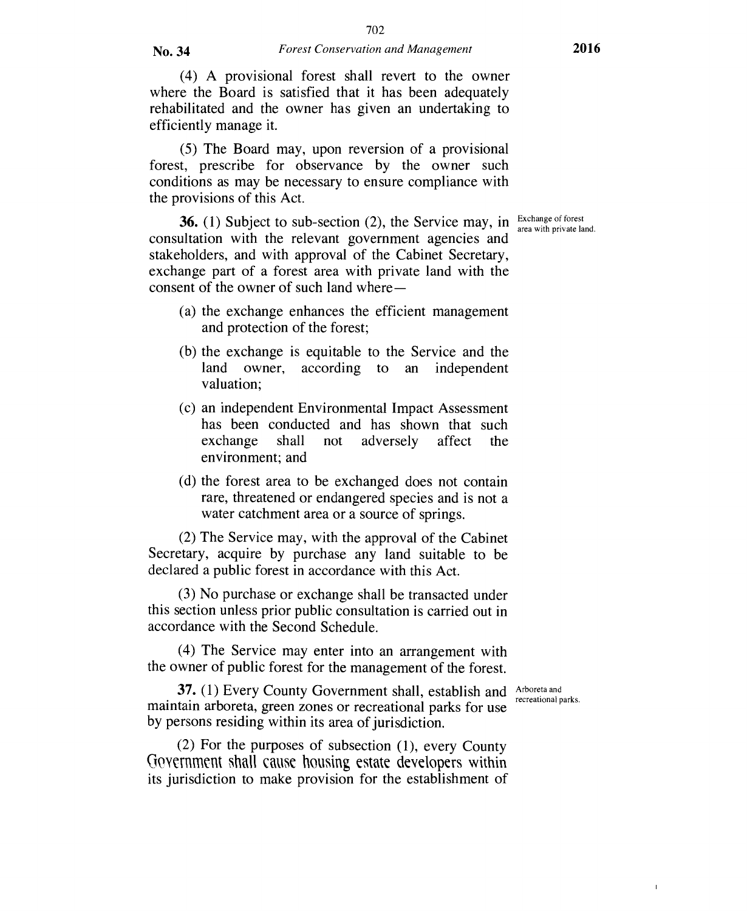(4) A provisional forest shall revert to the owner where the Board is satisfied that it has been adequately rehabilitated and the owner has given an undertaking to efficiently manage it.

(5) The Board may, upon reversion of a provisional forest, prescribe for observance by the owner such conditions as may be necessary to ensure compliance with the provisions of this Act.

Exchange of forest area with private land.

**36.** (1) Subject to sub-section (2), the Service may, in consultation with the relevant government agencies and stakeholders, and with approval of the Cabinet Secretary, exchange part of a forest area with private land with the consent of the owner of such land where—

(a) the exchange enhances the efficient management and protection of the forest;

(b) the exchange is equitable to the Service and the land owner, according to an independent valuation;

(c) an independent Environmental Impact Assessment has been conducted and has shown that such exchange shall not adversely affect the environment; and

(d) the forest area to be exchanged does not contain rare, threatened or endangered species and is not a water catchment area or a source of springs.

(2) The Service may, with the approval of the Cabinet Secretary, acquire by purchase any land suitable to be declared a public forest in accordance with this Act.

(3) No purchase or exchange shall be transacted under this section unless prior public consultation is carried out in accordance with the Second Schedule.

(4) The Service may enter into an arrangement with the owner of public forest for the management of the forest.

Arboreta and recreational parks.

**37.** (1) Every County Government shall, establish and maintain arboreta, green zones or recreational parks for use by persons residing within its area of jurisdiction.

(2) For the purposes of subsection (1), every County Government shall cause housing estate developers within its jurisdiction to make provision for the establishment of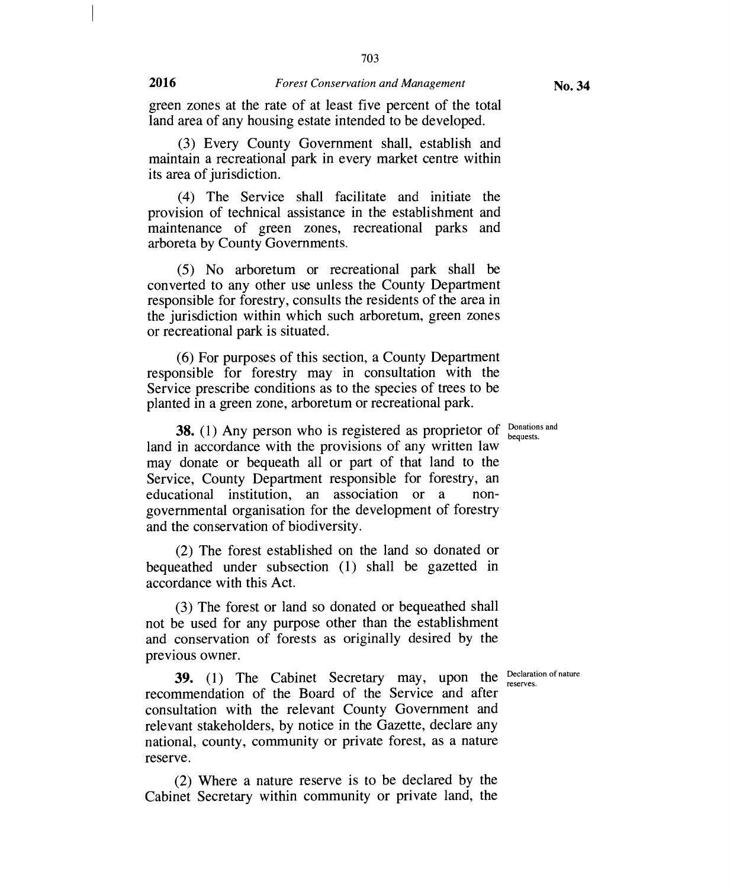green zones at the rate of at least five percent of the total land area of any housing estate intended to be developed.

(3) Every County Government shall, establish and maintain a recreational park in every market centre within its area of jurisdiction.

(4) The Service shall facilitate and initiate the provision of technical assistance in the establishment and maintenance of green zones, recreational parks and arboreta by County Governments.

(5) No arboretum or recreational park shall be converted to any other use unless the County Department responsible for forestry, consults the residents of the area in the jurisdiction within which such arboretum, green zones or recreational park is situated.

(6) For purposes of this section, a County Department responsible for forestry may in consultation with the Service prescribe conditions as to the species of trees to be planted in a green zone, arboretum or recreational park.

Donations and bequests.

**38.** (1) Any person who is registered as proprietor of land in accordance with the provisions of any written law may donate or bequeath all or part of that land to the Service, County Department responsible for forestry, an educational institution, an association or a non-governmental organisation for the development of forestry and the conservation of biodiversity.

(2) The forest established on the land so donated or bequeathed under subsection (1) shall be gazetted in accordance with this Act.

(3) The forest or land so donated or bequeathed shall not be used for any purpose other than the establishment and conservation of forests as originally desired by the previous owner.

Declaration of nature reserves.

**39.** (1) The Cabinet Secretary may, upon the recommendation of the Board of the Service and after consultation with the relevant County Government and relevant stakeholders, by notice in the Gazette, declare any national, county, community or private forest, as a nature reserve.

(2) Where a nature reserve is to be declared by the Cabinet Secretary within community or private land, the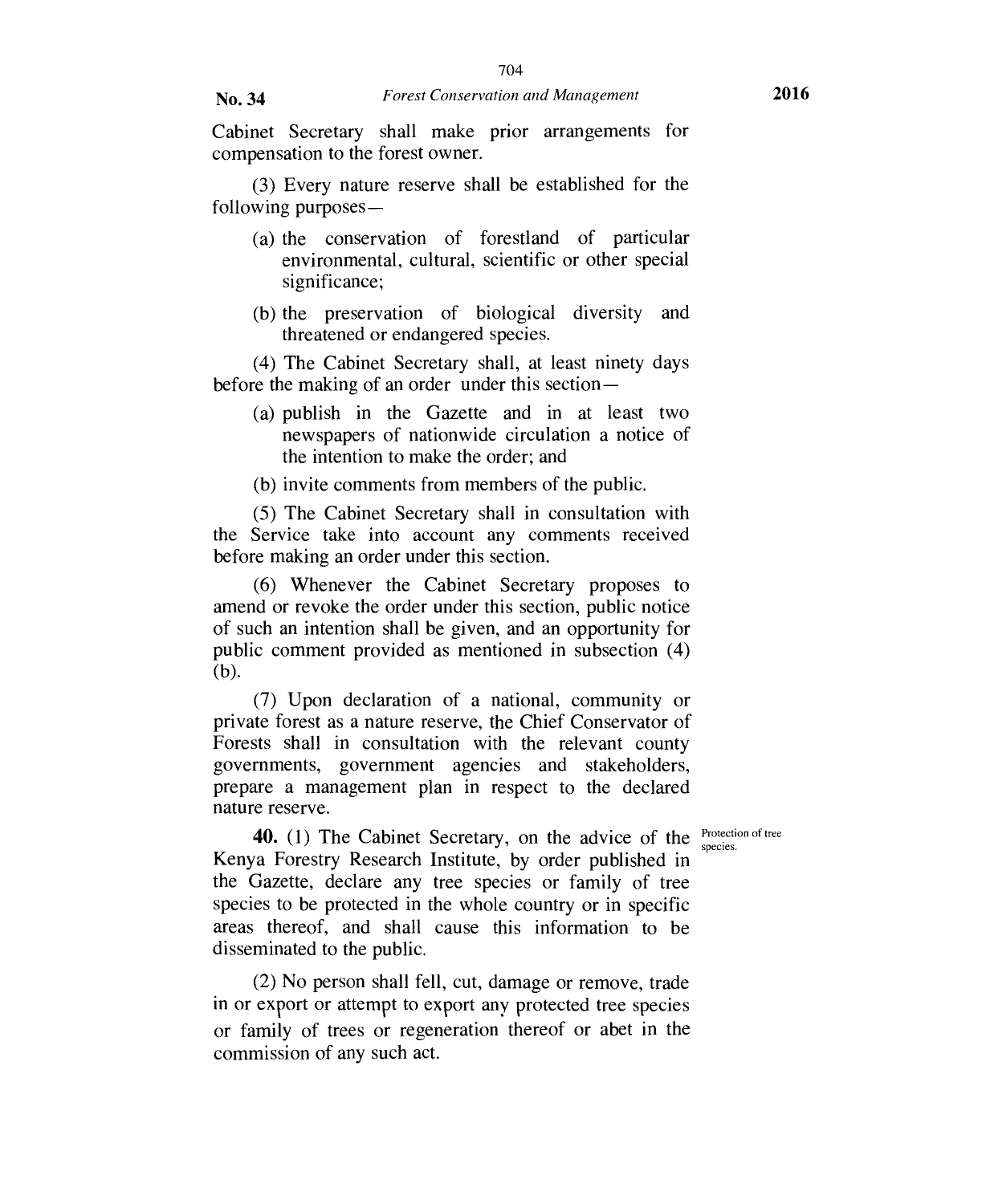Cabinet Secretary shall make prior arrangements for compensation to the forest owner.

(3) Every nature reserve shall be established for the following purposes—

(a) the conservation of forestland of particular environmental, cultural, scientific or other special significance;

(b) the preservation of biological diversity and threatened or endangered species.

(4) The Cabinet Secretary shall, at least ninety days before the making of an order under this section—

(a) publish in the Gazette and in at least two newspapers of nationwide circulation a notice of the intention to make the order; and

(b) invite comments from members of the public.

(5) The Cabinet Secretary shall in consultation with the Service take into account any comments received before making an order under this section.

(6) Whenever the Cabinet Secretary proposes to amend or revoke the order under this section, public notice of such an intention shall be given, and an opportunity for public comment provided as mentioned in subsection (4)(b).

(7) Upon declaration of a national, community or private forest as a nature reserve, the Chief Conservator of Forests shall in consultation with the relevant county governments, government agencies and stakeholders, prepare a management plan in respect to the declared nature reserve.

Protection of tree species.

**40.** (1) The Cabinet Secretary, on the advice of the Kenya Forestry Research Institute, by order published in the Gazette, declare any tree species or family of tree species to be protected in the whole country or in specific areas thereof, and shall cause this information to be disseminated to the public.

(2) No person shall fell, cut, damage or remove, trade in or export or attempt to export any protected tree species or family of trees or regeneration thereof or abet in the commission of any such act.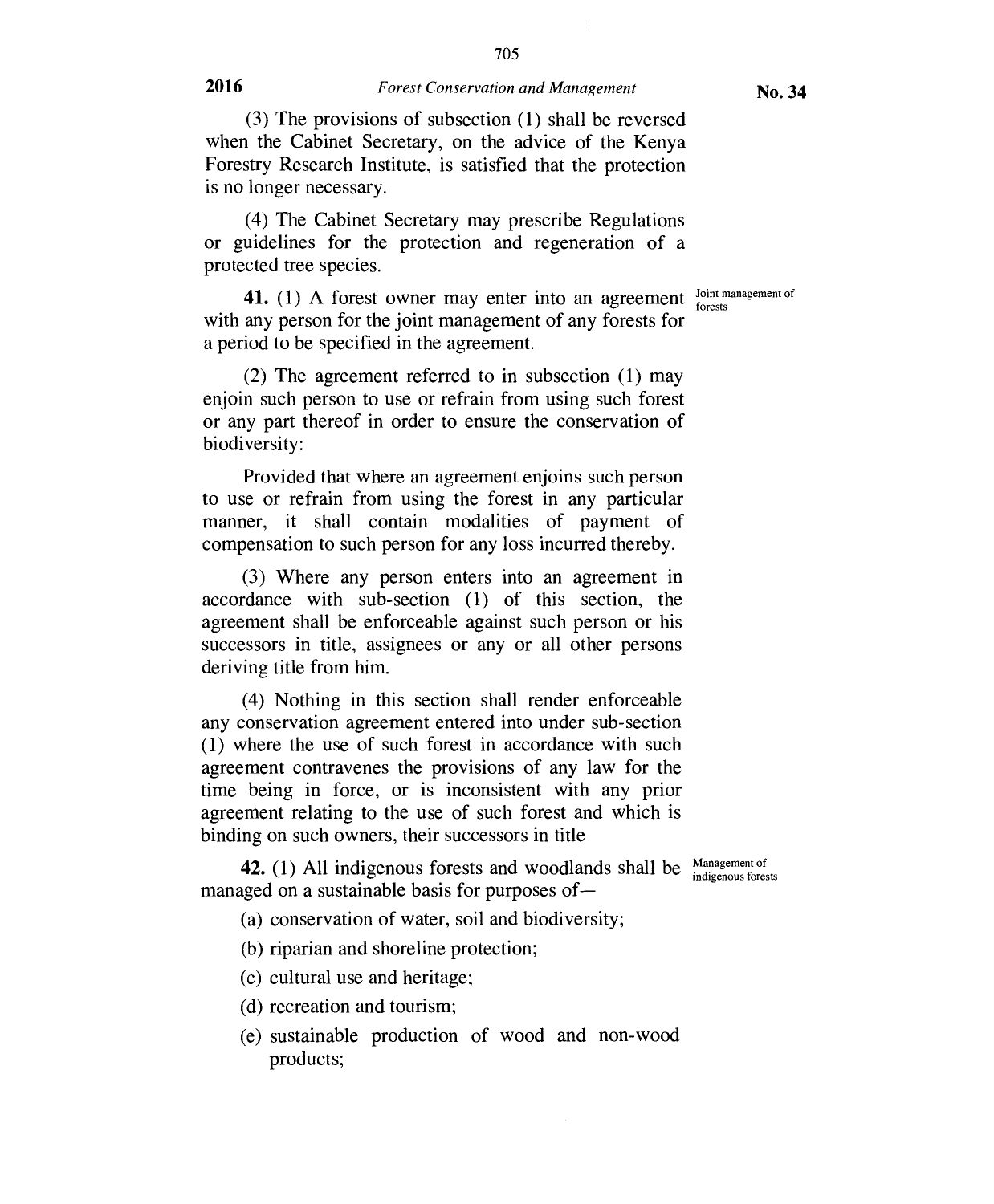(3) The provisions of subsection (1) shall be reversed when the Cabinet Secretary, on the advice of the Kenya Forestry Research Institute, is satisfied that the protection is no longer necessary.

(4) The Cabinet Secretary may prescribe Regulations or guidelines for the protection and regeneration of a protected tree species.

Joint management of forests

**41.** (1) A forest owner may enter into an agreement with any person for the joint management of any forests for a period to be specified in the agreement.

(2) The agreement referred to in subsection (1) may enjoin such person to use or refrain from using such forest or any part thereof in order to ensure the conservation of biodiversity:

Provided that where an agreement enjoins such person to use or refrain from using the forest in any particular manner, it shall contain modalities of payment of compensation to such person for any loss incurred thereby.

(3) Where any person enters into an agreement in accordance with sub-section (1) of this section, the agreement shall be enforceable against such person or his successors in title, assignees or any or all other persons deriving title from him.

(4) Nothing in this section shall render enforceable any conservation agreement entered into under sub-section (1) where the use of such forest in accordance with such agreement contravenes the provisions of any law for the time being in force, or is inconsistent with any prior agreement relating to the use of such forest and which is binding on such owners, their successors in title

Management of indigenous forests

**42.** (1) All indigenous forests and woodlands shall be managed on a sustainable basis for purposes of—

(a) conservation of water, soil and biodiversity;

(b) riparian and shoreline protection;

(c) cultural use and heritage;

(d) recreation and tourism;

(e) sustainable production of wood and non-wood products;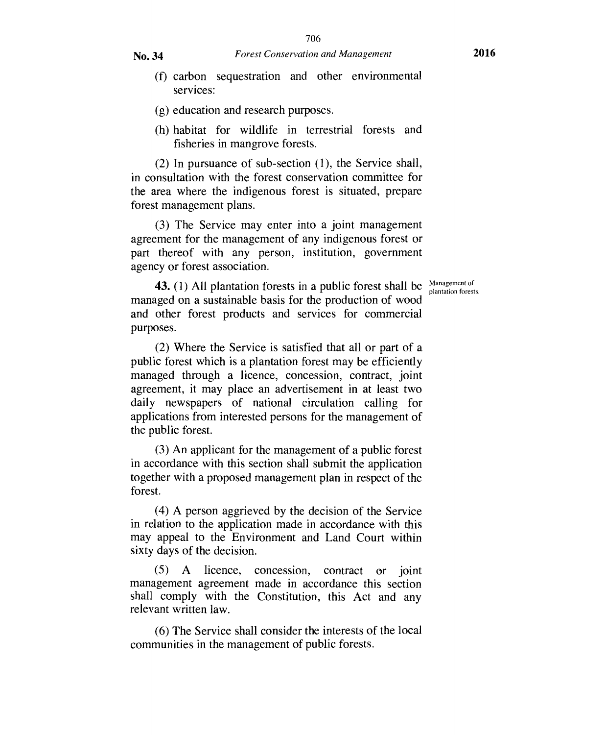(f) carbon sequestration and other environmental services:

(g) education and research purposes.

(h) habitat for wildlife in terrestrial forests and fisheries in mangrove forests.

(2) In pursuance of sub-section (1), the Service shall, in consultation with the forest conservation committee for the area where the indigenous forest is situated, prepare forest management plans.

(3) The Service may enter into a joint management agreement for the management of any indigenous forest or part thereof with any person, institution, government agency or forest association.

Management of plantation forests.

**43.** (1) All plantation forests in a public forest shall be managed on a sustainable basis for the production of wood and other forest products and services for commercial purposes.

(2) Where the Service is satisfied that all or part of a public forest which is a plantation forest may be efficiently managed through a licence, concession, contract, joint agreement, it may place an advertisement in at least two daily newspapers of national circulation calling for applications from interested persons for the management of the public forest.

(3) An applicant for the management of a public forest in accordance with this section shall submit the application together with a proposed management plan in respect of the forest.

(4) A person aggrieved by the decision of the Service in relation to the application made in accordance with this may appeal to the Environment and Land Court within sixty days of the decision.

(5) A licence, concession, contract or joint management agreement made in accordance this section shall comply with the Constitution, this Act and any relevant written law.

(6) The Service shall consider the interests of the local communities in the management of public forests.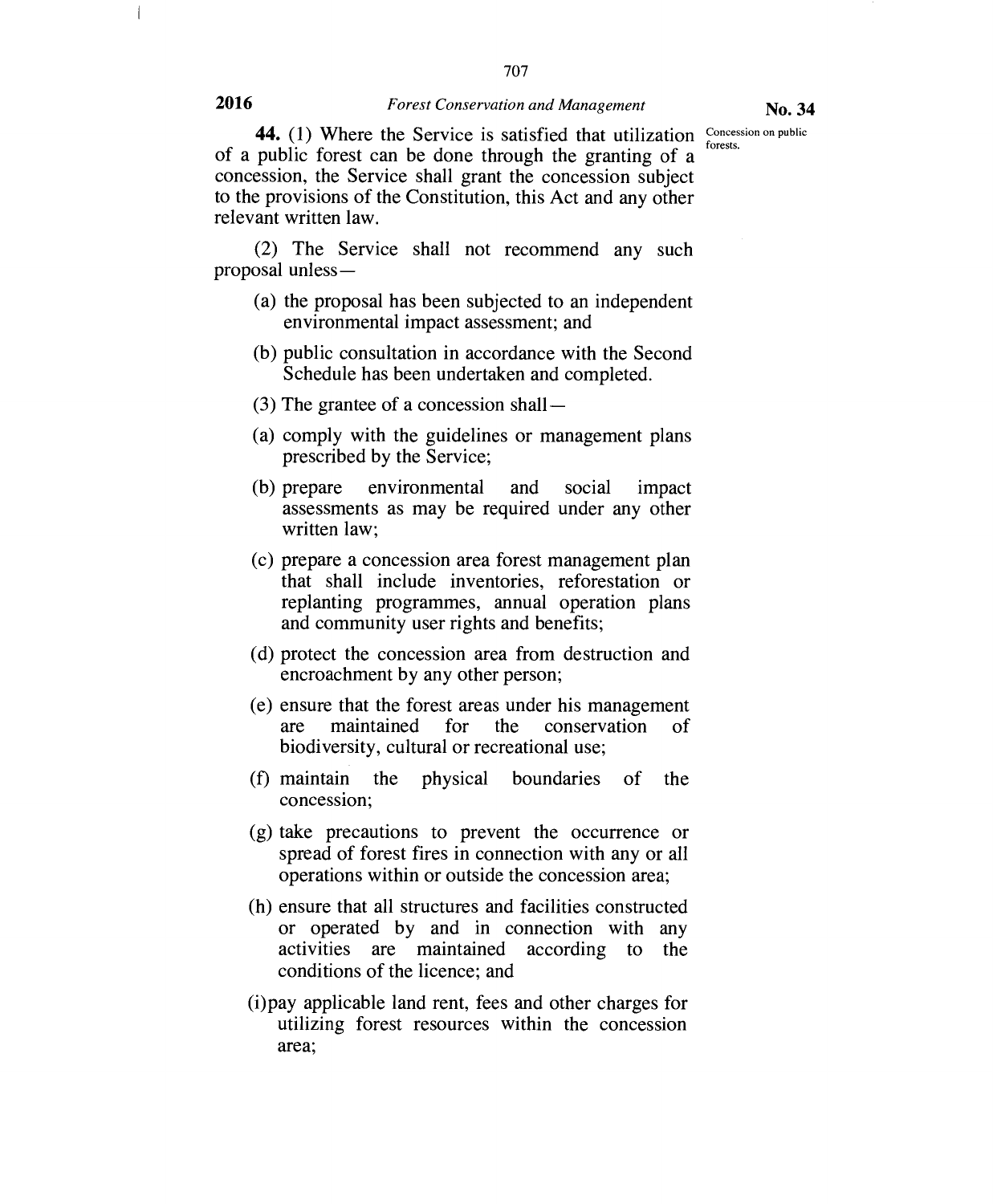**44.** (1) Where the Service is satisfied that utilization of a public forest can be done through the granting of a concession, the Service shall grant the concession subject to the provisions of the Constitution, this Act and any other relevant written law.

Concession on public forests.

(2) The Service shall not recommend any such proposal unless—

(a) the proposal has been subjected to an independent environmental impact assessment; and

(b) public consultation in accordance with the Second Schedule has been undertaken and completed.

(3) The grantee of a concession shall—

(a) comply with the guidelines or management plans prescribed by the Service;

(b) prepare environmental and social impact assessments as may be required under any other written law;

(c) prepare a concession area forest management plan that shall include inventories, reforestation or replanting programmes, annual operation plans and community user rights and benefits;

(d) protect the concession area from destruction and encroachment by any other person;

(e) ensure that the forest areas under his management are maintained for the conservation of biodiversity, cultural or recreational use;

(f) maintain the physical boundaries of the concession;

(g) take precautions to prevent the occurrence or spread of forest fires in connection with any or all operations within or outside the concession area;

(h) ensure that all structures and facilities constructed or operated by and in connection with any activities are maintained according to the conditions of the licence; and

(i) pay applicable land rent, fees and other charges for utilizing forest resources within the concession area;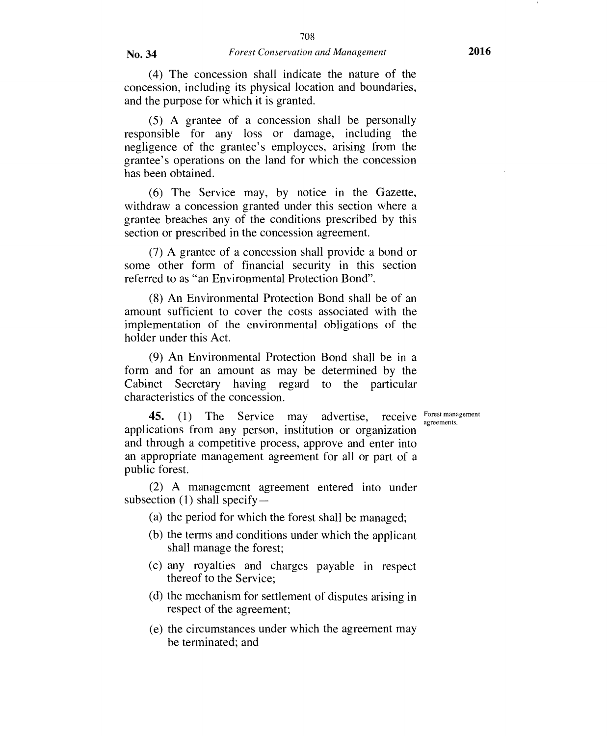(4) The concession shall indicate the nature of the concession, including its physical location and boundaries, and the purpose for which it is granted.

(5) A grantee of a concession shall be personally responsible for any loss or damage, including the negligence of the grantee's employees, arising from the grantee's operations on the land for which the concession has been obtained.

(6) The Service may, by notice in the Gazette, withdraw a concession granted under this section where a grantee breaches any of the conditions prescribed by this section or prescribed in the concession agreement.

(7) A grantee of a concession shall provide a bond or some other form of financial security in this section referred to as "an Environmental Protection Bond".

(8) An Environmental Protection Bond shall be of an amount sufficient to cover the costs associated with the implementation of the environmental obligations of the holder under this Act.

(9) An Environmental Protection Bond shall be in a form and for an amount as may be determined by the Cabinet Secretary having regard to the particular characteristics of the concession.

Forest management agreements.

**45.** (1) The Service may advertise, receive applications from any person, institution or organization and through a competitive process, approve and enter into an appropriate management agreement for all or part of a public forest.

(2) A management agreement entered into under subsection (1) shall specify—

(a) the period for which the forest shall be managed;

(b) the terms and conditions under which the applicant shall manage the forest;

(c) any royalties and charges payable in respect thereof to the Service;

(d) the mechanism for settlement of disputes arising in respect of the agreement;

(e) the circumstances under which the agreement may be terminated; and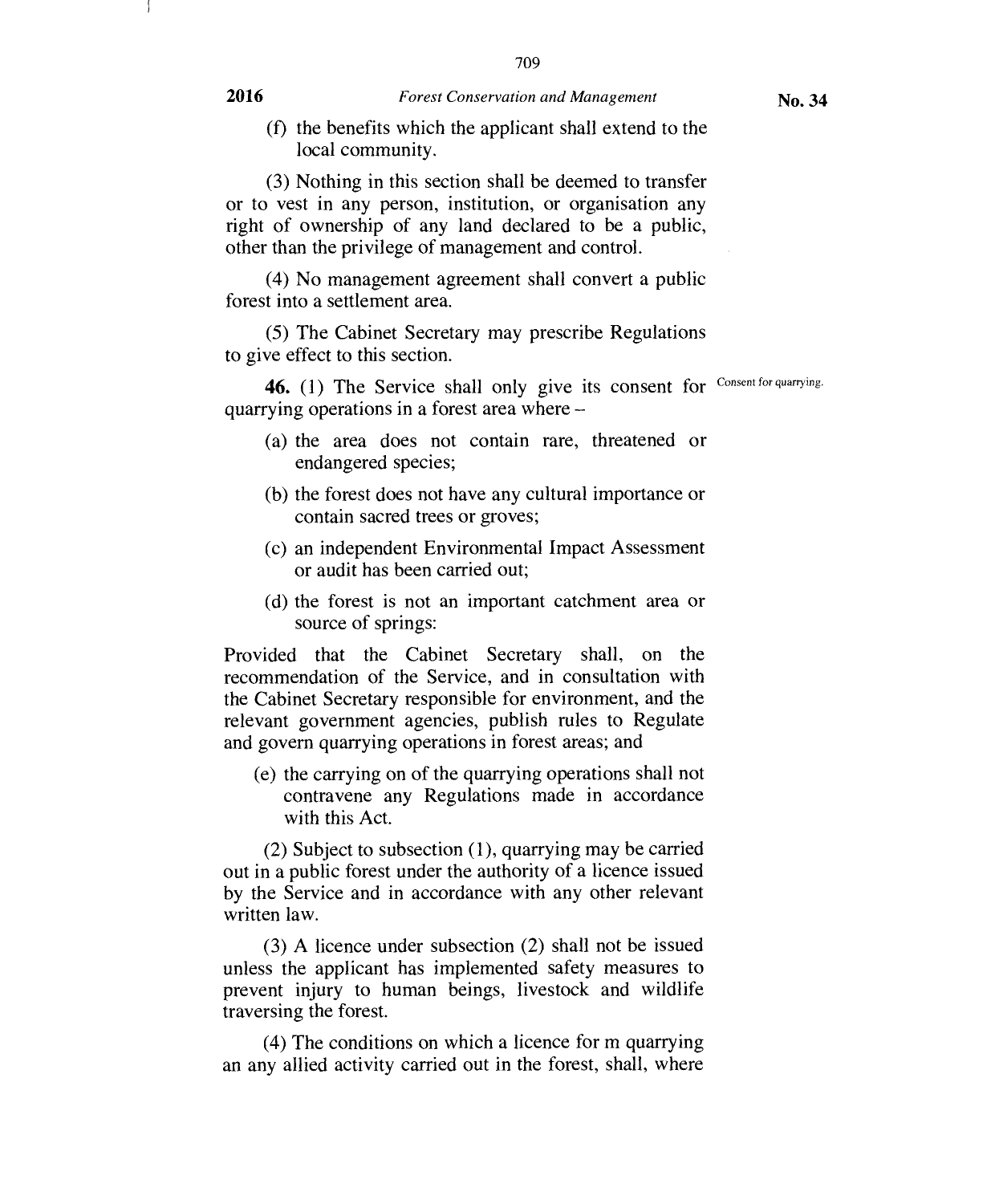(f) the benefits which the applicant shall extend to the local community.

(3) Nothing in this section shall be deemed to transfer or to vest in any person, institution, or organisation any right of ownership of any land declared to be a public, other than the privilege of management and control.

(4) No management agreement shall convert a public forest into a settlement area.

(5) The Cabinet Secretary may prescribe Regulations to give effect to this section.

Consent for quarrying.

**46.** (1) The Service shall only give its consent for quarrying operations in a forest area where –

(a) the area does not contain rare, threatened or endangered species;

(b) the forest does not have any cultural importance or contain sacred trees or groves;

(c) an independent Environmental Impact Assessment or audit has been carried out;

(d) the forest is not an important catchment area or source of springs:

Provided that the Cabinet Secretary shall, on the recommendation of the Service, and in consultation with the Cabinet Secretary responsible for environment, and the relevant government agencies, publish rules to Regulate and govern quarrying operations in forest areas; and

(e) the carrying on of the quarrying operations shall not contravene any Regulations made in accordance with this Act.

(2) Subject to subsection (1), quarrying may be carried out in a public forest under the authority of a licence issued by the Service and in accordance with any other relevant written law.

(3) A licence under subsection (2) shall not be issued unless the applicant has implemented safety measures to prevent injury to human beings, livestock and wildlife traversing the forest.

(4) The conditions on which a licence for m quarrying an any allied activity carried out in the forest, shall, where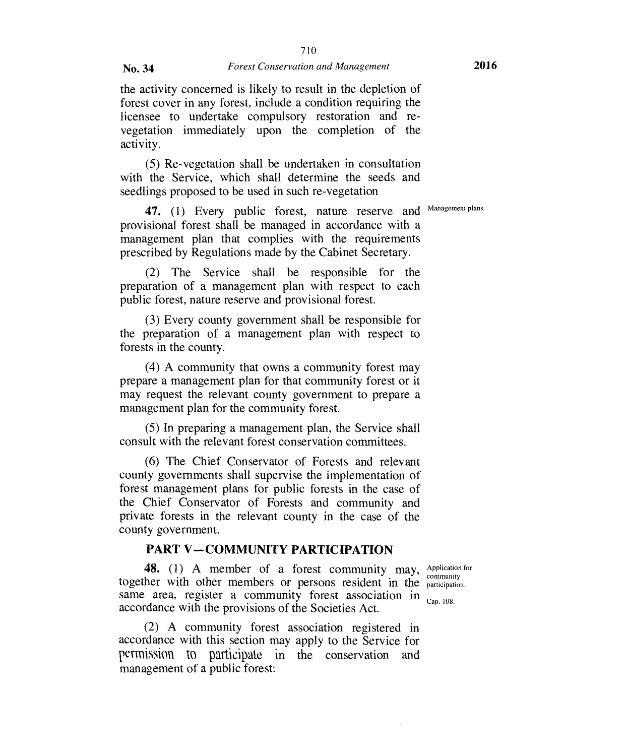the activity concerned is likely to result in the depletion of forest cover in any forest, include a condition requiring the licensee to undertake compulsory restoration and re-vegetation immediately upon the completion of the activity.

(5) Re-vegetation shall be undertaken in consultation with the Service, which shall determine the seeds and seedlings proposed to be used in such re-vegetation

Management plans.

**47.** (1) Every public forest, nature reserve and provisional forest shall be managed in accordance with a management plan that complies with the requirements prescribed by Regulations made by the Cabinet Secretary.

(2) The Service shall be responsible for the preparation of a management plan with respect to each public forest, nature reserve and provisional forest.

(3) Every county government shall be responsible for the preparation of a management plan with respect to forests in the county.

(4) A community that owns a community forest may prepare a management plan for that community forest or it may request the relevant county government to prepare a management plan for the community forest.

(5) In preparing a management plan, the Service shall consult with the relevant forest conservation committees.

(6) The Chief Conservator of Forests and relevant county governments shall supervise the implementation of forest management plans for public forests in the case of the Chief Conservator of Forests and community and private forests in the relevant county in the case of the county government.

## PART V—COMMUNITY PARTICIPATION

Application for community participation.

Cap. 108.

**48.** (1) A member of a forest community may, together with other members or persons resident in the same area, register a community forest association in accordance with the provisions of the Societies Act.

(2) A community forest association registered in accordance with this section may apply to the Service for permission to participate in the conservation and management of a public forest: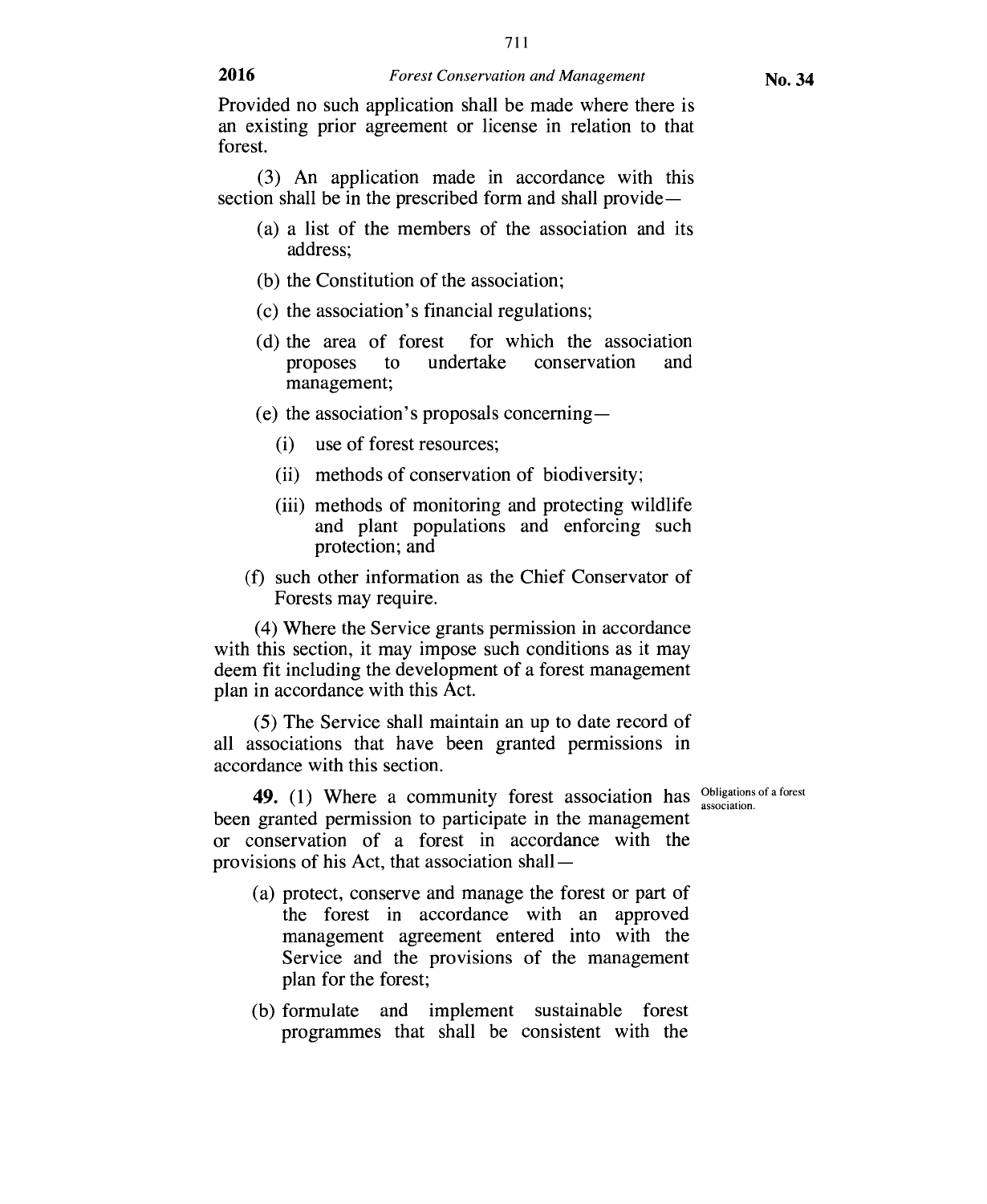Provided no such application shall be made where there is an existing prior agreement or license in relation to that forest.

(3) An application made in accordance with this section shall be in the prescribed form and shall provide—

(a) a list of the members of the association and its address;

(b) the Constitution of the association;

(c) the association's financial regulations;

(d) the area of forest for which the association proposes to undertake conservation and management;

(e) the association's proposals concerning—

(i) use of forest resources;

(ii) methods of conservation of biodiversity;

(iii) methods of monitoring and protecting wildlife and plant populations and enforcing such protection; and

(f) such other information as the Chief Conservator of Forests may require.

(4) Where the Service grants permission in accordance with this section, it may impose such conditions as it may deem fit including the development of a forest management plan in accordance with this Act.

(5) The Service shall maintain an up to date record of all associations that have been granted permissions in accordance with this section.

Obligations of a forest association.

**49.** (1) Where a community forest association has been granted permission to participate in the management or conservation of a forest in accordance with the provisions of his Act, that association shall—

(a) protect, conserve and manage the forest or part of the forest in accordance with an approved management agreement entered into with the Service and the provisions of the management plan for the forest;

(b) formulate and implement sustainable forest programmes that shall be consistent with the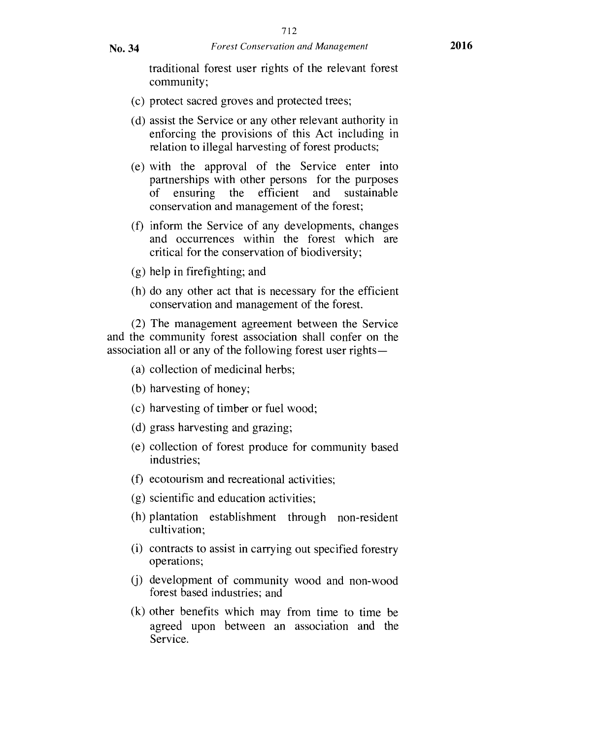traditional forest user rights of the relevant forest community;

(c) protect sacred groves and protected trees;

(d) assist the Service or any other relevant authority in enforcing the provisions of this Act including in relation to illegal harvesting of forest products;

(e) with the approval of the Service enter into partnerships with other persons for the purposes of ensuring the efficient and sustainable conservation and management of the forest;

(f) inform the Service of any developments, changes and occurrences within the forest which are critical for the conservation of biodiversity;

(g) help in firefighting; and

(h) do any other act that is necessary for the efficient conservation and management of the forest.

(2) The management agreement between the Service and the community forest association shall confer on the association all or any of the following forest user rights—

(a) collection of medicinal herbs;

(b) harvesting of honey;

(c) harvesting of timber or fuel wood;

(d) grass harvesting and grazing;

(e) collection of forest produce for community based industries;

(f) ecotourism and recreational activities;

(g) scientific and education activities;

(h) plantation establishment through non-resident cultivation;

(i) contracts to assist in carrying out specified forestry operations;

(j) development of community wood and non-wood forest based industries; and

(k) other benefits which may from time to time be agreed upon between an association and the Service.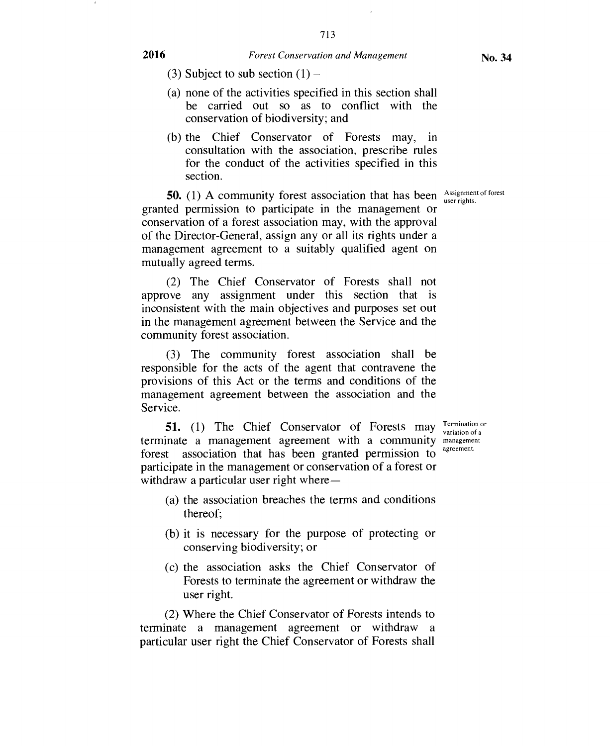(3) Subject to sub section (1) –

(a) none of the activities specified in this section shall be carried out so as to conflict with the conservation of biodiversity; and

(b) the Chief Conservator of Forests may, in consultation with the association, prescribe rules for the conduct of the activities specified in this section.

*Assignment of forest user rights.*

**50.** (1) A community forest association that has been granted permission to participate in the management or conservation of a forest association may, with the approval of the Director-General, assign any or all its rights under a management agreement to a suitably qualified agent on mutually agreed terms.

(2) The Chief Conservator of Forests shall not approve any assignment under this section that is inconsistent with the main objectives and purposes set out in the management agreement between the Service and the community forest association.

(3) The community forest association shall be responsible for the acts of the agent that contravene the provisions of this Act or the terms and conditions of the management agreement between the association and the Service.

*Termination or variation of a management agreement.*

**51.** (1) The Chief Conservator of Forests may terminate a management agreement with a community forest association that has been granted permission to participate in the management or conservation of a forest or withdraw a particular user right where—

(a) the association breaches the terms and conditions thereof;

(b) it is necessary for the purpose of protecting or conserving biodiversity; or

(c) the association asks the Chief Conservator of Forests to terminate the agreement or withdraw the user right.

(2) Where the Chief Conservator of Forests intends to terminate a management agreement or withdraw a particular user right the Chief Conservator of Forests shall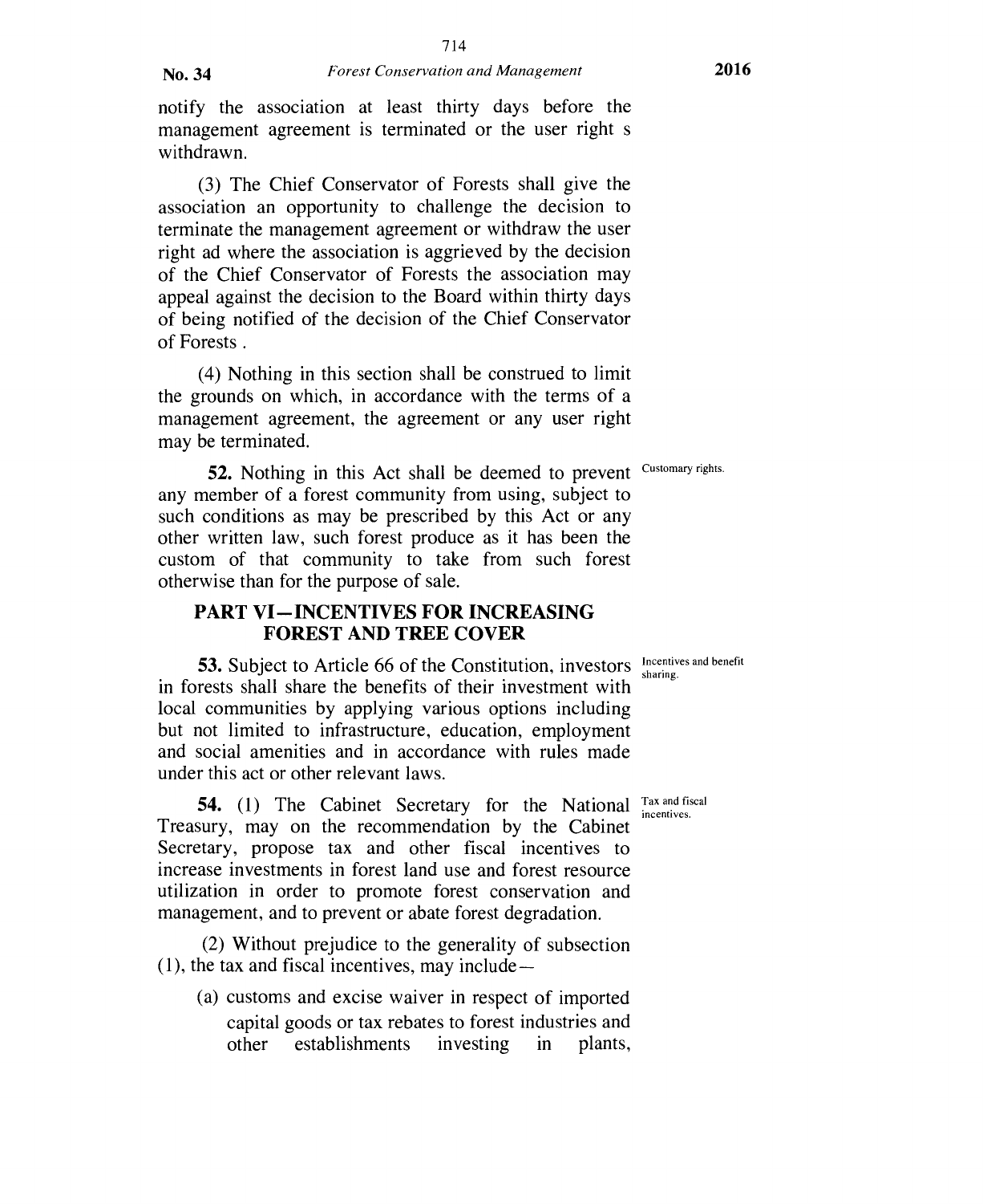notify the association at least thirty days before the management agreement is terminated or the user right s withdrawn.

(3) The Chief Conservator of Forests shall give the association an opportunity to challenge the decision to terminate the management agreement or withdraw the user right ad where the association is aggrieved by the decision of the Chief Conservator of Forests the association may appeal against the decision to the Board within thirty days of being notified of the decision of the Chief Conservator of Forests .

(4) Nothing in this section shall be construed to limit the grounds on which, in accordance with the terms of a management agreement, the agreement or any user right may be terminated.

Customary rights.

**52.** Nothing in this Act shall be deemed to prevent any member of a forest community from using, subject to such conditions as may be prescribed by this Act or any other written law, such forest produce as it has been the custom of that community to take from such forest otherwise than for the purpose of sale.

## PART VI—INCENTIVES FOR INCREASING FOREST AND TREE COVER

Incentives and benefit sharing.

**53.** Subject to Article 66 of the Constitution, investors in forests shall share the benefits of their investment with local communities by applying various options including but not limited to infrastructure, education, employment and social amenities and in accordance with rules made under this act or other relevant laws.

Tax and fiscal incentives.

**54.** (1) The Cabinet Secretary for the National Treasury, may on the recommendation by the Cabinet Secretary, propose tax and other fiscal incentives to increase investments in forest land use and forest resource utilization in order to promote forest conservation and management, and to prevent or abate forest degradation.

(2) Without prejudice to the generality of subsection (1), the tax and fiscal incentives, may include—

(a) customs and excise waiver in respect of imported capital goods or tax rebates to forest industries and other establishments investing in plants,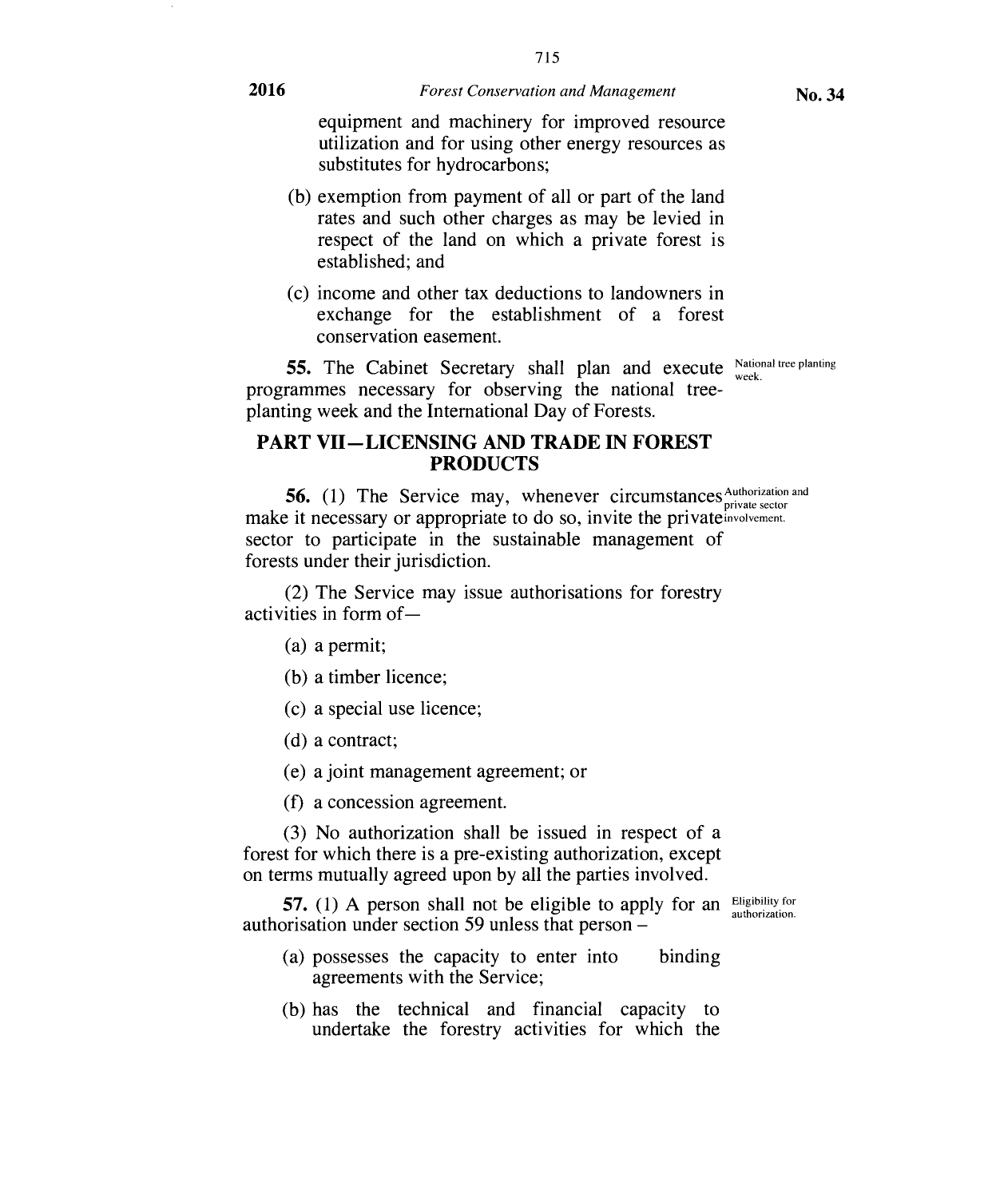equipment and machinery for improved resource utilization and for using other energy resources as substitutes for hydrocarbons;

(b) exemption from payment of all or part of the land rates and such other charges as may be levied in respect of the land on which a private forest is established; and

(c) income and other tax deductions to landowners in exchange for the establishment of a forest conservation easement.

National tree planting week.

**55.** The Cabinet Secretary shall plan and execute programmes necessary for observing the national tree-planting week and the International Day of Forests.

## PART VII—LICENSING AND TRADE IN FOREST PRODUCTS

Authorization and private sector involvement.

**56.** (1) The Service may, whenever circumstances make it necessary or appropriate to do so, invite the private sector to participate in the sustainable management of forests under their jurisdiction.

(2) The Service may issue authorisations for forestry activities in form of—

(a) a permit;

(b) a timber licence;

(c) a special use licence;

(d) a contract;

(e) a joint management agreement; or

(f) a concession agreement.

(3) No authorization shall be issued in respect of a forest for which there is a pre-existing authorization, except on terms mutually agreed upon by all the parties involved.

Eligibility for authorization.

**57.** (1) A person shall not be eligible to apply for an authorisation under section 59 unless that person –

(a) possesses the capacity to enter into binding agreements with the Service;

(b) has the technical and financial capacity to undertake the forestry activities for which the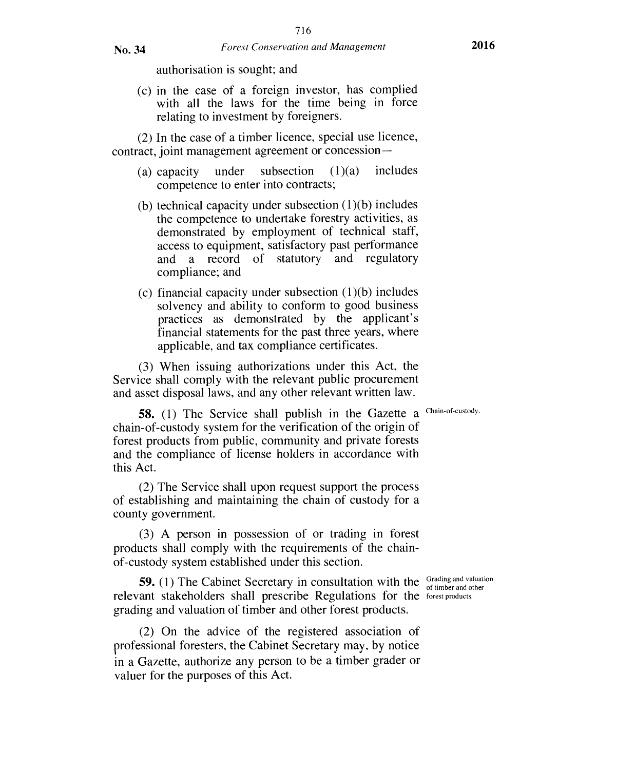authorisation is sought; and

(c) in the case of a foreign investor, has complied with all the laws for the time being in force relating to investment by foreigners.

(2) In the case of a timber licence, special use licence, contract, joint management agreement or concession—

(a) capacity under subsection (1)(a) includes competence to enter into contracts;

(b) technical capacity under subsection (1)(b) includes the competence to undertake forestry activities, as demonstrated by employment of technical staff, access to equipment, satisfactory past performance and a record of statutory and regulatory compliance; and

(c) financial capacity under subsection (1)(b) includes solvency and ability to conform to good business practices as demonstrated by the applicant's financial statements for the past three years, where applicable, and tax compliance certificates.

(3) When issuing authorizations under this Act, the Service shall comply with the relevant public procurement and asset disposal laws, and any other relevant written law.

*Chain-of-custody.*

**58.** (1) The Service shall publish in the Gazette a chain-of-custody system for the verification of the origin of forest products from public, community and private forests and the compliance of license holders in accordance with this Act.

(2) The Service shall upon request support the process of establishing and maintaining the chain of custody for a county government.

(3) A person in possession of or trading in forest products shall comply with the requirements of the chain-of-custody system established under this section.

*Grading and valuation of timber and other forest products.*

**59.** (1) The Cabinet Secretary in consultation with the relevant stakeholders shall prescribe Regulations for the grading and valuation of timber and other forest products.

(2) On the advice of the registered association of professional foresters, the Cabinet Secretary may, by notice in a Gazette, authorize any person to be a timber grader or valuer for the purposes of this Act.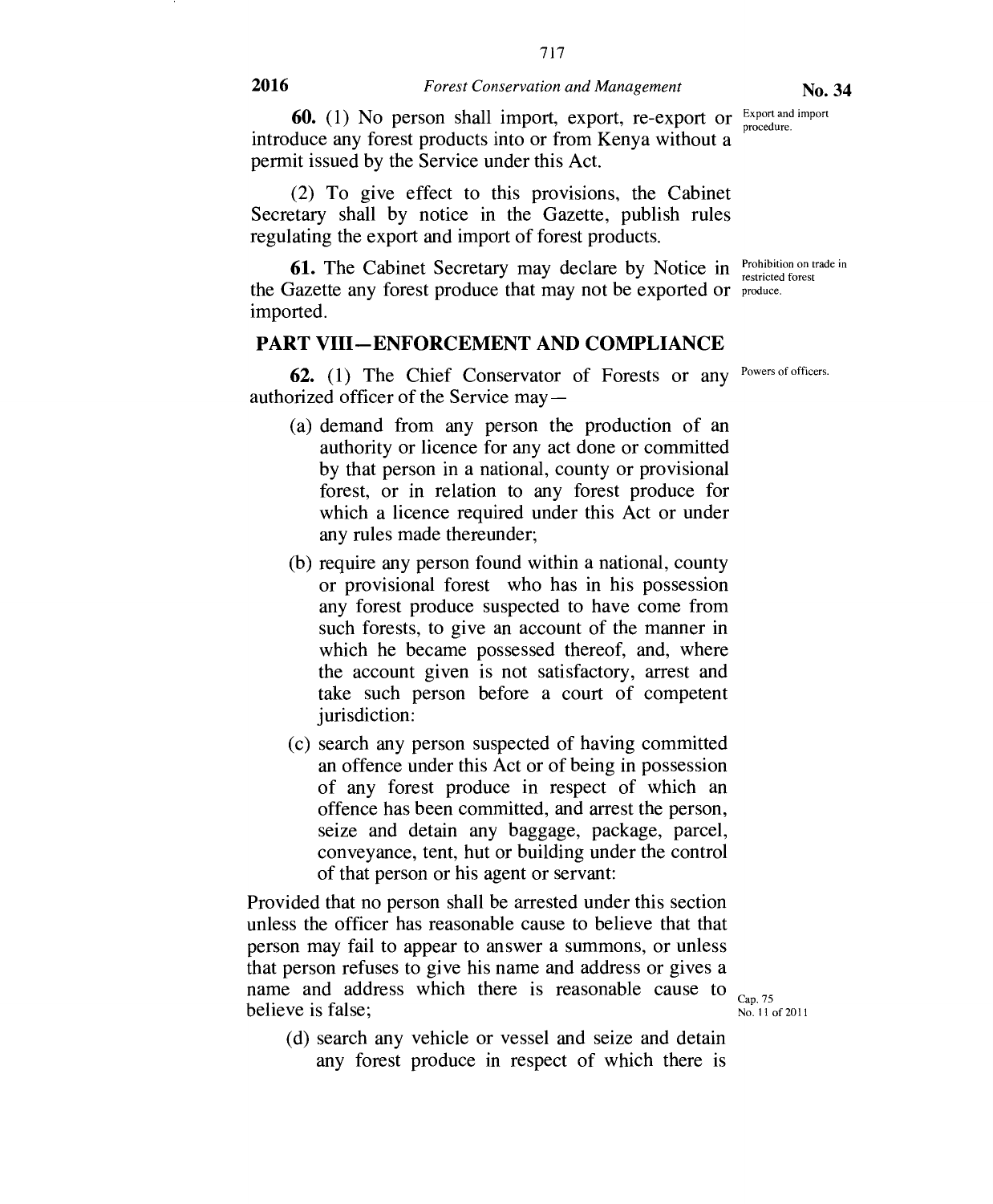**60.** (1) No person shall import, export, re-export or introduce any forest products into or from Kenya without a permit issued by the Service under this Act.

Export and import procedure.

(2) To give effect to this provisions, the Cabinet Secretary shall by notice in the Gazette, publish rules regulating the export and import of forest products.

**61.** The Cabinet Secretary may declare by Notice in the Gazette any forest produce that may not be exported or imported.

Prohibition on trade in restricted forest produce.

## PART VIII—ENFORCEMENT AND COMPLIANCE

**62.** (1) The Chief Conservator of Forests or any authorized officer of the Service may—

Powers of officers.

(a) demand from any person the production of an authority or licence for any act done or committed by that person in a national, county or provisional forest, or in relation to any forest produce for which a licence required under this Act or under any rules made thereunder;

(b) require any person found within a national, county or provisional forest who has in his possession any forest produce suspected to have come from such forests, to give an account of the manner in which he became possessed thereof, and, where the account given is not satisfactory, arrest and take such person before a court of competent jurisdiction:

(c) search any person suspected of having committed an offence under this Act or of being in possession of any forest produce in respect of which an offence has been committed, and arrest the person, seize and detain any baggage, package, parcel, conveyance, tent, hut or building under the control of that person or his agent or servant:

Provided that no person shall be arrested under this section unless the officer has reasonable cause to believe that that person may fail to appear to answer a summons, or unless that person refuses to give his name and address or gives a name and address which there is reasonable cause to believe is false;

Cap. 75
No. 11 of 2011

(d) search any vehicle or vessel and seize and detain any forest produce in respect of which there is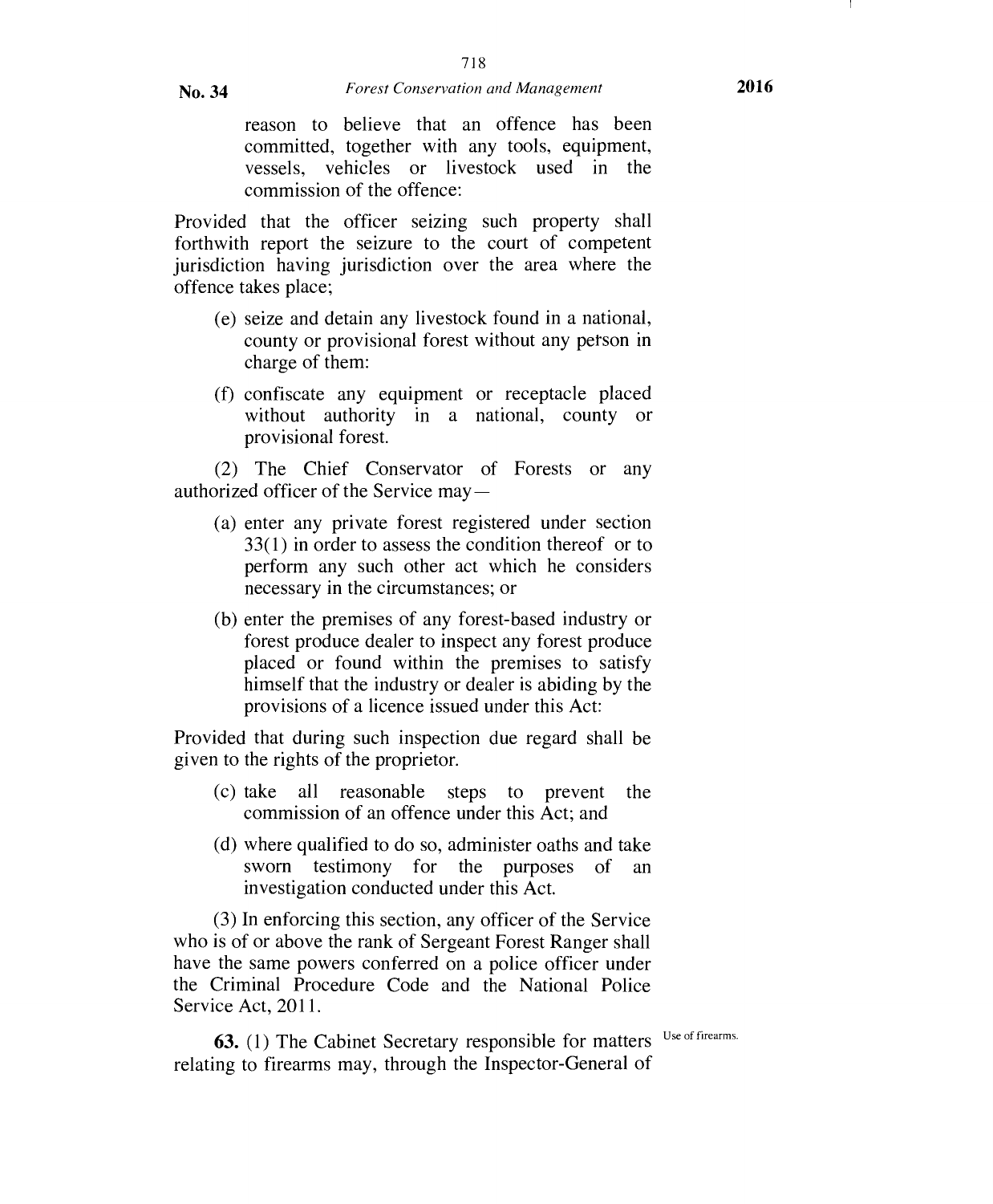reason to believe that an offence has been committed, together with any tools, equipment, vessels, vehicles or livestock used in the commission of the offence:

Provided that the officer seizing such property shall forthwith report the seizure to the court of competent jurisdiction having jurisdiction over the area where the offence takes place;

(e) seize and detain any livestock found in a national, county or provisional forest without any person in charge of them:

(f) confiscate any equipment or receptacle placed without authority in a national, county or provisional forest.

(2) The Chief Conservator of Forests or any authorized officer of the Service may—

(a) enter any private forest registered under section 33(1) in order to assess the condition thereof or to perform any such other act which he considers necessary in the circumstances; or

(b) enter the premises of any forest-based industry or forest produce dealer to inspect any forest produce placed or found within the premises to satisfy himself that the industry or dealer is abiding by the provisions of a licence issued under this Act:

Provided that during such inspection due regard shall be given to the rights of the proprietor.

(c) take all reasonable steps to prevent the commission of an offence under this Act; and

(d) where qualified to do so, administer oaths and take sworn testimony for the purposes of an investigation conducted under this Act.

(3) In enforcing this section, any officer of the Service who is of or above the rank of Sergeant Forest Ranger shall have the same powers conferred on a police officer under the Criminal Procedure Code and the National Police Service Act, 2011.

Use of firearms.

**63.** (1) The Cabinet Secretary responsible for matters relating to firearms may, through the Inspector-General of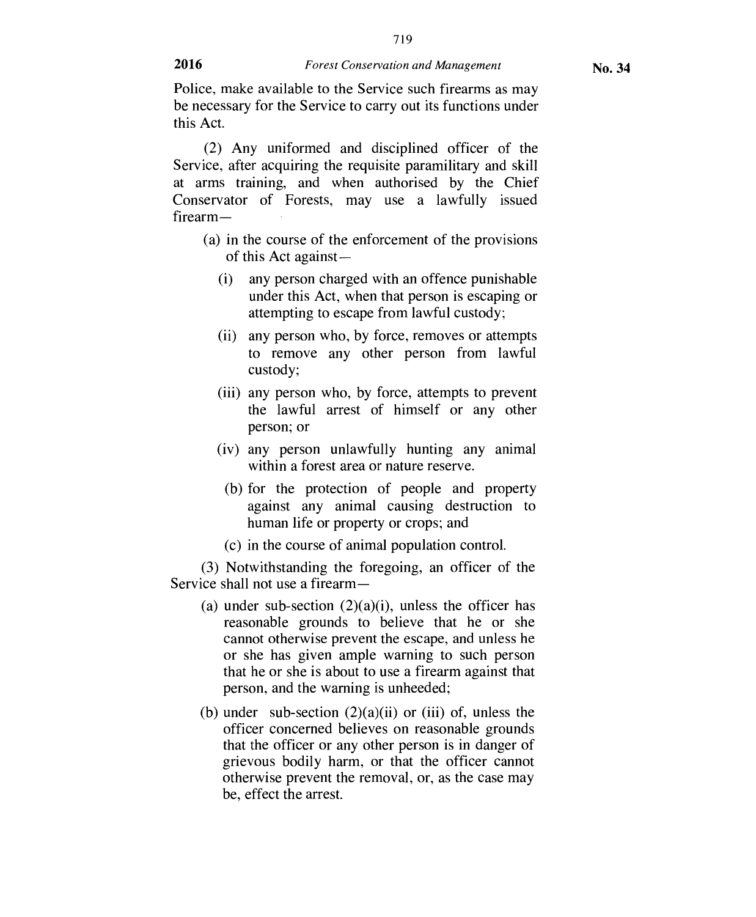Police, make available to the Service such firearms as may be necessary for the Service to carry out its functions under this Act.

(2) Any uniformed and disciplined officer of the Service, after acquiring the requisite paramilitary and skill at arms training, and when authorised by the Chief Conservator of Forests, may use a lawfully issued firearm—

(a) in the course of the enforcement of the provisions of this Act against—

(i) any person charged with an offence punishable under this Act, when that person is escaping or attempting to escape from lawful custody;

(ii) any person who, by force, removes or attempts to remove any other person from lawful custody;

(iii) any person who, by force, attempts to prevent the lawful arrest of himself or any other person; or

(iv) any person unlawfully hunting any animal within a forest area or nature reserve.

(b) for the protection of people and property against any animal causing destruction to human life or property or crops; and

(c) in the course of animal population control.

(3) Notwithstanding the foregoing, an officer of the Service shall not use a firearm—

(a) under sub-section (2)(a)(i), unless the officer has reasonable grounds to believe that he or she cannot otherwise prevent the escape, and unless he or she has given ample warning to such person that he or she is about to use a firearm against that person, and the warning is unheeded;

(b) under sub-section (2)(a)(ii) or (iii) of, unless the officer concerned believes on reasonable grounds that the officer or any other person is in danger of grievous bodily harm, or that the officer cannot otherwise prevent the removal, or, as the case may be, effect the arrest.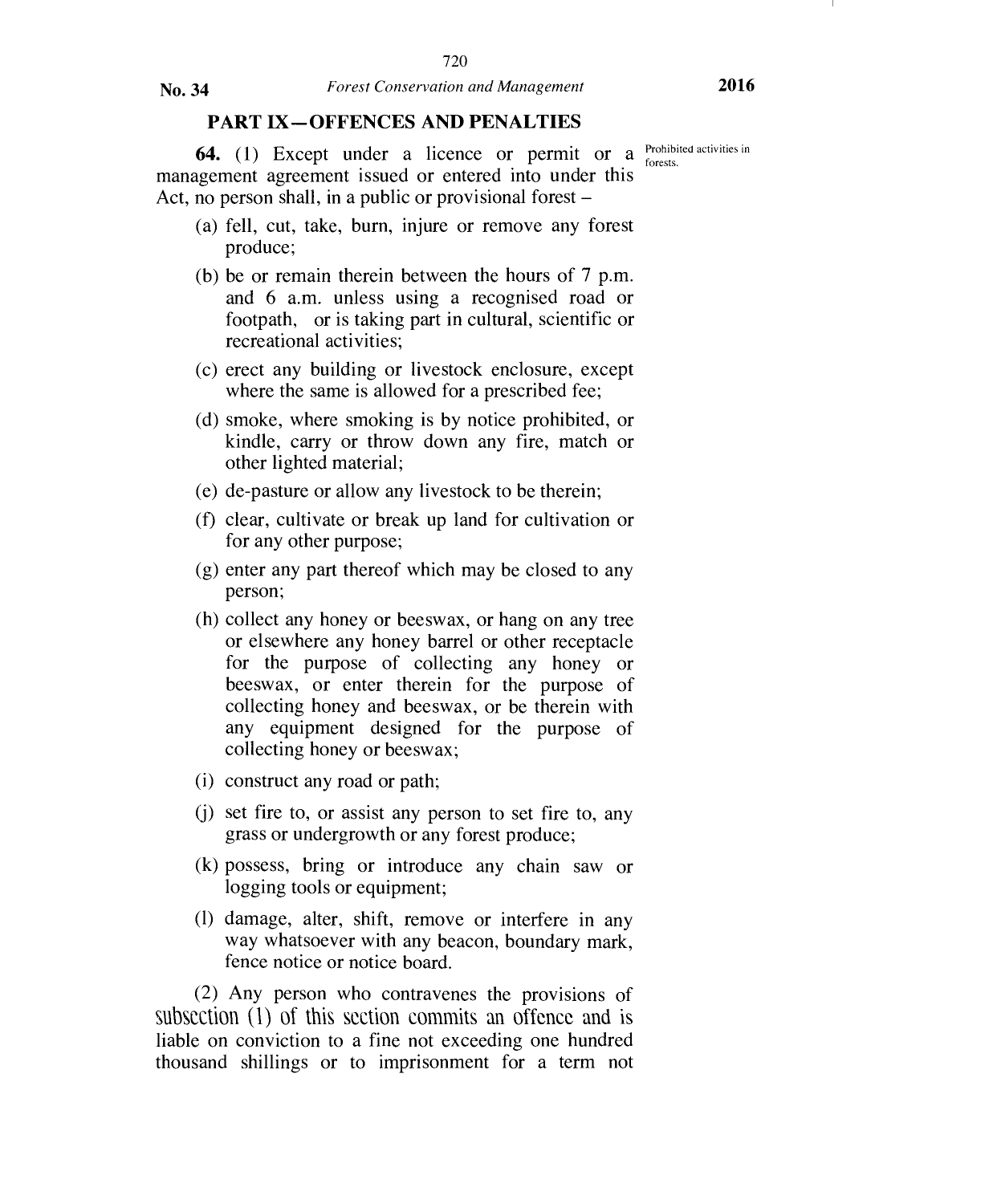## PART IX—OFFENCES AND PENALTIES

Prohibited activities in forests.

**64.** (1) Except under a licence or permit or a management agreement issued or entered into under this Act, no person shall, in a public or provisional forest –

(a) fell, cut, take, burn, injure or remove any forest produce;

(b) be or remain therein between the hours of 7 p.m. and 6 a.m. unless using a recognised road or footpath, or is taking part in cultural, scientific or recreational activities;

(c) erect any building or livestock enclosure, except where the same is allowed for a prescribed fee;

(d) smoke, where smoking is by notice prohibited, or kindle, carry or throw down any fire, match or other lighted material;

(e) de-pasture or allow any livestock to be therein;

(f) clear, cultivate or break up land for cultivation or for any other purpose;

(g) enter any part thereof which may be closed to any person;

(h) collect any honey or beeswax, or hang on any tree or elsewhere any honey barrel or other receptacle for the purpose of collecting any honey or beeswax, or enter therein for the purpose of collecting honey and beeswax, or be therein with any equipment designed for the purpose of collecting honey or beeswax;

(i) construct any road or path;

(j) set fire to, or assist any person to set fire to, any grass or undergrowth or any forest produce;

(k) possess, bring or introduce any chain saw or logging tools or equipment;

(l) damage, alter, shift, remove or interfere in any way whatsoever with any beacon, boundary mark, fence notice or notice board.

(2) Any person who contravenes the provisions of subsection (1) of this section commits an offence and is liable on conviction to a fine not exceeding one hundred thousand shillings or to imprisonment for a term not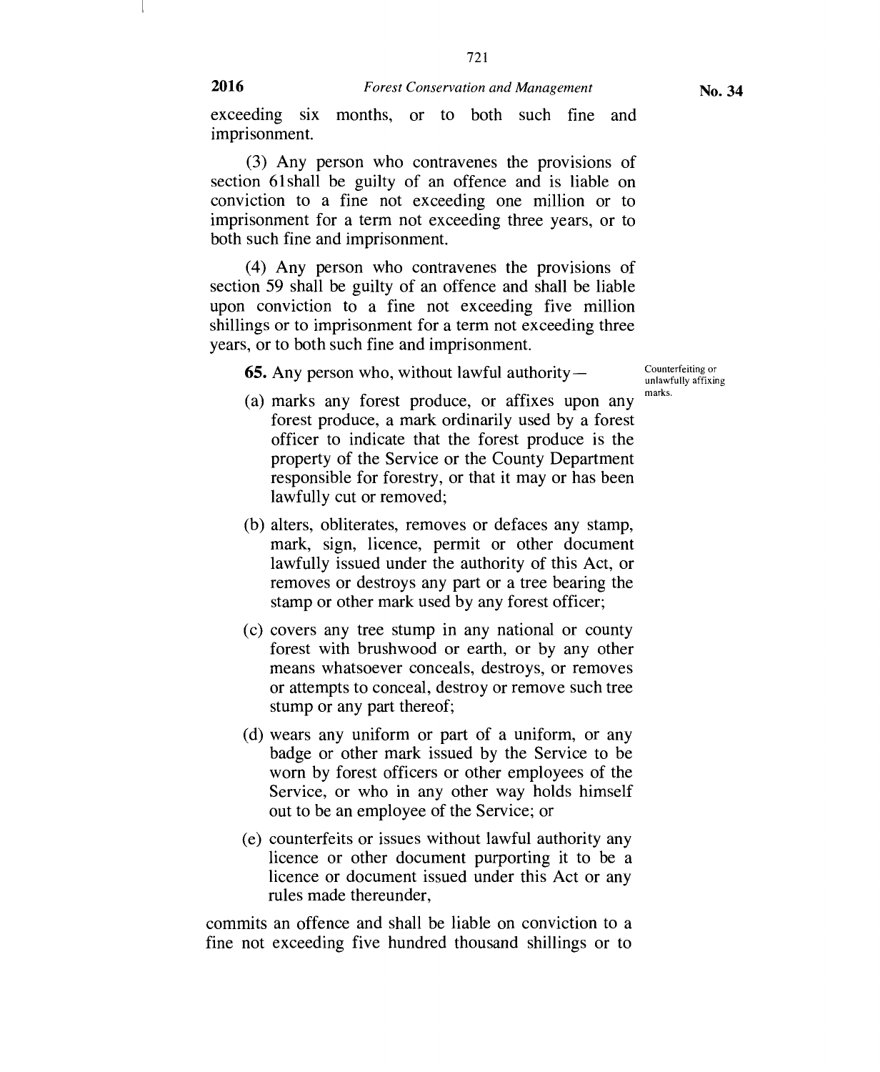exceeding six months, or to both such fine and imprisonment.

(3) Any person who contravenes the provisions of section 61shall be guilty of an offence and is liable on conviction to a fine not exceeding one million or to imprisonment for a term not exceeding three years, or to both such fine and imprisonment.

(4) Any person who contravenes the provisions of section 59 shall be guilty of an offence and shall be liable upon conviction to a fine not exceeding five million shillings or to imprisonment for a term not exceeding three years, or to both such fine and imprisonment.

Counterfeiting or unlawfully affixing marks.

**65.** Any person who, without lawful authority—

(a) marks any forest produce, or affixes upon any forest produce, a mark ordinarily used by a forest officer to indicate that the forest produce is the property of the Service or the County Department responsible for forestry, or that it may or has been lawfully cut or removed;

(b) alters, obliterates, removes or defaces any stamp, mark, sign, licence, permit or other document lawfully issued under the authority of this Act, or removes or destroys any part or a tree bearing the stamp or other mark used by any forest officer;

(c) covers any tree stump in any national or county forest with brushwood or earth, or by any other means whatsoever conceals, destroys, or removes or attempts to conceal, destroy or remove such tree stump or any part thereof;

(d) wears any uniform or part of a uniform, or any badge or other mark issued by the Service to be worn by forest officers or other employees of the Service, or who in any other way holds himself out to be an employee of the Service; or

(e) counterfeits or issues without lawful authority any licence or other document purporting it to be a licence or document issued under this Act or any rules made thereunder,

commits an offence and shall be liable on conviction to a fine not exceeding five hundred thousand shillings or to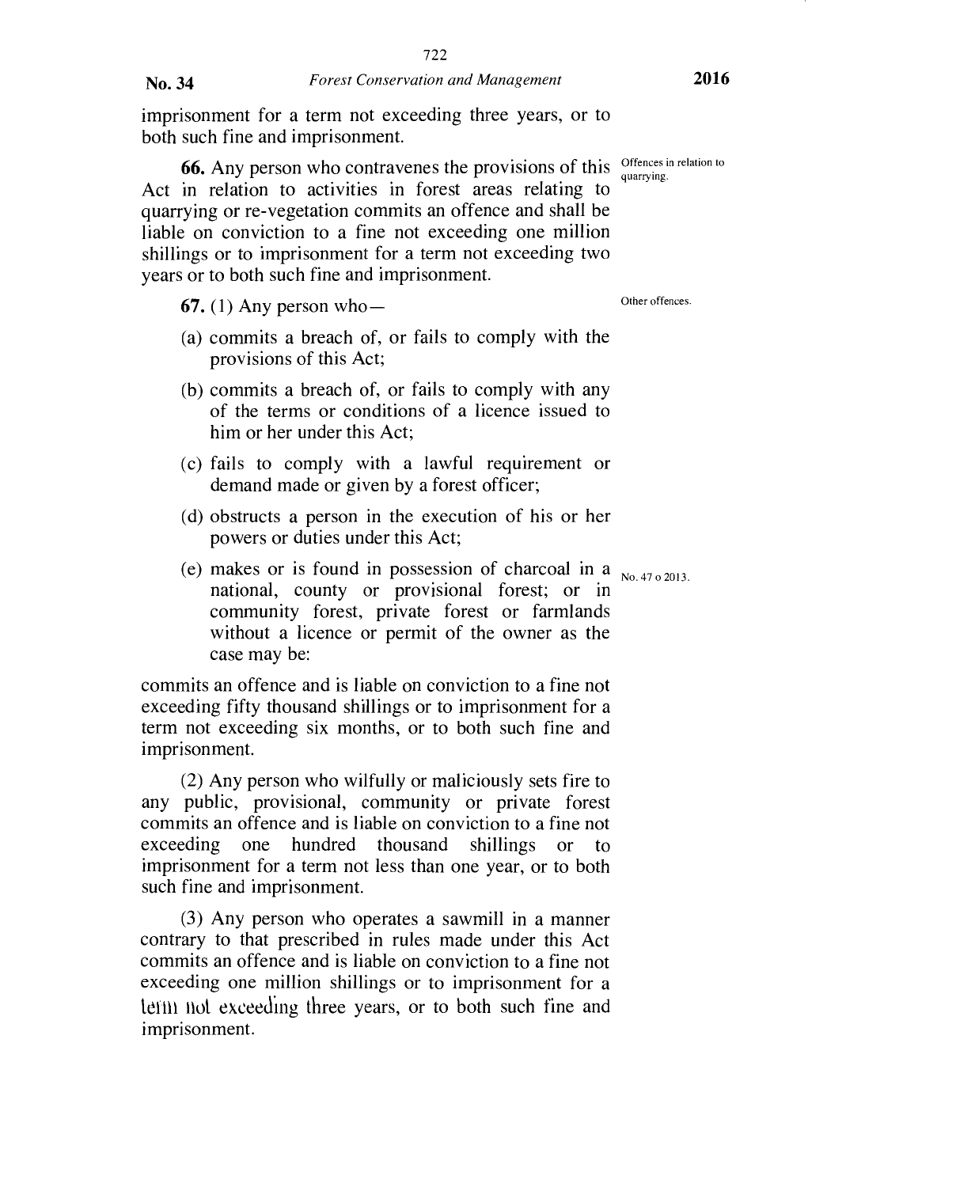imprisonment for a term not exceeding three years, or to both such fine and imprisonment.

**66.** Any person who contravenes the provisions of this Act in relation to activities in forest areas relating to quarrying or re-vegetation commits an offence and shall be liable on conviction to a fine not exceeding one million shillings or to imprisonment for a term not exceeding two years or to both such fine and imprisonment.

Offences in relation to quarrying.

**67.** (1) Any person who—

Other offences.

(a) commits a breach of, or fails to comply with the provisions of this Act;

(b) commits a breach of, or fails to comply with any of the terms or conditions of a licence issued to him or her under this Act;

(c) fails to comply with a lawful requirement or demand made or given by a forest officer;

(d) obstructs a person in the execution of his or her powers or duties under this Act;

(e) makes or is found in possession of charcoal in a national, county or provisional forest; or in community forest, private forest or farmlands without a licence or permit of the owner as the case may be:

No. 47 o 2013.

commits an offence and is liable on conviction to a fine not exceeding fifty thousand shillings or to imprisonment for a term not exceeding six months, or to both such fine and imprisonment.

(2) Any person who wilfully or maliciously sets fire to any public, provisional, community or private forest commits an offence and is liable on conviction to a fine not exceeding one hundred thousand shillings or to imprisonment for a term not less than one year, or to both such fine and imprisonment.

(3) Any person who operates a sawmill in a manner contrary to that prescribed in rules made under this Act commits an offence and is liable on conviction to a fine not exceeding one million shillings or to imprisonment for a term not exceeding three years, or to both such fine and imprisonment.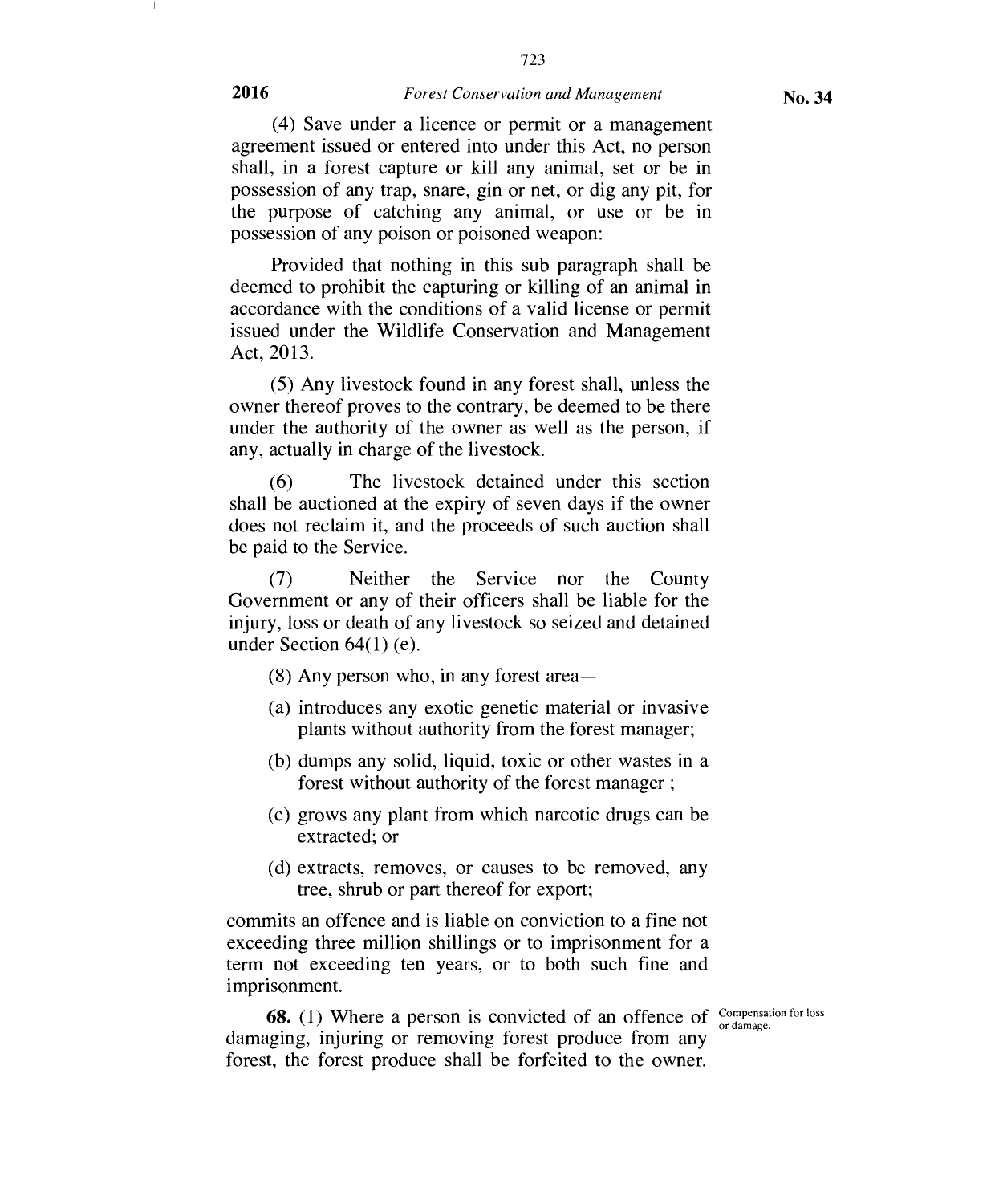(4) Save under a licence or permit or a management agreement issued or entered into under this Act, no person shall, in a forest capture or kill any animal, set or be in possession of any trap, snare, gin or net, or dig any pit, for the purpose of catching any animal, or use or be in possession of any poison or poisoned weapon:

Provided that nothing in this sub paragraph shall be deemed to prohibit the capturing or killing of an animal in accordance with the conditions of a valid license or permit issued under the Wildlife Conservation and Management Act, 2013.

(5) Any livestock found in any forest shall, unless the owner thereof proves to the contrary, be deemed to be there under the authority of the owner as well as the person, if any, actually in charge of the livestock.

(6) The livestock detained under this section shall be auctioned at the expiry of seven days if the owner does not reclaim it, and the proceeds of such auction shall be paid to the Service.

(7) Neither the Service nor the County Government or any of their officers shall be liable for the injury, loss or death of any livestock so seized and detained under Section 64(1) (e).

(8) Any person who, in any forest area—

(a) introduces any exotic genetic material or invasive plants without authority from the forest manager;

(b) dumps any solid, liquid, toxic or other wastes in a forest without authority of the forest manager ;

(c) grows any plant from which narcotic drugs can be extracted; or

(d) extracts, removes, or causes to be removed, any tree, shrub or part thereof for export;

commits an offence and is liable on conviction to a fine not exceeding three million shillings or to imprisonment for a term not exceeding ten years, or to both such fine and imprisonment.

Compensation for loss or damage.

**68.** (1) Where a person is convicted of an offence of damaging, injuring or removing forest produce from any forest, the forest produce shall be forfeited to the owner.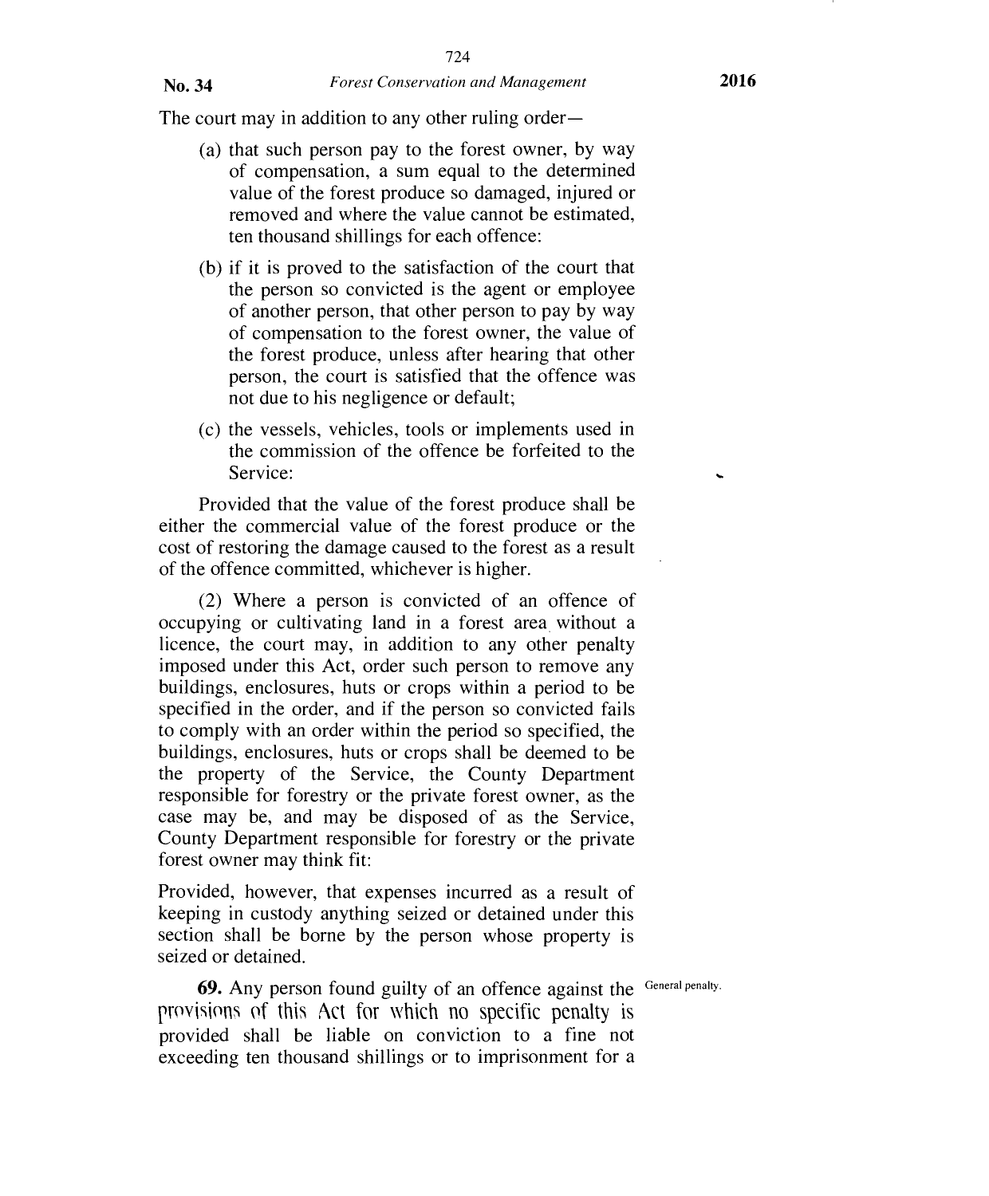The court may in addition to any other ruling order—

(a) that such person pay to the forest owner, by way of compensation, a sum equal to the determined value of the forest produce so damaged, injured or removed and where the value cannot be estimated, ten thousand shillings for each offence:

(b) if it is proved to the satisfaction of the court that the person so convicted is the agent or employee of another person, that other person to pay by way of compensation to the forest owner, the value of the forest produce, unless after hearing that other person, the court is satisfied that the offence was not due to his negligence or default;

(c) the vessels, vehicles, tools or implements used in the commission of the offence be forfeited to the Service:

Provided that the value of the forest produce shall be either the commercial value of the forest produce or the cost of restoring the damage caused to the forest as a result of the offence committed, whichever is higher.

(2) Where a person is convicted of an offence of occupying or cultivating land in a forest area without a licence, the court may, in addition to any other penalty imposed under this Act, order such person to remove any buildings, enclosures, huts or crops within a period to be specified in the order, and if the person so convicted fails to comply with an order within the period so specified, the buildings, enclosures, huts or crops shall be deemed to be the property of the Service, the County Department responsible for forestry or the private forest owner, as the case may be, and may be disposed of as the Service, County Department responsible for forestry or the private forest owner may think fit:

Provided, however, that expenses incurred as a result of keeping in custody anything seized or detained under this section shall be borne by the person whose property is seized or detained.

General penalty.

**69.** Any person found guilty of an offence against the provisions of this Act for which no specific penalty is provided shall be liable on conviction to a fine not exceeding ten thousand shillings or to imprisonment for a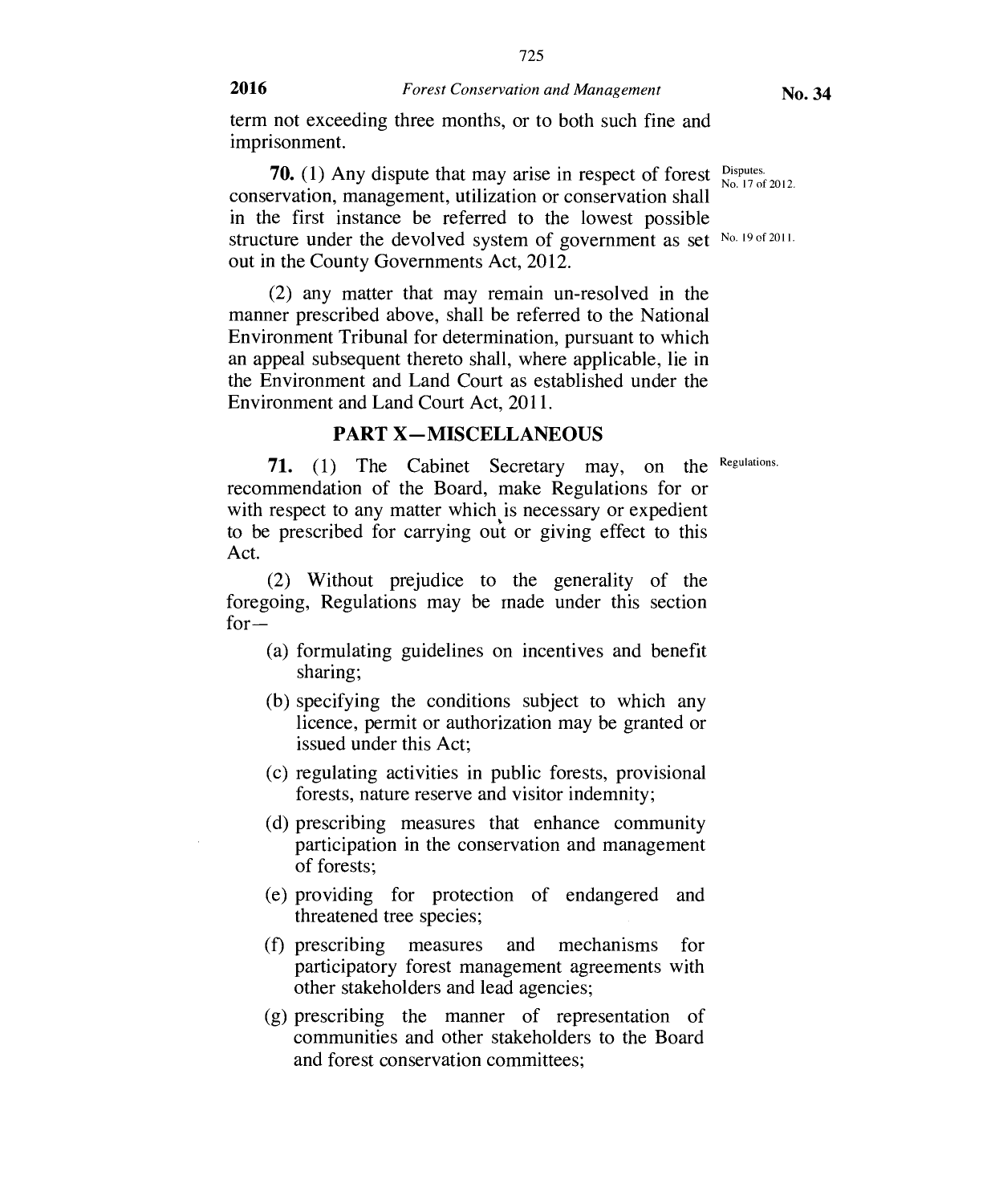term not exceeding three months, or to both such fine and imprisonment.

Disputes. No. 17 of 2012.

**70.** (1) Any dispute that may arise in respect of forest conservation, management, utilization or conservation shall in the first instance be referred to the lowest possible structure under the devolved system of government as set out in the County Governments Act, 2012.

No. 19 of 2011.

(2) any matter that may remain un-resolved in the manner prescribed above, shall be referred to the National Environment Tribunal for determination, pursuant to which an appeal subsequent thereto shall, where applicable, lie in the Environment and Land Court as established under the Environment and Land Court Act, 2011.

## PART X—MISCELLANEOUS

Regulations.

**71.** (1) The Cabinet Secretary may, on the recommendation of the Board, make Regulations for or with respect to any matter which is necessary or expedient to be prescribed for carrying out or giving effect to this Act.

(2) Without prejudice to the generality of the foregoing, Regulations may be made under this section for—

(a) formulating guidelines on incentives and benefit sharing;

(b) specifying the conditions subject to which any licence, permit or authorization may be granted or issued under this Act;

(c) regulating activities in public forests, provisional forests, nature reserve and visitor indemnity;

(d) prescribing measures that enhance community participation in the conservation and management of forests;

(e) providing for protection of endangered and threatened tree species;

(f) prescribing measures and mechanisms for participatory forest management agreements with other stakeholders and lead agencies;

(g) prescribing the manner of representation of communities and other stakeholders to the Board and forest conservation committees;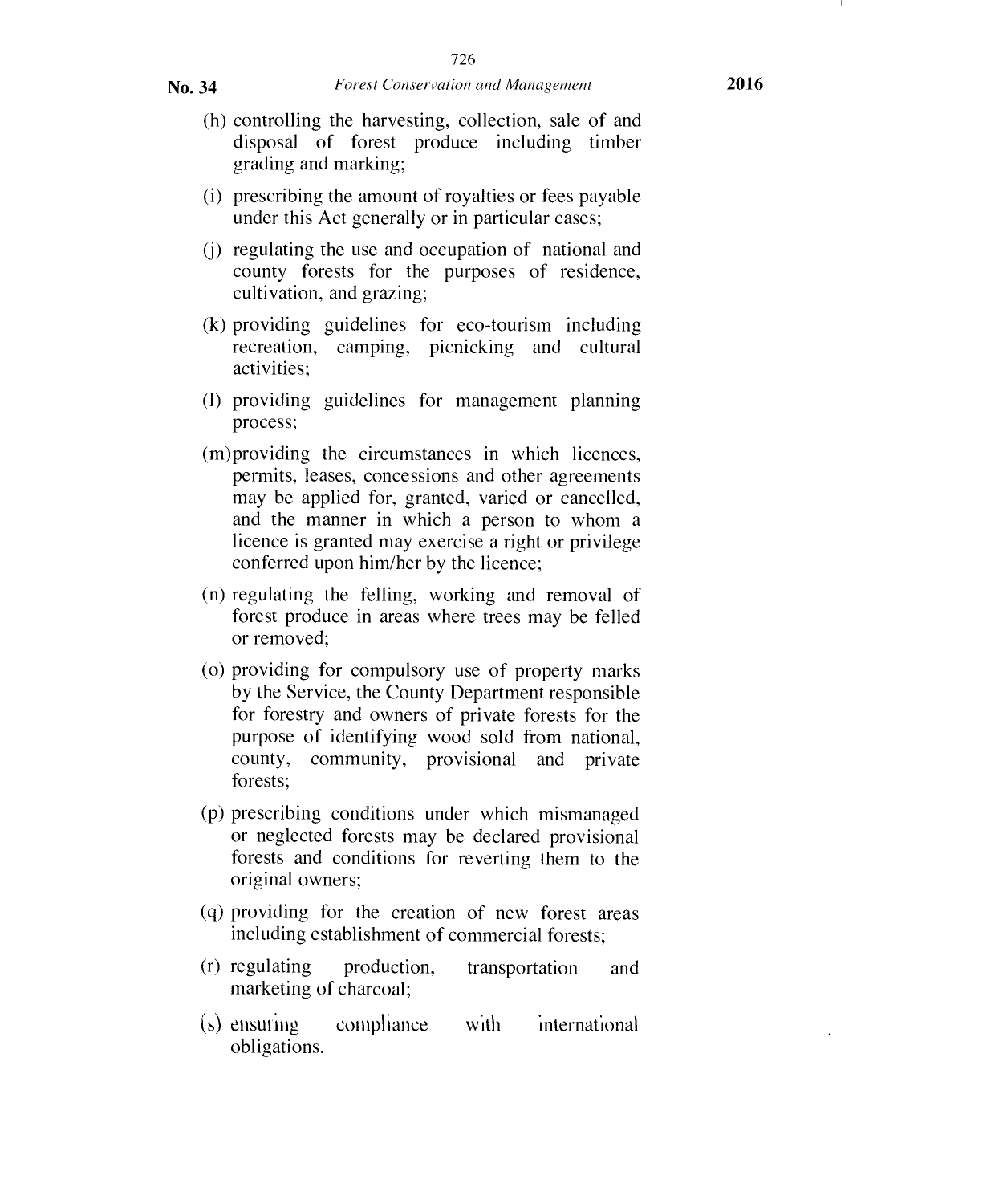(h) controlling the harvesting, collection, sale of and disposal of forest produce including timber grading and marking;

(i) prescribing the amount of royalties or fees payable under this Act generally or in particular cases;

(j) regulating the use and occupation of national and county forests for the purposes of residence, cultivation, and grazing;

(k) providing guidelines for eco-tourism including recreation, camping, picnicking and cultural activities;

(l) providing guidelines for management planning process;

(m) providing the circumstances in which licences, permits, leases, concessions and other agreements may be applied for, granted, varied or cancelled, and the manner in which a person to whom a licence is granted may exercise a right or privilege conferred upon him/her by the licence;

(n) regulating the felling, working and removal of forest produce in areas where trees may be felled or removed;

(o) providing for compulsory use of property marks by the Service, the County Department responsible for forestry and owners of private forests for the purpose of identifying wood sold from national, county, community, provisional and private forests;

(p) prescribing conditions under which mismanaged or neglected forests may be declared provisional forests and conditions for reverting them to the original owners;

(q) providing for the creation of new forest areas including establishment of commercial forests;

(r) regulating production, transportation and marketing of charcoal;

(s) ensuring compliance with international obligations.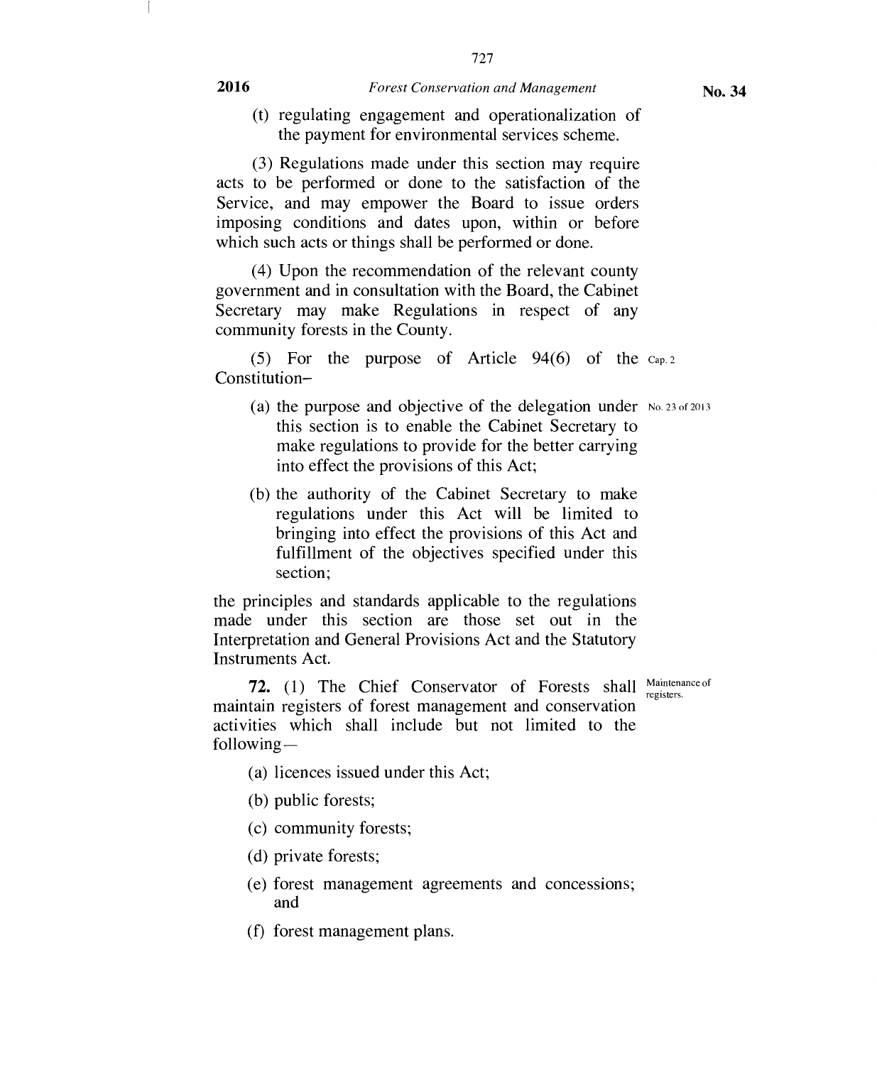(t) regulating engagement and operationalization of the payment for environmental services scheme.

(3) Regulations made under this section may require acts to be performed or done to the satisfaction of the Service, and may empower the Board to issue orders imposing conditions and dates upon, within or before which such acts or things shall be performed or done.

(4) Upon the recommendation of the relevant county government and in consultation with the Board, the Cabinet Secretary may make Regulations in respect of any community forests in the County.

(5) For the purpose of Article 94(6) of the Constitution– Cap. 2

(a) the purpose and objective of the delegation under this section is to enable the Cabinet Secretary to make regulations to provide for the better carrying into effect the provisions of this Act; No. 23 of 2013

(b) the authority of the Cabinet Secretary to make regulations under this Act will be limited to bringing into effect the provisions of this Act and fulfillment of the objectives specified under this section;

the principles and standards applicable to the regulations made under this section are those set out in the Interpretation and General Provisions Act and the Statutory Instruments Act.

Maintenance of registers.

**72.** (1) The Chief Conservator of Forests shall maintain registers of forest management and conservation activities which shall include but not limited to the following—

(a) licences issued under this Act;

(b) public forests;

(c) community forests;

(d) private forests;

(e) forest management agreements and concessions; and

(f) forest management plans.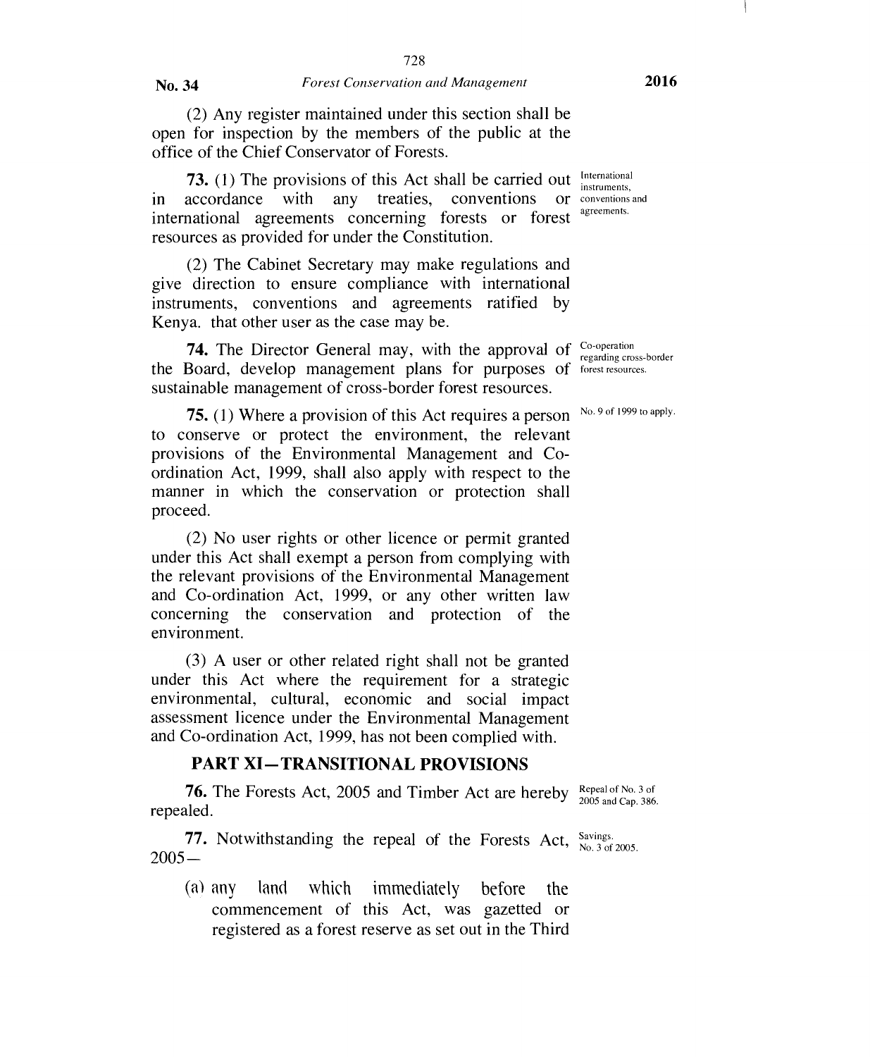(2) Any register maintained under this section shall be open for inspection by the members of the public at the office of the Chief Conservator of Forests.

**73.** (1) The provisions of this Act shall be carried out in accordance with any treaties, conventions or international agreements concerning forests or forest resources as provided for under the Constitution.

International instruments, conventions and agreements.

(2) The Cabinet Secretary may make regulations and give direction to ensure compliance with international instruments, conventions and agreements ratified by Kenya. that other user as the case may be.

**74.** The Director General may, with the approval of the Board, develop management plans for purposes of sustainable management of cross-border forest resources.

Co-operation regarding cross-border forest resources.

**75.** (1) Where a provision of this Act requires a person to conserve or protect the environment, the relevant provisions of the Environmental Management and Co-ordination Act, 1999, shall also apply with respect to the manner in which the conservation or protection shall proceed.

No. 9 of 1999 to apply.

(2) No user rights or other licence or permit granted under this Act shall exempt a person from complying with the relevant provisions of the Environmental Management and Co-ordination Act, 1999, or any other written law concerning the conservation and protection of the environment.

(3) A user or other related right shall not be granted under this Act where the requirement for a strategic environmental, cultural, economic and social impact assessment licence under the Environmental Management and Co-ordination Act, 1999, has not been complied with.

## PART XI—TRANSITIONAL PROVISIONS

**76.** The Forests Act, 2005 and Timber Act are hereby repealed.

Repeal of No. 3 of 2005 and Cap. 386.

**77.** Notwithstanding the repeal of the Forests Act, 2005—

Savings. No. 3 of 2005.

(a) any land which immediately before the commencement of this Act, was gazetted or registered as a forest reserve as set out in the Third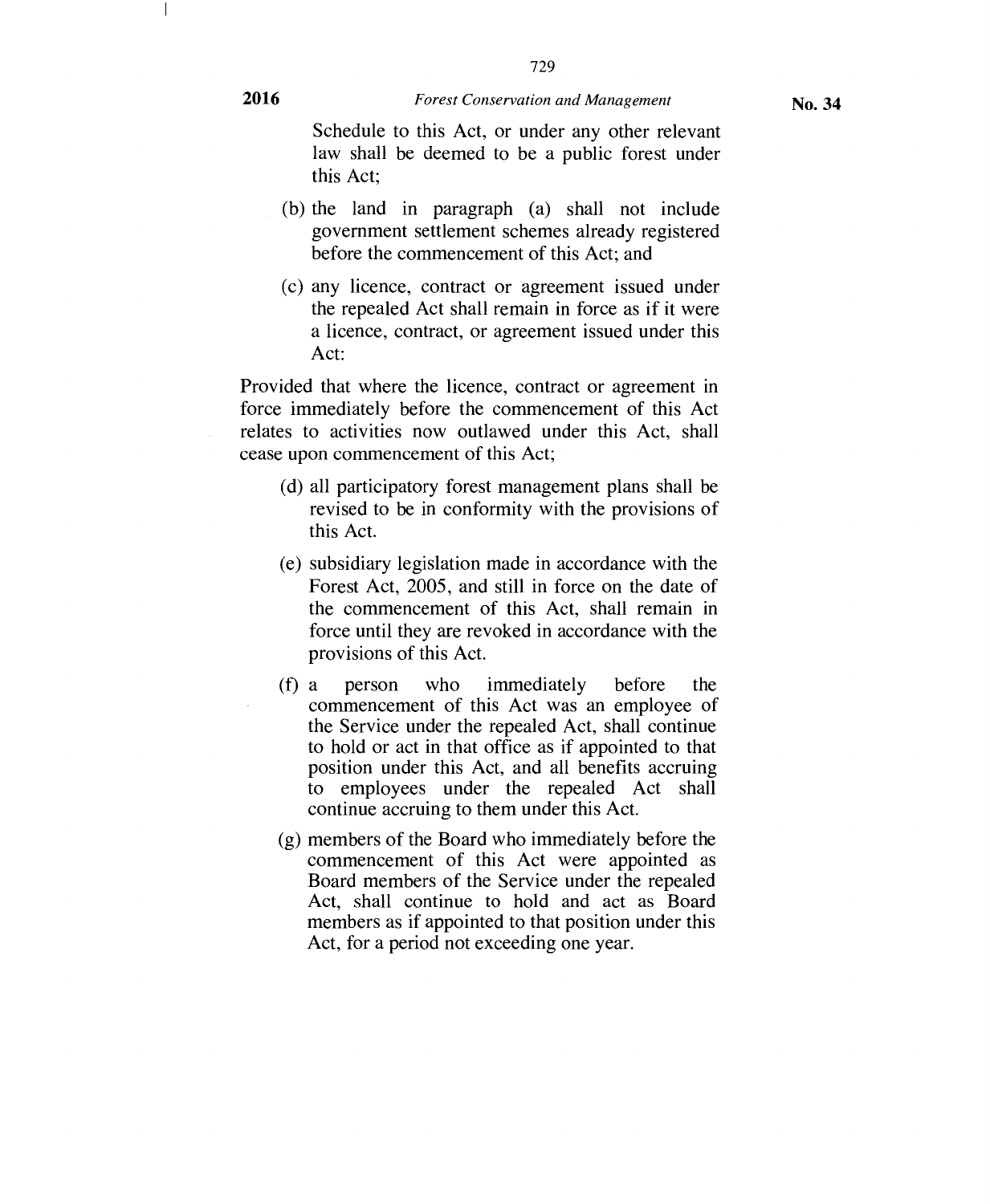Schedule to this Act, or under any other relevant law shall be deemed to be a public forest under this Act;

(b) the land in paragraph (a) shall not include government settlement schemes already registered before the commencement of this Act; and

(c) any licence, contract or agreement issued under the repealed Act shall remain in force as if it were a licence, contract, or agreement issued under this Act:

Provided that where the licence, contract or agreement in force immediately before the commencement of this Act relates to activities now outlawed under this Act, shall cease upon commencement of this Act;

(d) all participatory forest management plans shall be revised to be in conformity with the provisions of this Act.

(e) subsidiary legislation made in accordance with the Forest Act, 2005, and still in force on the date of the commencement of this Act, shall remain in force until they are revoked in accordance with the provisions of this Act.

(f) a person who immediately before the commencement of this Act was an employee of the Service under the repealed Act, shall continue to hold or act in that office as if appointed to that position under this Act, and all benefits accruing to employees under the repealed Act shall continue accruing to them under this Act.

(g) members of the Board who immediately before the commencement of this Act were appointed as Board members of the Service under the repealed Act, shall continue to hold and act as Board members as if appointed to that position under this Act, for a period not exceeding one year.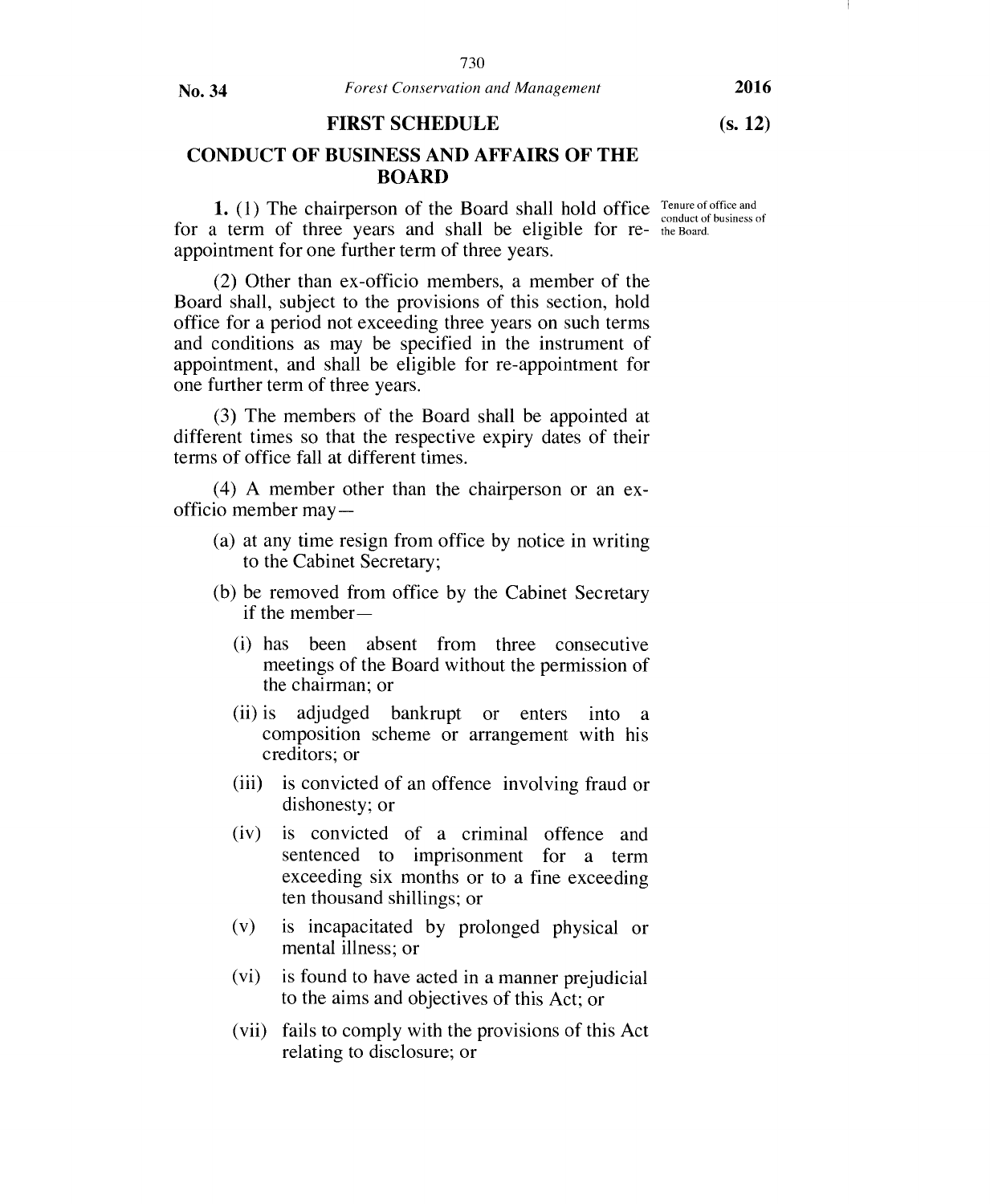## FIRST SCHEDULE

(s. 12)

## CONDUCT OF BUSINESS AND AFFAIRS OF THE BOARD

Tenure of office and conduct of business of the Board.

**1.** (1) The chairperson of the Board shall hold office for a term of three years and shall be eligible for re-appointment for one further term of three years.

(2) Other than ex-officio members, a member of the Board shall, subject to the provisions of this section, hold office for a period not exceeding three years on such terms and conditions as may be specified in the instrument of appointment, and shall be eligible for re-appointment for one further term of three years.

(3) The members of the Board shall be appointed at different times so that the respective expiry dates of their terms of office fall at different times.

(4) A member other than the chairperson or an ex-officio member may—

(a) at any time resign from office by notice in writing to the Cabinet Secretary;

(b) be removed from office by the Cabinet Secretary if the member—

(i) has been absent from three consecutive meetings of the Board without the permission of the chairman; or

(ii) is adjudged bankrupt or enters into a composition scheme or arrangement with his creditors; or

(iii) is convicted of an offence involving fraud or dishonesty; or

(iv) is convicted of a criminal offence and sentenced to imprisonment for a term exceeding six months or to a fine exceeding ten thousand shillings; or

(v) is incapacitated by prolonged physical or mental illness; or

(vi) is found to have acted in a manner prejudicial to the aims and objectives of this Act; or

(vii) fails to comply with the provisions of this Act relating to disclosure; or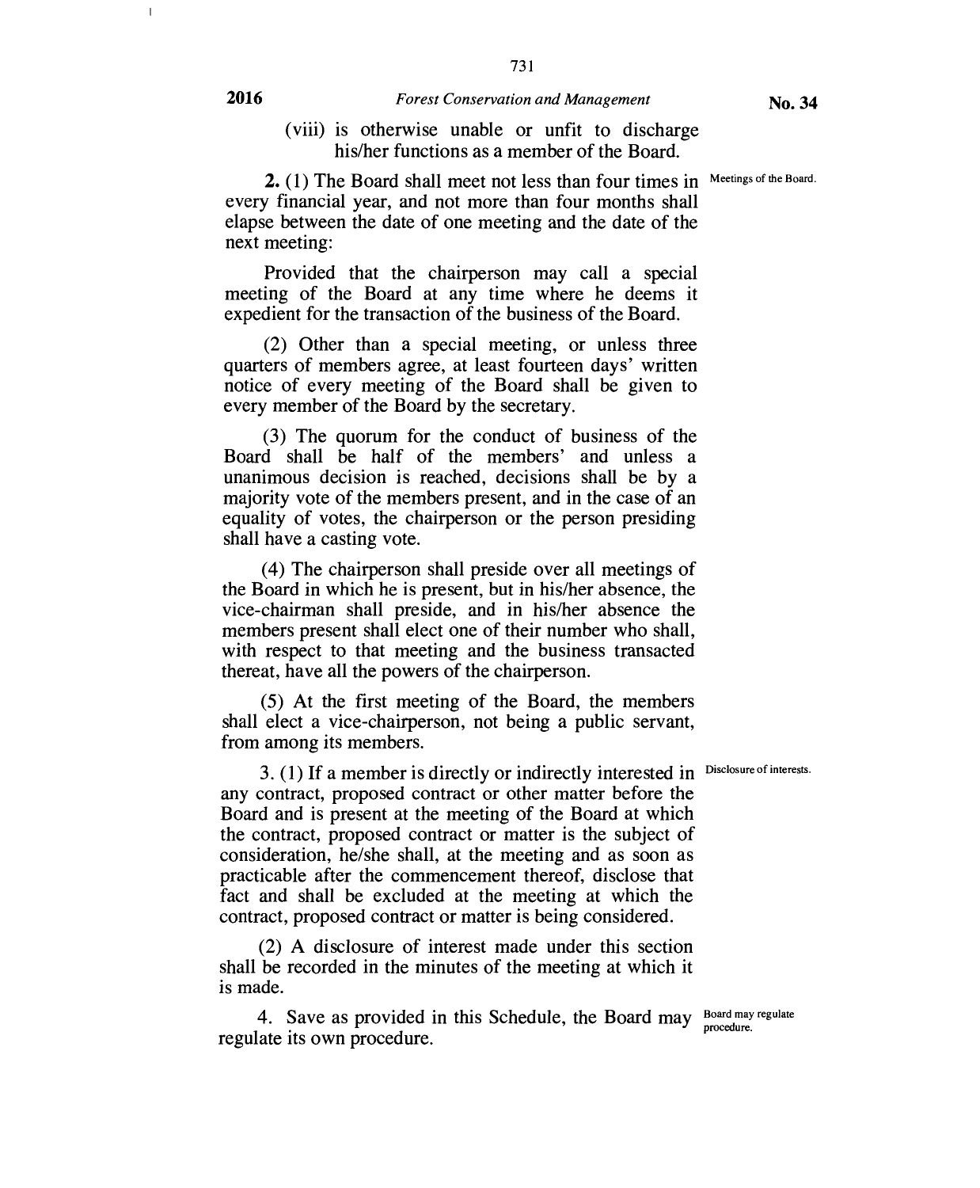(viii) is otherwise unable or unfit to discharge his/her functions as a member of the Board.

Meetings of the Board.

**2.** (1) The Board shall meet not less than four times in every financial year, and not more than four months shall elapse between the date of one meeting and the date of the next meeting:

Provided that the chairperson may call a special meeting of the Board at any time where he deems it expedient for the transaction of the business of the Board.

(2) Other than a special meeting, or unless three quarters of members agree, at least fourteen days' written notice of every meeting of the Board shall be given to every member of the Board by the secretary.

(3) The quorum for the conduct of business of the Board shall be half of the members' and unless a unanimous decision is reached, decisions shall be by a majority vote of the members present, and in the case of an equality of votes, the chairperson or the person presiding shall have a casting vote.

(4) The chairperson shall preside over all meetings of the Board in which he is present, but in his/her absence, the vice-chairman shall preside, and in his/her absence the members present shall elect one of their number who shall, with respect to that meeting and the business transacted thereat, have all the powers of the chairperson.

(5) At the first meeting of the Board, the members shall elect a vice-chairperson, not being a public servant, from among its members.

Disclosure of interests.

3. (1) If a member is directly or indirectly interested in any contract, proposed contract or other matter before the Board and is present at the meeting of the Board at which the contract, proposed contract or matter is the subject of consideration, he/she shall, at the meeting and as soon as practicable after the commencement thereof, disclose that fact and shall be excluded at the meeting at which the contract, proposed contract or matter is being considered.

(2) A disclosure of interest made under this section shall be recorded in the minutes of the meeting at which it is made.

Board may regulate procedure.

4. Save as provided in this Schedule, the Board may regulate its own procedure.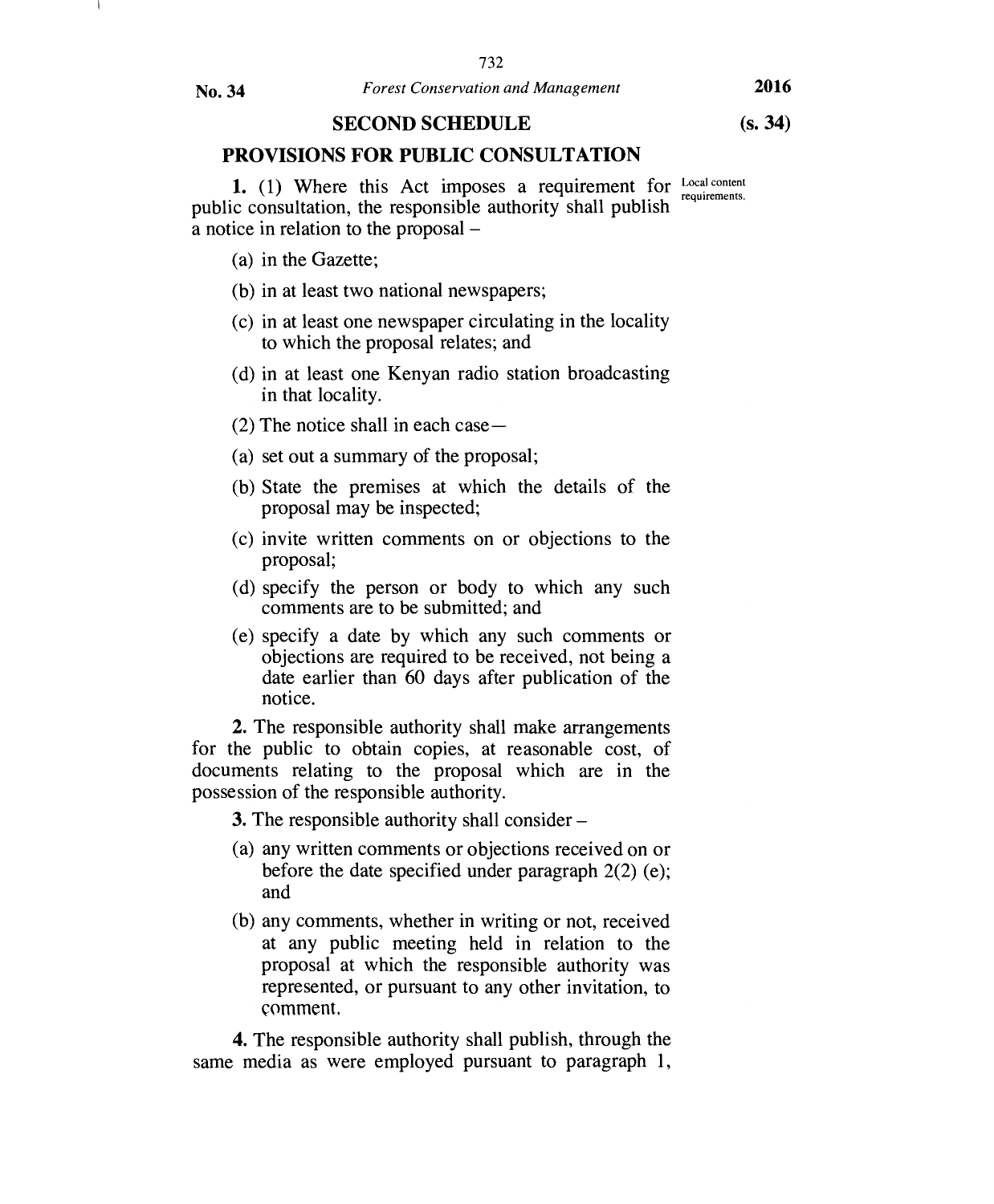## SECOND SCHEDULE (s. 34)

## PROVISIONS FOR PUBLIC CONSULTATION

Local content requirements.

**1.** (1) Where this Act imposes a requirement for public consultation, the responsible authority shall publish a notice in relation to the proposal –

(a) in the Gazette;

(b) in at least two national newspapers;

(c) in at least one newspaper circulating in the locality to which the proposal relates; and

(d) in at least one Kenyan radio station broadcasting in that locality.

(2) The notice shall in each case—

(a) set out a summary of the proposal;

(b) State the premises at which the details of the proposal may be inspected;

(c) invite written comments on or objections to the proposal;

(d) specify the person or body to which any such comments are to be submitted; and

(e) specify a date by which any such comments or objections are required to be received, not being a date earlier than 60 days after publication of the notice.

**2.** The responsible authority shall make arrangements for the public to obtain copies, at reasonable cost, of documents relating to the proposal which are in the possession of the responsible authority.

**3.** The responsible authority shall consider –

(a) any written comments or objections received on or before the date specified under paragraph 2(2) (e); and

(b) any comments, whether in writing or not, received at any public meeting held in relation to the proposal at which the responsible authority was represented, or pursuant to any other invitation, to comment.

**4.** The responsible authority shall publish, through the same media as were employed pursuant to paragraph 1,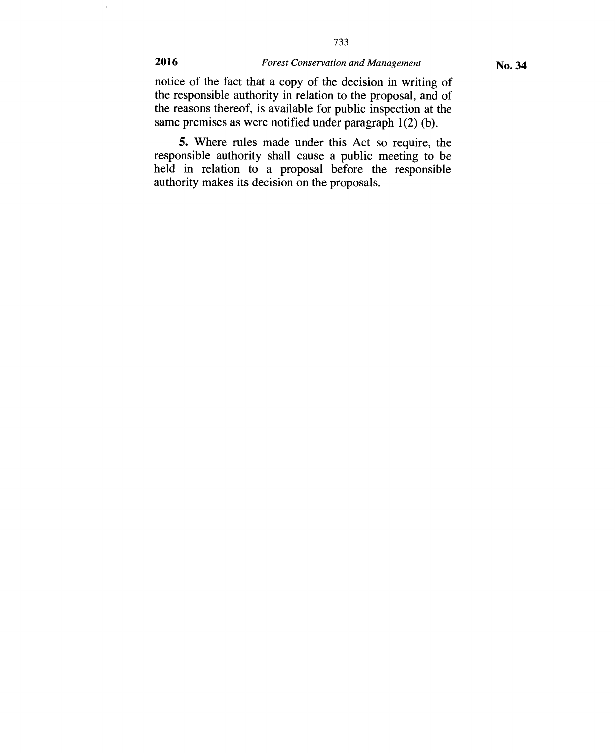notice of the fact that a copy of the decision in writing of the responsible authority in relation to the proposal, and of the reasons thereof, is available for public inspection at the same premises as were notified under paragraph 1(2) (b).

**5.** Where rules made under this Act so require, the responsible authority shall cause a public meeting to be held in relation to a proposal before the responsible authority makes its decision on the proposals.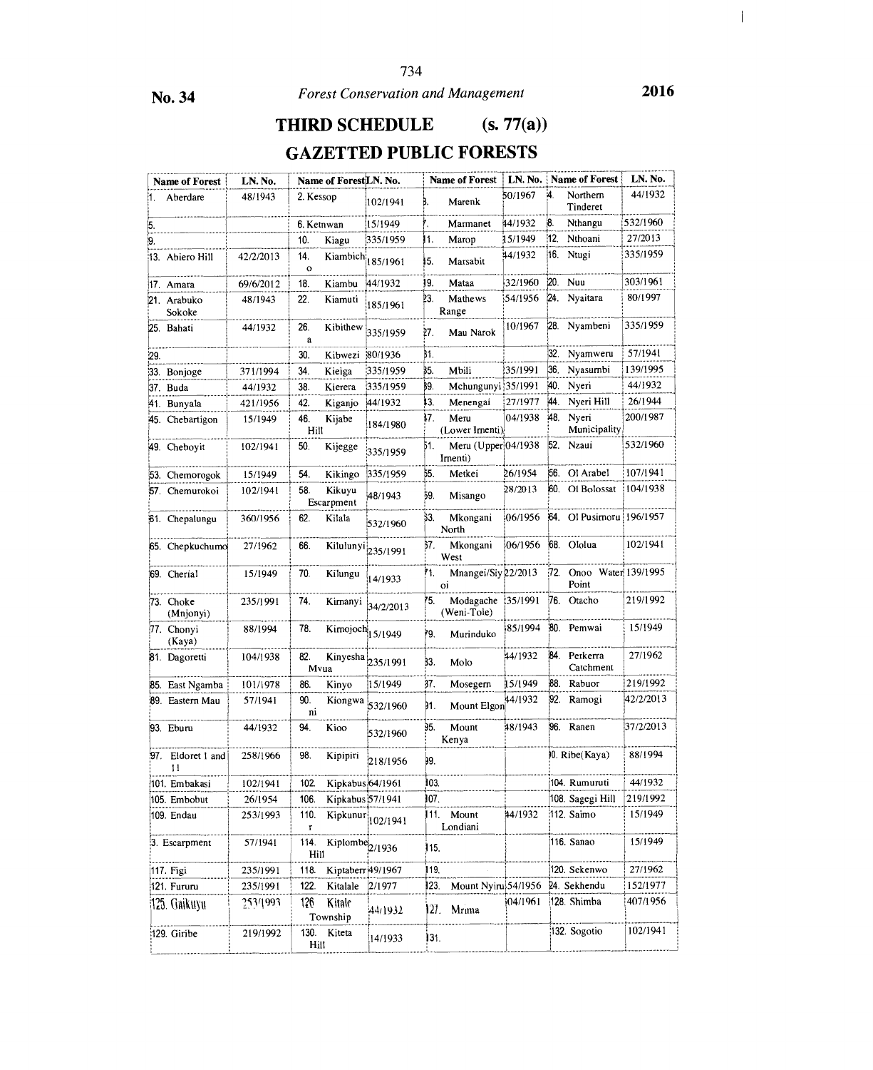No. 34 *Forest Conservation and Management* 2016

# THIRD SCHEDULE (s. 77(a))

## GAZETTED PUBLIC FORESTS

| Name of Forest | LN. No. | Name of Forest | LN. No. | Name of Forest | LN. No. | Name of Forest | LN. No. |
|---|---|---|---|---|---|---|---|
| 1. Aberdare | 48/1943 | 2. Kessop | 102/1941 | 3. Marenk | 50/1967 | 4. Northern Tinderet | 44/1932 |
| 5. | | 6. Ketnwan | 15/1949 | 7. Marmanet | 44/1932 | 8. Nthangu | 532/1960 |
| 9. | | 10. Kiagu | 335/1959 | 11. Marop | 15/1949 | 12. Nthoani | 27/2013 |
| 13. Abiero Hill | 42/2/2013 | 14. Kiambicho | 185/1961 | 15. Marsabit | 44/1932 | 16. Ntugi | 335/1959 |
| 17. Amara | 69/6/2012 | 18. Kiambu | 44/1932 | 19. Mataa | 32/1960 | 20. Nuu | 303/1961 |
| 21. Arabuko Sokoke | 48/1943 | 22. Kiamuti | 185/1961 | 23. Mathews Range | 54/1956 | 24. Nyaitara | 80/1997 |
| 25. Bahati | 44/1932 | 26. Kibithewa | 335/1959 | 27. Mau Narok | 10/1967 | 28. Nyambeni | 335/1959 |
| 29. | | 30. Kibwezi | 80/1936 | 31. | | 32. Nyamweru | 57/1941 |
| 33. Bonjoge | 371/1994 | 34. Kieiga | 335/1959 | 35. Mbili | 35/1991 | 36. Nyasumbi | 139/1995 |
| 37. Buda | 44/1932 | 38. Kierera | 335/1959 | 39. Mchungunyi | 35/1991 | 40. Nyeri | 44/1932 |
| 41. Bunyala | 421/1956 | 42. Kiganjo | 44/1932 | 43. Menengai | 27/1977 | 44. Nyeri Hill | 26/1944 |
| 45. Chebartigon | 15/1949 | 46. Kijabe Hill | 184/1980 | 47. Meru (Lower Imenti) | 04/1938 | 48. Nyeri Municipality | 200/1987 |
| 49. Cheboyit | 102/1941 | 50. Kijegge | 335/1959 | 51. Meru (Upper Imenti) | 04/1938 | 52. Nzaui | 532/1960 |
| 53. Chemorogok | 15/1949 | 54. Kikingo | 335/1959 | 55. Metkei | 26/1954 | 56. Ol Arabel | 107/1941 |
| 57. Chemurokoi | 102/1941 | 58. Kikuyu Escarpment | 48/1943 | 59. Misango | 28/2013 | 60. Ol Bolossat | 104/1938 |
| 61. Chepalungu | 360/1956 | 62. Kilala | 532/1960 | 63. Mkongani North | 06/1956 | 64. Ol Pusimoru | 196/1957 |
| 65. Chepkuchumo | 27/1962 | 66. Kilulunyi | 235/1991 | 67. Mkongani West | 06/1956 | 68. Ololua | 102/1941 |
| 69. Cherial | 15/1949 | 70. Kilungu | 14/1933 | 71. Mnangei/Siyoi | 22/2013 | 72. Onoo Water Point | 139/1995 |
| 73. Choke (Mnjonyi) | 235/1991 | 74. Kimanyi | 34/2/2013 | 75. Modagache (Weni-Tole) | 35/1991 | 76. Otacho | 219/1992 |
| 77. Chonyi (Kaya) | 88/1994 | 78. Kimojoch | 15/1949 | 79. Murinduko | 85/1994 | 80. Pemwai | 15/1949 |
| 81. Dagoretti | 104/1938 | 82. Kinyesha Mvua | 235/1991 | 83. Molo | 44/1932 | 84. Perkerra Catchment | 27/1962 |
| 85. East Ngamba | 101/1978 | 86. Kinyo | 15/1949 | 87. Mosegem | 15/1949 | 88. Rabuor | 219/1992 |
| 89. Eastern Mau | 57/1941 | 90. Kiongwani | 532/1960 | 91. Mount Elgon | 44/1932 | 92. Ramogi | 42/2/2013 |
| 93. Eburu | 44/1932 | 94. Kioo | 532/1960 | 95. Mount Kenya | 48/1943 | 96. Ranen | 37/2/2013 |
| 97. Eldoret I and II | 258/1966 | 98. Kipipiri | 218/1956 | 99. | | 100. Ribe(Kaya) | 88/1994 |
| 101. Embakasi | 102/1941 | 102. Kipkabus | 64/1961 | 103. | | 104. Rumuruti | 44/1932 |
| 105. Embobut | 26/1954 | 106. Kipkabus | 57/1941 | 107. | | 108. Sagegi Hill | 219/1992 |
| 109. Endau | 253/1993 | 110. Kipkunur | 102/1941 | 111. Mount Londiani | 44/1932 | 112. Saimo | 15/1949 |
| 113. Escarpment | 57/1941 | 114. Kiplombe Hill | 2/1936 | 115. | | 116. Sanao | 15/1949 |
| 117. Figi | 235/1991 | 118. Kiptaberr | 49/1967 | 119. | | 120. Sekenwo | 27/1962 |
| 121. Fururu | 235/1991 | 122. Kitalale | 2/1977 | 123. Mount Nyiru | 54/1956 | 124. Sekhendu | 152/1977 |
| 125. Gaikuyu | 253/1993 | 126. Kitale Township | 44/1932 | 127. Mrima | 04/1961 | 128. Shimba | 407/1956 |
| 129. Giribe | 219/1992 | 130. Kiteta Hill | 14/1933 | 131. | | 132. Sogotio | 102/1941 |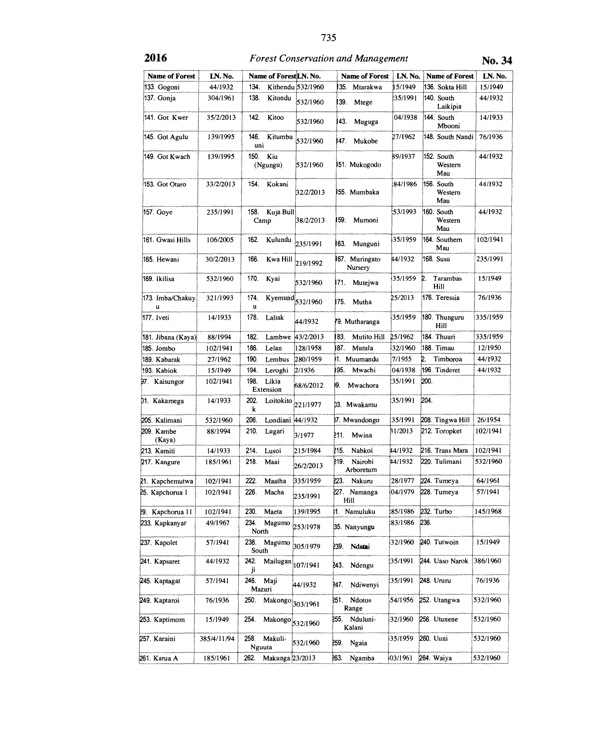| Name of Forest | LN. No. | Name of Forest | LN. No. | Name of Forest | LN. No. | Name of Forest | LN. No. |
|---|---|---|---|---|---|---|---|
| 133. Gogoni | 44/1932 | 134. Kithendu | 532/1960 | 135. Mtarakwa | 15/1949 | 136. Sokta Hill | 15/1949 |
| 137. Gonja | 304/1961 | 138. Kitondu | 532/1960 | 139. Mtege | 35/1991 | 140. South Laikipia | 44/1932 |
| 141. Got Kwer | 35/2/2013 | 142. Kitoo | 532/1960 | 143. Muguga | 04/1938 | 144. South Mbooni | 14/1933 |
| 145. Got Agulu | 139/1995 | 146. Kitumbuuni | 532/1960 | 147. Mukobe | 27/1962 | 148. South Nandi | 76/1936 |
| 149. Got Kwach | 139/1995 | 150. Kiu (Ngungu) | 532/1960 | 151. Mukogodo | 89/1937 | 152. South Western Mau | 44/1932 |
| 153. Got Otaro | 33/2/2013 | 154. Kokani | 32/2/2013 | 155. Mumbaka | 84/1986 | 156. South Western Mau | 44/1932 |
| 157. Goye | 235/1991 | 158. Kuja Bull Camp | 38/2/2013 | 159. Mumoni | 53/1993 | 160. South Western Mau | 44/1932 |
| 161. Gwasi Hills | 106/2005 | 162. Kulundu | 235/1991 | 163. Munguni | 35/1959 | 164. Southern Mau | 102/1941 |
| 165. Hewani | 30/2/2013 | 166. Kwa Hill | 219/1992 | 167. Muringato Nursery | 44/1932 | 168. Susu | 235/1991 |
| 169. Ikilisa | 532/1960 | 170. Kyai | 532/1960 | 171. Mutejwa | 35/1959 | 2. Tarambas Hill | 15/1949 |
| 173. Imba/Chakuyu | 321/1993 | 174. Kyemundu | 532/1960 | 175. Mutha | 25/2013 | 176. Teressia | 76/1936 |
| 177. Iveti | 14/1933 | 178. Laliak | 44/1932 | 79. Mutharanga | 35/1959 | 180. Thunguru Hill | 335/1959 |
| 181. Jibana (Kaya) | 88/1994 | 182. Lambwe | 43/2/2013 | 183. Mutito Hill | 25/1962 | 184. Thuuri | 335/1959 |
| 185. Jombo | 102/1941 | 186. Lelan | 128/1958 | 187. Mutula | 32/1960 | 188. Timau | 12/1950 |
| 189. Kabarak | 27/1962 | 190. Lembus | 280/1959 | 1. Muumandu | 7/1955 | 2. Timboroa | 44/1932 |
| 193. Kabiok | 15/1949 | 194. Leroghi | 2/1936 | 195. Mwachi | 04/1938 | 196. Tinderet | 44/1932 |
| 97. Kaisungor | 102/1941 | 198. Likia Extension | 68/6/2012 | 9. Mwachora | 35/1991 | 200. | |
| 01. Kakamega | 14/1933 | 202. Loitokitok | 221/1977 | 03. Mwakamu | 35/1991 | 204. | |
| 205. Kalimani | 532/1960 | 206. Londiani | 44/1932 | 7. Mwandongo | 35/1991 | 208. Tingwa Hill | 26/1954 |
| 209. Kambe (Kaya) | 88/1994 | 210. Lugari | 3/1977 | 211. Mwina | 31/2013 | 212. Toropket | 102/1941 |
| 213. Kamiti | 14/1933 | 214. Lusoi | 215/1984 | 215. Nabkoi | 44/1932 | 216. Trans Mara | 102/1941 |
| 217. Kangure | 185/1961 | 218. Maai | 26/2/2013 | 219. Nairobi Arboretum | 44/1932 | 220. Tulimani | 532/1960 |
| 21. Kapchemutwa | 102/1941 | 222. Maatha | 335/1959 | 223. Nakuru | 28/1977 | 224. Tumeya | 64/1961 |
| 25. Kapchorua I | 102/1941 | 226. Macha | 235/1991 | 227. Namanga Hill | 04/1979 | 228. Tumeya | 57/1941 |
| 29. Kapchorua II | 102/1941 | 230. Maeta | 139/1995 | 1. Namuluku | 85/1986 | 232. Turbo | 145/1968 |
| 233. Kapkanyar | 49/1967 | 234. Magumo North | 253/1978 | 35. Nanyungu | 83/1986 | 236. | |
| 237. Kapolet | 57/1941 | 238. Magumo South | 305/1979 | 239. Ndatai | 32/1960 | 240. Tutwoin | 15/1949 |
| 241. Kapsaret | 44/1932 | 242. Mailuganji | 107/1941 | 243. Ndengu | 35/1991 | 244. Uaso Narok | 386/1960 |
| 245. Kaptagat | 57/1941 | 246. Maji Mazuri | 44/1932 | 247. Ndiwenyi | 35/1991 | 248. Ururu | 76/1936 |
| 249. Kaptaroi | 76/1936 | 250. Makongo | 303/1961 | 251. Ndotos Range | 54/1956 | 252. Utangwa | 532/1960 |
| 253. Kaptimom | 15/1949 | 254. Makongo | 532/1960 | 255. Nduluni-Kalani | 32/1960 | 256. Utunene | 532/1960 |
| 257. Karaini | 385/4/11/94 | 258. Makuli-Nguuta | 532/1960 | 259. Ngaia | 35/1959 | 260. Uuni | 532/1960 |
| 261. Karua A | 185/1961 | 262. Makunga | 23/2013 | 263. Ngamba | 03/1961 | 264. Waiya | 532/1960 |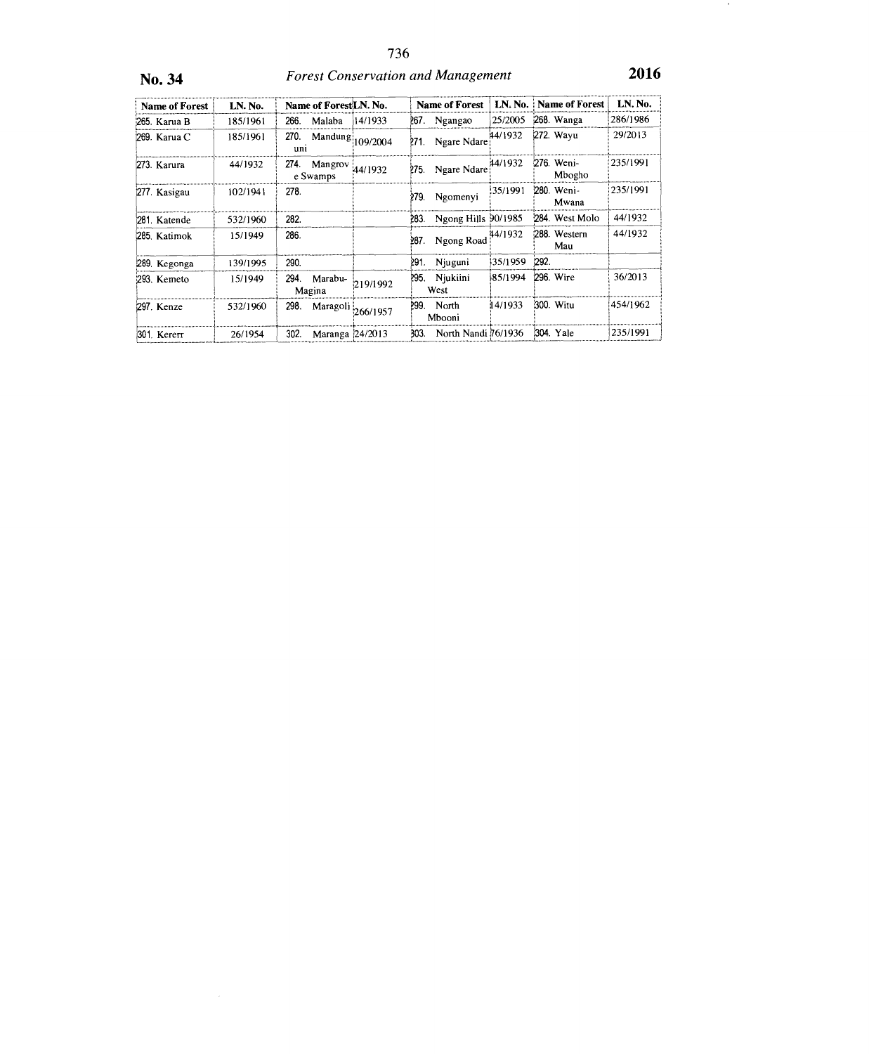| Name of Forest | LN. No. | Name of Forest | LN. No. | Name of Forest | LN. No. | Name of Forest | LN. No. |
|---|---|---|---|---|---|---|---|
| 265. Karua B | 185/1961 | 266. Malaba | 14/1933 | 267. Ngangao | 25/2005 | 268. Wanga | 286/1986 |
| 269. Karua C | 185/1961 | 270. Mandunguni | 109/2004 | 271. Ngare Ndare | 44/1932 | 272. Wayu | 29/2013 |
| 273. Karura | 44/1932 | 274. Mangrove Swamps | 44/1932 | 275. Ngare Ndare | 44/1932 | 276. Weni-Mbogho | 235/1991 |
| 277. Kasigau | 102/1941 | 278. | | 279. Ngomenyi | 35/1991 | 280. Weni-Mwana | 235/1991 |
| 281. Katende | 532/1960 | 282. | | 283. Ngong Hills | 90/1985 | 284. West Molo | 44/1932 |
| 285. Katimok | 15/1949 | 286. | | 287. Ngong Road | 44/1932 | 288. Western Mau | 44/1932 |
| 289. Kegonga | 139/1995 | 290. | | 291. Njuguni | 35/1959 | 292. | |
| 293. Kemeto | 15/1949 | 294. Marabu-Magina | 219/1992 | 295. Njukiini West | 85/1994 | 296. Wire | 36/2013 |
| 297. Kenze | 532/1960 | 298. Maragoli | 266/1957 | 299. North Mbooni | 14/1933 | 300. Witu | 454/1962 |
| 301. Kererr | 26/1954 | 302. Maranga | 24/2013 | 303. North Nandi | 76/1936 | 304. Yale | 235/1991 |